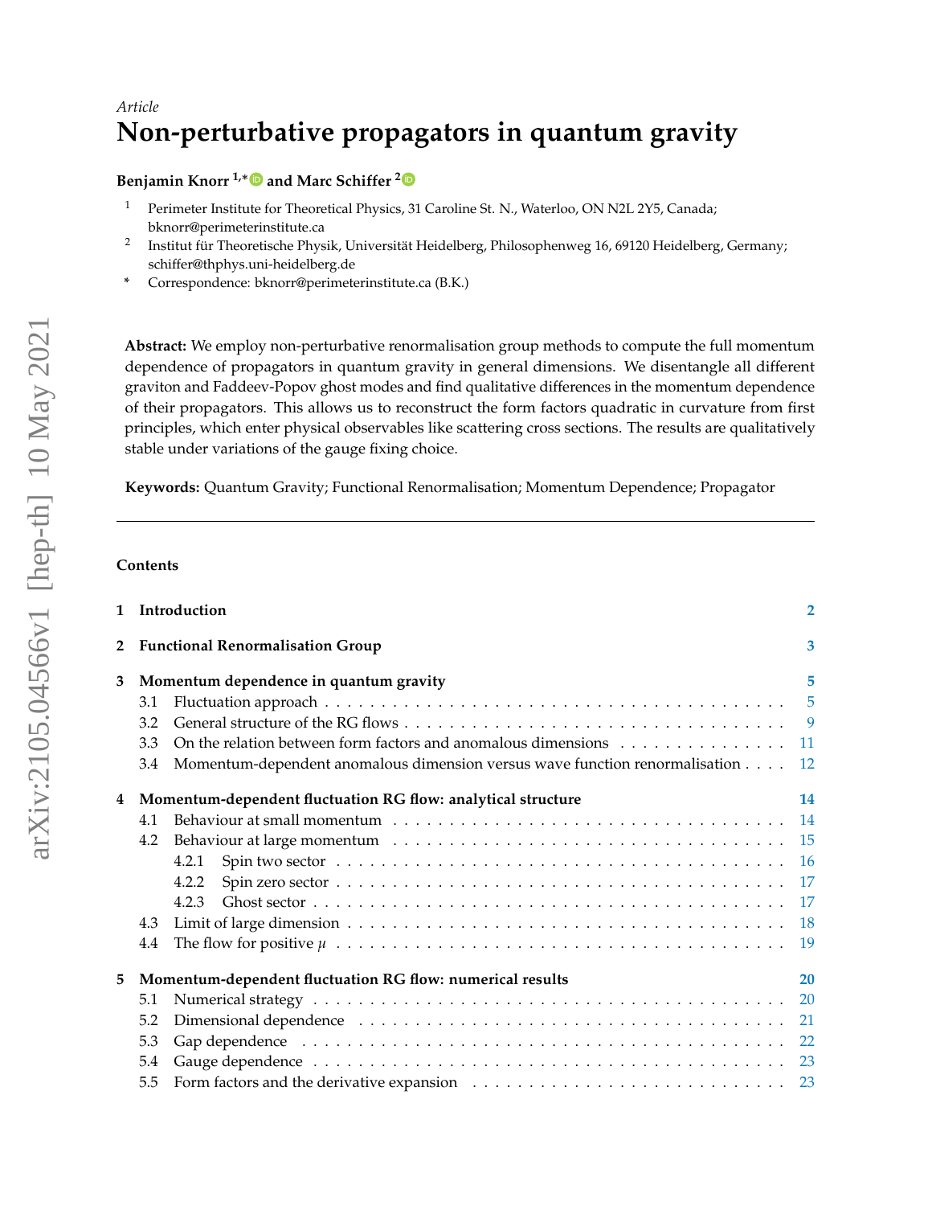*Article*

# Non-perturbative propagators in quantum gravity

**Benjamin Knorr [1,*] and Marc Schiffer [2]**

[1] Perimeter Institute for Theoretical Physics, 31 Caroline St. N., Waterloo, ON N2L 2Y5, Canada; bknorr@perimeterinstitute.ca

[2] Institut für Theoretische Physik, Universität Heidelberg, Philosophenweg 16, 69120 Heidelberg, Germany; schiffer@thphys.uni-heidelberg.de

[*] Correspondence: bknorr@perimeterinstitute.ca (B.K.)

**Abstract:** We employ non-perturbative renormalisation group methods to compute the full momentum dependence of propagators in quantum gravity in general dimensions. We disentangle all different graviton and Faddeev-Popov ghost modes and find qualitative differences in the momentum dependence of their propagators. This allows us to reconstruct the form factors quadratic in curvature from first principles, which enter physical observables like scattering cross sections. The results are qualitatively stable under variations of the gauge fixing choice.

**Keywords:** Quantum Gravity; Functional Renormalisation; Momentum Dependence; Propagator

---

**Contents**

- **1 Introduction** — 2
- **2 Functional Renormalisation Group** — 3
- **3 Momentum dependence in quantum gravity** — 5
  - 3.1 Fluctuation approach — 5
  - 3.2 General structure of the RG flows — 9
  - 3.3 On the relation between form factors and anomalous dimensions — 11
  - 3.4 Momentum-dependent anomalous dimension versus wave function renormalisation — 12
- **4 Momentum-dependent fluctuation RG flow: analytical structure** — 14
  - 4.1 Behaviour at small momentum — 14
  - 4.2 Behaviour at large momentum — 15
    - 4.2.1 Spin two sector — 16
    - 4.2.2 Spin zero sector — 17
    - 4.2.3 Ghost sector — 17
  - 4.3 Limit of large dimension — 18
  - 4.4 The flow for positive $\mu$ — 19
- **5 Momentum-dependent fluctuation RG flow: numerical results** — 20
  - 5.1 Numerical strategy — 20
  - 5.2 Dimensional dependence — 21
  - 5.3 Gap dependence — 22
  - 5.4 Gauge dependence — 23
  - 5.5 Form factors and the derivative expansion — 23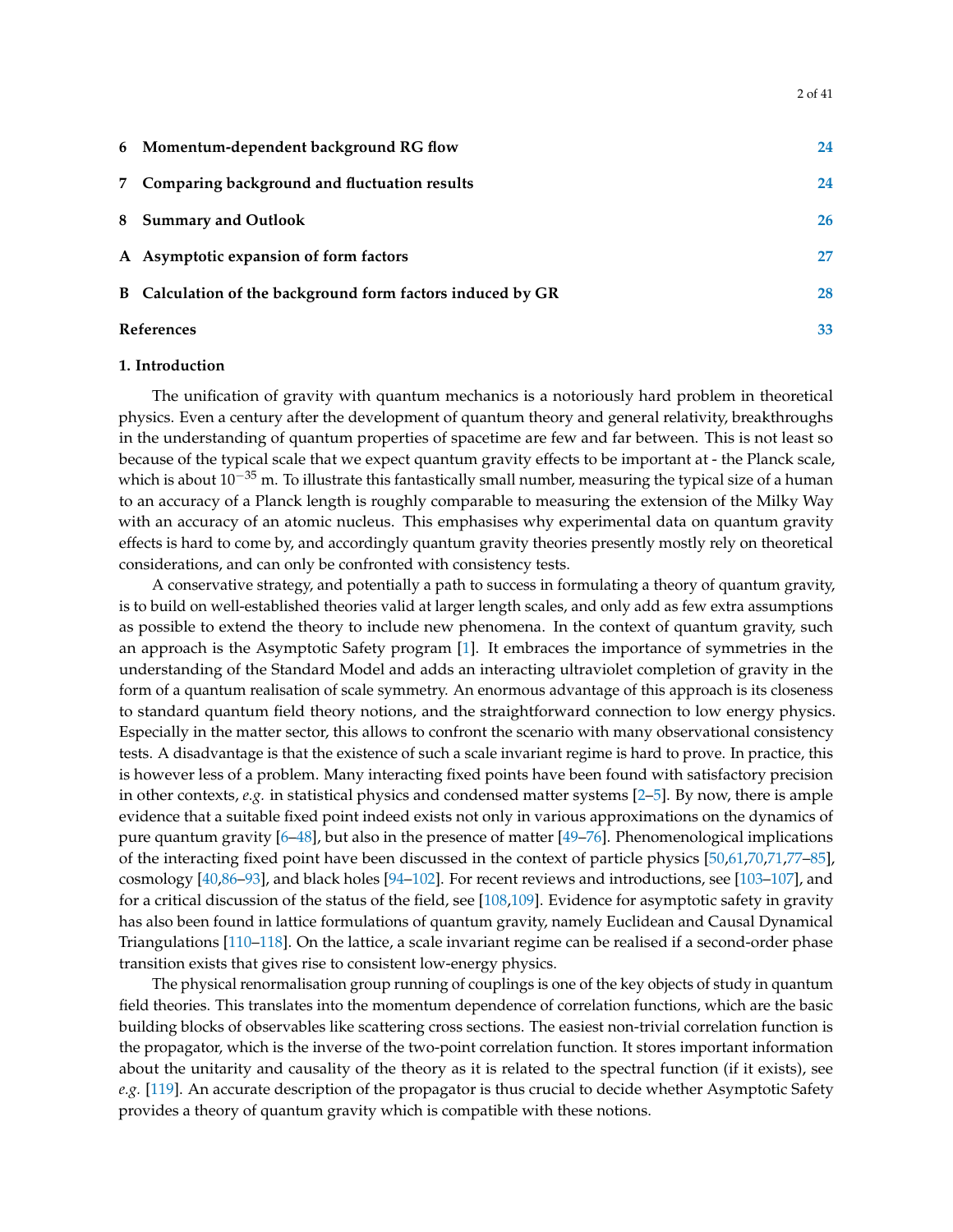| | | |
|---|---|---|
| 6 | **Momentum-dependent background RG flow** | 24 |
| 7 | **Comparing background and fluctuation results** | 24 |
| 8 | **Summary and Outlook** | 26 |
| A | **Asymptotic expansion of form factors** | 27 |
| B | **Calculation of the background form factors induced by GR** | 28 |
| | **References** | 33 |

## 1. Introduction

The unification of gravity with quantum mechanics is a notoriously hard problem in theoretical physics. Even a century after the development of quantum theory and general relativity, breakthroughs in the understanding of quantum properties of spacetime are few and far between. This is not least so because of the typical scale that we expect quantum gravity effects to be important at - the Planck scale, which is about $10^{-35}$ m. To illustrate this fantastically small number, measuring the typical size of a human to an accuracy of a Planck length is roughly comparable to measuring the extension of the Milky Way with an accuracy of an atomic nucleus. This emphasises why experimental data on quantum gravity effects is hard to come by, and accordingly quantum gravity theories presently mostly rely on theoretical considerations, and can only be confronted with consistency tests.

A conservative strategy, and potentially a path to success in formulating a theory of quantum gravity, is to build on well-established theories valid at larger length scales, and only add as few extra assumptions as possible to extend the theory to include new phenomena. In the context of quantum gravity, such an approach is the Asymptotic Safety program [1]. It embraces the importance of symmetries in the understanding of the Standard Model and adds an interacting ultraviolet completion of gravity in the form of a quantum realisation of scale symmetry. An enormous advantage of this approach is its closeness to standard quantum field theory notions, and the straightforward connection to low energy physics. Especially in the matter sector, this allows to confront the scenario with many observational consistency tests. A disadvantage is that the existence of such a scale invariant regime is hard to prove. In practice, this is however less of a problem. Many interacting fixed points have been found with satisfactory precision in other contexts, *e.g.* in statistical physics and condensed matter systems [2–5]. By now, there is ample evidence that a suitable fixed point indeed exists not only in various approximations on the dynamics of pure quantum gravity [6–48], but also in the presence of matter [49–76]. Phenomenological implications of the interacting fixed point have been discussed in the context of particle physics [50,61,70,71,77–85], cosmology [40,86–93], and black holes [94–102]. For recent reviews and introductions, see [103–107], and for a critical discussion of the status of the field, see [108,109]. Evidence for asymptotic safety in gravity has also been found in lattice formulations of quantum gravity, namely Euclidean and Causal Dynamical Triangulations [110–118]. On the lattice, a scale invariant regime can be realised if a second-order phase transition exists that gives rise to consistent low-energy physics.

The physical renormalisation group running of couplings is one of the key objects of study in quantum field theories. This translates into the momentum dependence of correlation functions, which are the basic building blocks of observables like scattering cross sections. The easiest non-trivial correlation function is the propagator, which is the inverse of the two-point correlation function. It stores important information about the unitarity and causality of the theory as it is related to the spectral function (if it exists), see *e.g.* [119]. An accurate description of the propagator is thus crucial to decide whether Asymptotic Safety provides a theory of quantum gravity which is compatible with these notions.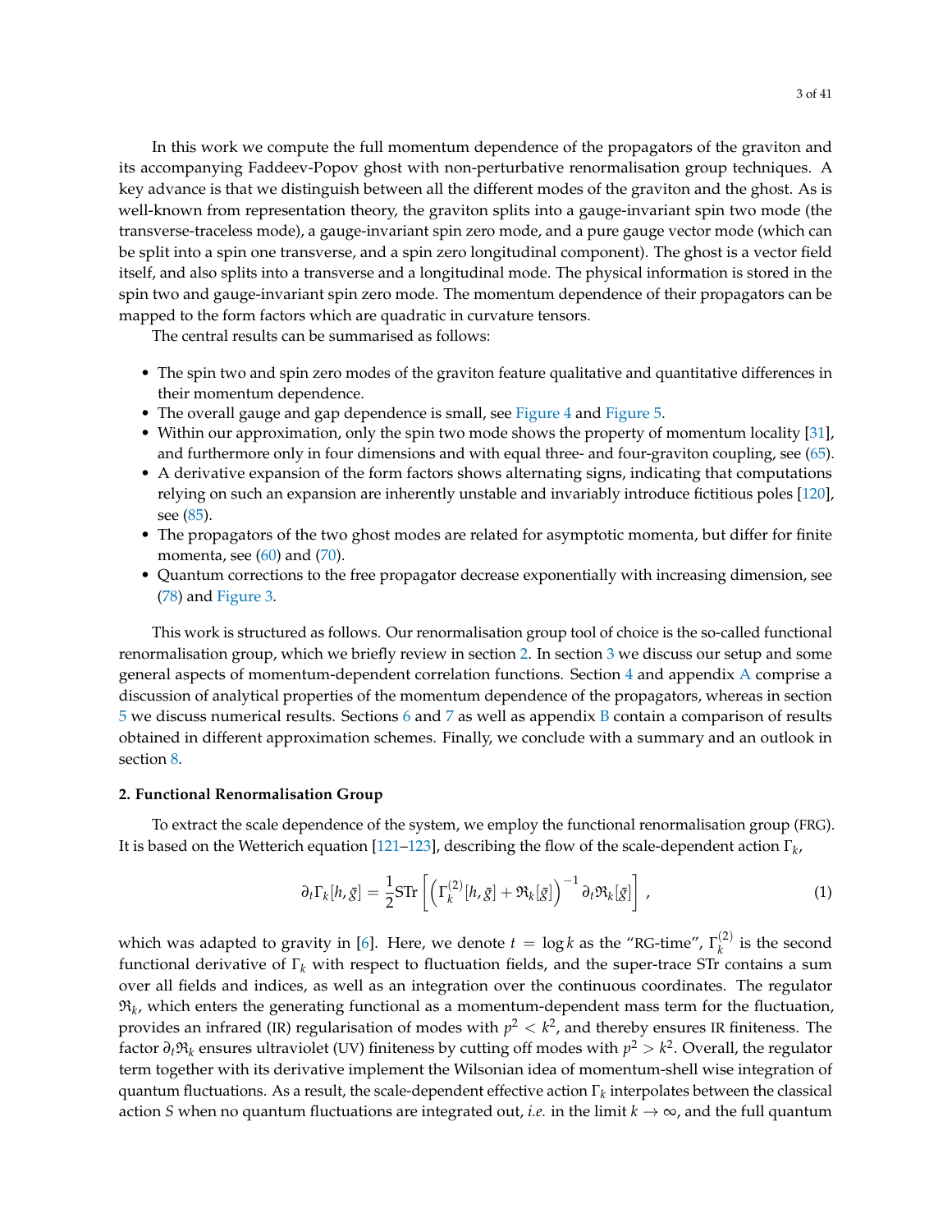In this work we compute the full momentum dependence of the propagators of the graviton and its accompanying Faddeev-Popov ghost with non-perturbative renormalisation group techniques. A key advance is that we distinguish between all the different modes of the graviton and the ghost. As is well-known from representation theory, the graviton splits into a gauge-invariant spin two mode (the transverse-traceless mode), a gauge-invariant spin zero mode, and a pure gauge vector mode (which can be split into a spin one transverse, and a spin zero longitudinal component). The ghost is a vector field itself, and also splits into a transverse and a longitudinal mode. The physical information is stored in the spin two and gauge-invariant spin zero mode. The momentum dependence of their propagators can be mapped to the form factors which are quadratic in curvature tensors.

The central results can be summarised as follows:

- The spin two and spin zero modes of the graviton feature qualitative and quantitative differences in their momentum dependence.
- The overall gauge and gap dependence is small, see Figure 4 and Figure 5.
- Within our approximation, only the spin two mode shows the property of momentum locality [31], and furthermore only in four dimensions and with equal three- and four-graviton coupling, see (65).
- A derivative expansion of the form factors shows alternating signs, indicating that computations relying on such an expansion are inherently unstable and invariably introduce fictitious poles [120], see (85).
- The propagators of the two ghost modes are related for asymptotic momenta, but differ for finite momenta, see (60) and (70).
- Quantum corrections to the free propagator decrease exponentially with increasing dimension, see (78) and Figure 3.

This work is structured as follows. Our renormalisation group tool of choice is the so-called functional renormalisation group, which we briefly review in section 2. In section 3 we discuss our setup and some general aspects of momentum-dependent correlation functions. Section 4 and appendix A comprise a discussion of analytical properties of the momentum dependence of the propagators, whereas in section 5 we discuss numerical results. Sections 6 and 7 as well as appendix B contain a comparison of results obtained in different approximation schemes. Finally, we conclude with a summary and an outlook in section 8.

## 2. Functional Renormalisation Group

To extract the scale dependence of the system, we employ the functional renormalisation group (FRG). It is based on the Wetterich equation [121–123], describing the flow of the scale-dependent action $\Gamma_k$,

$$
\partial_t \Gamma_k[h, \bar{g}] = \frac{1}{2} \mathrm{STr} \left[ \left( \Gamma_k^{(2)}[h, \bar{g}] + \mathfrak{R}_k[\bar{g}] \right)^{-1} \partial_t \mathfrak{R}_k[\bar{g}] \right] , \tag{1}
$$

which was adapted to gravity in [6]. Here, we denote $t = \log k$ as the "RG-time", $\Gamma_k^{(2)}$ is the second functional derivative of $\Gamma_k$ with respect to fluctuation fields, and the super-trace STr contains a sum over all fields and indices, as well as an integration over the continuous coordinates. The regulator $\mathfrak{R}_k$, which enters the generating functional as a momentum-dependent mass term for the fluctuation, provides an infrared (IR) regularisation of modes with $p^2 < k^2$, and thereby ensures IR finiteness. The factor $\partial_t \mathfrak{R}_k$ ensures ultraviolet (UV) finiteness by cutting off modes with $p^2 > k^2$. Overall, the regulator term together with its derivative implement the Wilsonian idea of momentum-shell wise integration of quantum fluctuations. As a result, the scale-dependent effective action $\Gamma_k$ interpolates between the classical action $S$ when no quantum fluctuations are integrated out, *i.e.* in the limit $k \to \infty$, and the full quantum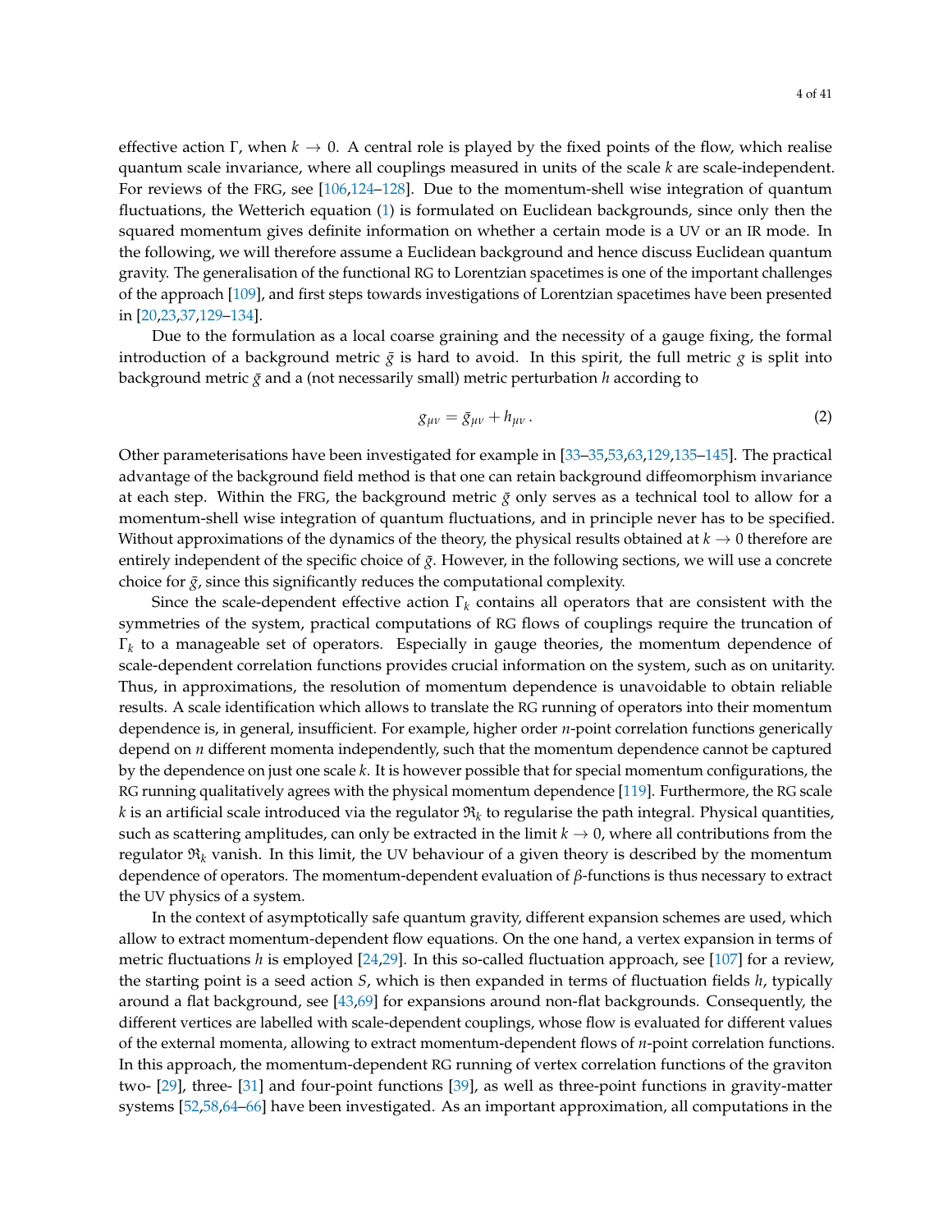effective action $\Gamma$, when $k \to 0$. A central role is played by the fixed points of the flow, which realise quantum scale invariance, where all couplings measured in units of the scale $k$ are scale-independent. For reviews of the FRG, see [106,124–128]. Due to the momentum-shell wise integration of quantum fluctuations, the Wetterich equation (1) is formulated on Euclidean backgrounds, since only then the squared momentum gives definite information on whether a certain mode is a UV or an IR mode. In the following, we will therefore assume a Euclidean background and hence discuss Euclidean quantum gravity. The generalisation of the functional RG to Lorentzian spacetimes is one of the important challenges of the approach [109], and first steps towards investigations of Lorentzian spacetimes have been presented in [20,23,37,129–134].

Due to the formulation as a local coarse graining and the necessity of a gauge fixing, the formal introduction of a background metric $\bar{g}$ is hard to avoid. In this spirit, the full metric $g$ is split into background metric $\bar{g}$ and a (not necessarily small) metric perturbation $h$ according to

$$g_{\mu\nu} = \bar{g}_{\mu\nu} + h_{\mu\nu} \,. \tag{2}$$

Other parameterisations have been investigated for example in [33–35,53,63,129,135–145]. The practical advantage of the background field method is that one can retain background diffeomorphism invariance at each step. Within the FRG, the background metric $\bar{g}$ only serves as a technical tool to allow for a momentum-shell wise integration of quantum fluctuations, and in principle never has to be specified. Without approximations of the dynamics of the theory, the physical results obtained at $k \to 0$ therefore are entirely independent of the specific choice of $\bar{g}$. However, in the following sections, we will use a concrete choice for $\bar{g}$, since this significantly reduces the computational complexity.

Since the scale-dependent effective action $\Gamma_k$ contains all operators that are consistent with the symmetries of the system, practical computations of RG flows of couplings require the truncation of $\Gamma_k$ to a manageable set of operators. Especially in gauge theories, the momentum dependence of scale-dependent correlation functions provides crucial information on the system, such as on unitarity. Thus, in approximations, the resolution of momentum dependence is unavoidable to obtain reliable results. A scale identification which allows to translate the RG running of operators into their momentum dependence is, in general, insufficient. For example, higher order $n$-point correlation functions generically depend on $n$ different momenta independently, such that the momentum dependence cannot be captured by the dependence on just one scale $k$. It is however possible that for special momentum configurations, the RG running qualitatively agrees with the physical momentum dependence [119]. Furthermore, the RG scale $k$ is an artificial scale introduced via the regulator $\mathfrak{R}_k$ to regularise the path integral. Physical quantities, such as scattering amplitudes, can only be extracted in the limit $k \to 0$, where all contributions from the regulator $\mathfrak{R}_k$ vanish. In this limit, the UV behaviour of a given theory is described by the momentum dependence of operators. The momentum-dependent evaluation of $\beta$-functions is thus necessary to extract the UV physics of a system.

In the context of asymptotically safe quantum gravity, different expansion schemes are used, which allow to extract momentum-dependent flow equations. On the one hand, a vertex expansion in terms of metric fluctuations $h$ is employed [24,29]. In this so-called fluctuation approach, see [107] for a review, the starting point is a seed action $S$, which is then expanded in terms of fluctuation fields $h$, typically around a flat background, see [43,69] for expansions around non-flat backgrounds. Consequently, the different vertices are labelled with scale-dependent couplings, whose flow is evaluated for different values of the external momenta, allowing to extract momentum-dependent flows of $n$-point correlation functions. In this approach, the momentum-dependent RG running of vertex correlation functions of the graviton two- [29], three- [31] and four-point functions [39], as well as three-point functions in gravity-matter systems [52,58,64–66] have been investigated. As an important approximation, all computations in the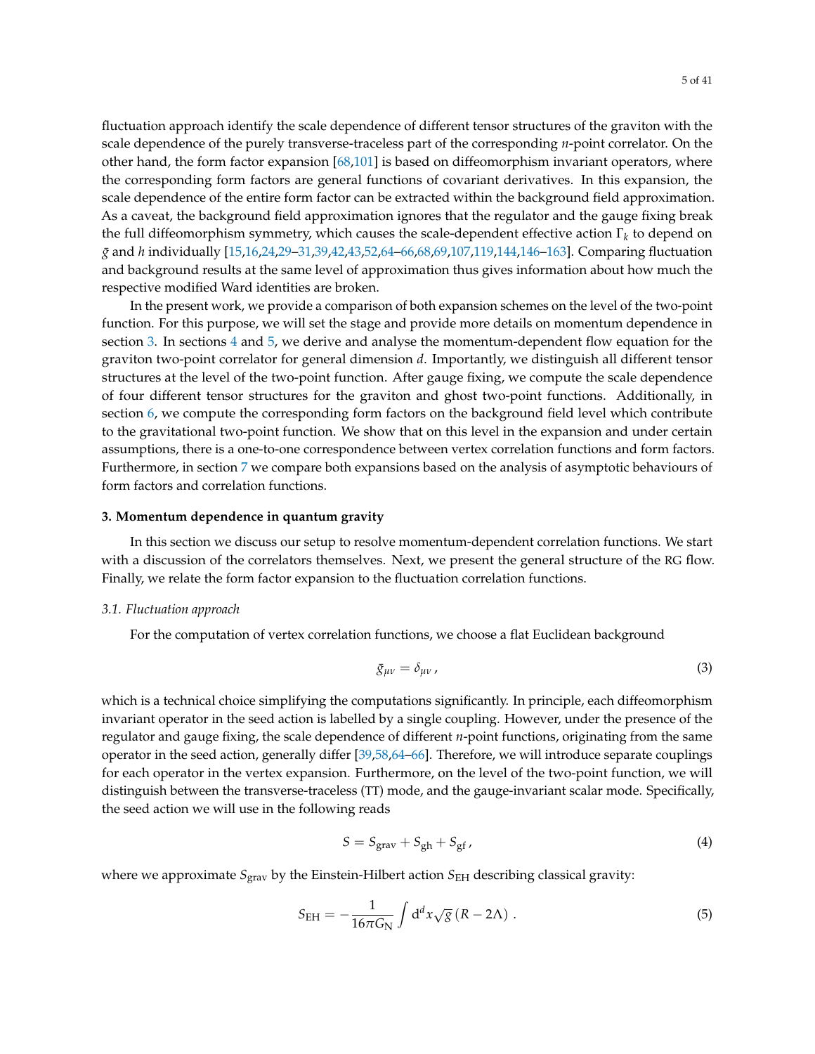fluctuation approach identify the scale dependence of different tensor structures of the graviton with the scale dependence of the purely transverse-traceless part of the corresponding $n$-point correlator. On the other hand, the form factor expansion [68,101] is based on diffeomorphism invariant operators, where the corresponding form factors are general functions of covariant derivatives. In this expansion, the scale dependence of the entire form factor can be extracted within the background field approximation. As a caveat, the background field approximation ignores that the regulator and the gauge fixing break the full diffeomorphism symmetry, which causes the scale-dependent effective action $\Gamma_k$ to depend on $\bar{g}$ and $h$ individually [15,16,24,29–31,39,42,43,52,64–66,68,69,107,119,144,146–163]. Comparing fluctuation and background results at the same level of approximation thus gives information about how much the respective modified Ward identities are broken.

In the present work, we provide a comparison of both expansion schemes on the level of the two-point function. For this purpose, we will set the stage and provide more details on momentum dependence in section 3. In sections 4 and 5, we derive and analyse the momentum-dependent flow equation for the graviton two-point correlator for general dimension $d$. Importantly, we distinguish all different tensor structures at the level of the two-point function. After gauge fixing, we compute the scale dependence of four different tensor structures for the graviton and ghost two-point functions. Additionally, in section 6, we compute the corresponding form factors on the background field level which contribute to the gravitational two-point function. We show that on this level in the expansion and under certain assumptions, there is a one-to-one correspondence between vertex correlation functions and form factors. Furthermore, in section 7 we compare both expansions based on the analysis of asymptotic behaviours of form factors and correlation functions.

## 3. Momentum dependence in quantum gravity

In this section we discuss our setup to resolve momentum-dependent correlation functions. We start with a discussion of the correlators themselves. Next, we present the general structure of the RG flow. Finally, we relate the form factor expansion to the fluctuation correlation functions.

### 3.1. Fluctuation approach

For the computation of vertex correlation functions, we choose a flat Euclidean background

$$\bar{g}_{\mu\nu} = \delta_{\mu\nu} \,, \tag{3}$$

which is a technical choice simplifying the computations significantly. In principle, each diffeomorphism invariant operator in the seed action is labelled by a single coupling. However, under the presence of the regulator and gauge fixing, the scale dependence of different $n$-point functions, originating from the same operator in the seed action, generally differ [39,58,64–66]. Therefore, we will introduce separate couplings for each operator in the vertex expansion. Furthermore, on the level of the two-point function, we will distinguish between the transverse-traceless (TT) mode, and the gauge-invariant scalar mode. Specifically, the seed action we will use in the following reads

$$S = S_{\text{grav}} + S_{\text{gh}} + S_{\text{gf}} \,, \tag{4}$$

where we approximate $S_{\text{grav}}$ by the Einstein-Hilbert action $S_{\text{EH}}$ describing classical gravity:

$$S_{\text{EH}} = -\frac{1}{16\pi G_{\text{N}}} \int \mathrm{d}^d x \sqrt{g} \left( R - 2\Lambda \right) \,. \tag{5}$$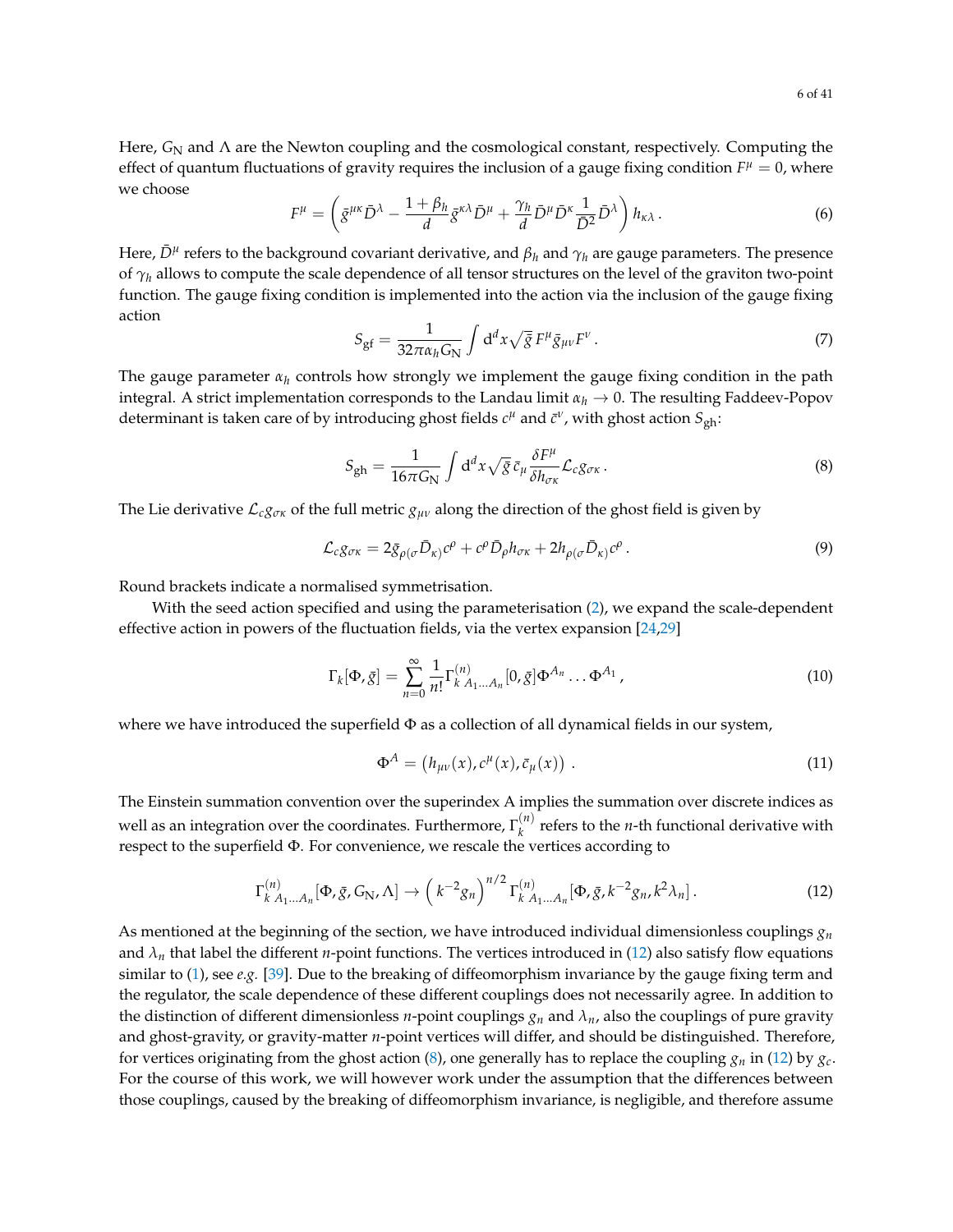Here, $G_{\mathrm{N}}$ and $\Lambda$ are the Newton coupling and the cosmological constant, respectively. Computing the effect of quantum fluctuations of gravity requires the inclusion of a gauge fixing condition $F^\mu = 0$, where we choose

$$F^\mu = \left( \bar{g}^{\mu\kappa}\bar{D}^\lambda - \frac{1+\beta_h}{d}\bar{g}^{\kappa\lambda}\bar{D}^\mu + \frac{\gamma_h}{d}\bar{D}^\mu\bar{D}^\kappa\frac{1}{\bar{D}^2}\bar{D}^\lambda \right) h_{\kappa\lambda}\,. \tag{6}$$

Here, $\bar{D}^\mu$ refers to the background covariant derivative, and $\beta_h$ and $\gamma_h$ are gauge parameters. The presence of $\gamma_h$ allows to compute the scale dependence of all tensor structures on the level of the graviton two-point function. The gauge fixing condition is implemented into the action via the inclusion of the gauge fixing action

$$S_{\mathrm{gf}} = \frac{1}{32\pi\alpha_h G_{\mathrm{N}}}\int \mathrm{d}^d x \sqrt{\bar{g}}\, F^\mu \bar{g}_{\mu\nu} F^\nu\,. \tag{7}$$

The gauge parameter $\alpha_h$ controls how strongly we implement the gauge fixing condition in the path integral. A strict implementation corresponds to the Landau limit $\alpha_h \to 0$. The resulting Faddeev-Popov determinant is taken care of by introducing ghost fields $c^\mu$ and $\bar{c}^\nu$, with ghost action $S_{\mathrm{gh}}$:

$$S_{\mathrm{gh}} = \frac{1}{16\pi G_{\mathrm{N}}}\int \mathrm{d}^d x \sqrt{\bar{g}}\, \bar{c}_\mu \frac{\delta F^\mu}{\delta h_{\sigma\kappa}} \mathcal{L}_c g_{\sigma\kappa}\,. \tag{8}$$

The Lie derivative $\mathcal{L}_c g_{\sigma\kappa}$ of the full metric $g_{\mu\nu}$ along the direction of the ghost field is given by

$$\mathcal{L}_c g_{\sigma\kappa} = 2\bar{g}_{\rho(\sigma}\bar{D}_{\kappa)}c^\rho + c^\rho \bar{D}_\rho h_{\sigma\kappa} + 2h_{\rho(\sigma}\bar{D}_{\kappa)}c^\rho\,. \tag{9}$$

Round brackets indicate a normalised symmetrisation.

With the seed action specified and using the parameterisation (2), we expand the scale-dependent effective action in powers of the fluctuation fields, via the vertex expansion [24,29]

$$\Gamma_k[\Phi,\bar{g}] = \sum_{n=0}^{\infty} \frac{1}{n!}\Gamma^{(n)}_{k\,A_1\ldots A_n}[0,\bar{g}]\Phi^{A_n}\ldots\Phi^{A_1}\,, \tag{10}$$

where we have introduced the superfield $\Phi$ as a collection of all dynamical fields in our system,

$$\Phi^A = \left(h_{\mu\nu}(x), c^\mu(x), \bar{c}_\mu(x)\right)\,. \tag{11}$$

The Einstein summation convention over the superindex A implies the summation over discrete indices as well as an integration over the coordinates. Furthermore, $\Gamma^{(n)}_k$ refers to the $n$-th functional derivative with respect to the superfield $\Phi$. For convenience, we rescale the vertices according to

$$\Gamma^{(n)}_{k\,A_1\ldots A_n}[\Phi,\bar{g},G_{\mathrm{N}},\Lambda] \to \left(k^{-2}g_n\right)^{n/2}\Gamma^{(n)}_{k\,A_1\ldots A_n}[\Phi,\bar{g},k^{-2}g_n,k^2\lambda_n]\,. \tag{12}$$

As mentioned at the beginning of the section, we have introduced individual dimensionless couplings $g_n$ and $\lambda_n$ that label the different $n$-point functions. The vertices introduced in (12) also satisfy flow equations similar to (1), see *e.g.* [39]. Due to the breaking of diffeomorphism invariance by the gauge fixing term and the regulator, the scale dependence of these different couplings does not necessarily agree. In addition to the distinction of different dimensionless $n$-point couplings $g_n$ and $\lambda_n$, also the couplings of pure gravity and ghost-gravity, or gravity-matter $n$-point vertices will differ, and should be distinguished. Therefore, for vertices originating from the ghost action (8), one generally has to replace the coupling $g_n$ in (12) by $g_c$. For the course of this work, we will however work under the assumption that the differences between those couplings, caused by the breaking of diffeomorphism invariance, is negligible, and therefore assume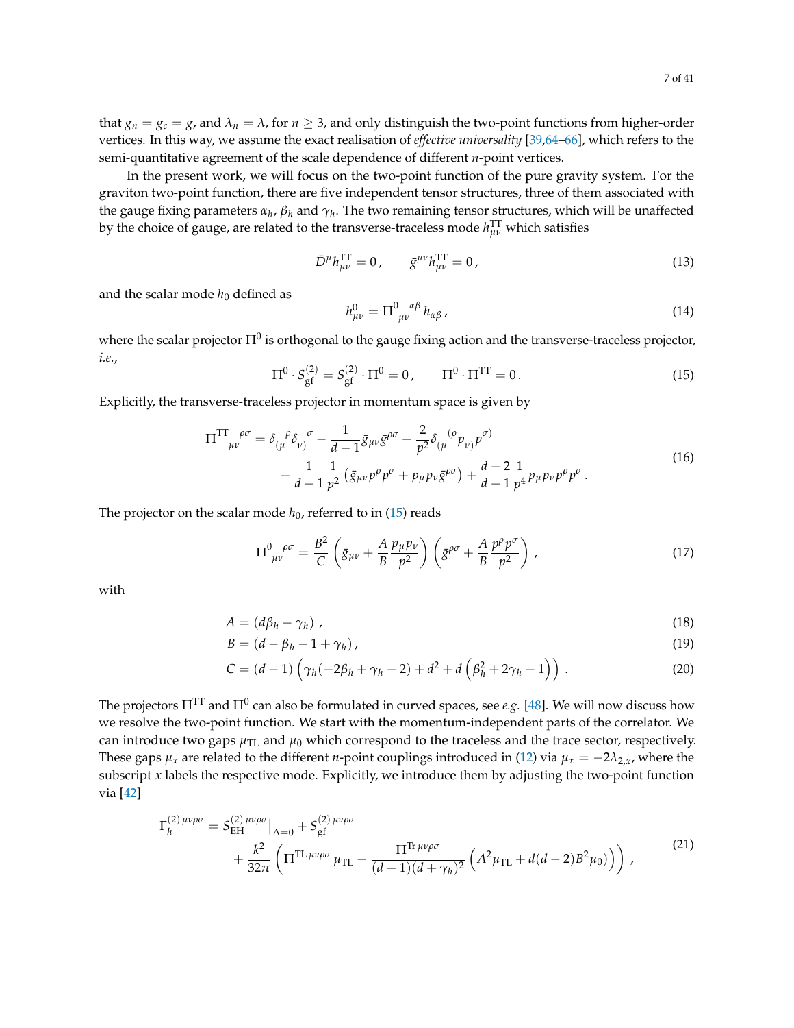that $g_n = g_c = g$, and $\lambda_n = \lambda$, for $n \geq 3$, and only distinguish the two-point functions from higher-order vertices. In this way, we assume the exact realisation of *effective universality* [39,64–66], which refers to the semi-quantitative agreement of the scale dependence of different $n$-point vertices.

In the present work, we will focus on the two-point function of the pure gravity system. For the graviton two-point function, there are five independent tensor structures, three of them associated with the gauge fixing parameters $\alpha_h$, $\beta_h$ and $\gamma_h$. The two remaining tensor structures, which will be unaffected by the choice of gauge, are related to the transverse-traceless mode $h^{\mathrm{TT}}_{\mu\nu}$ which satisfies

$$\bar{D}^\mu h^{\mathrm{TT}}_{\mu\nu} = 0\,, \qquad \bar{g}^{\mu\nu} h^{\mathrm{TT}}_{\mu\nu} = 0\,, \tag{13}$$

and the scalar mode $h_0$ defined as

$$h^0_{\mu\nu} = {\Pi^0}_{\mu\nu}{}^{\alpha\beta}\, h_{\alpha\beta}\,, \tag{14}$$

where the scalar projector $\Pi^0$ is orthogonal to the gauge fixing action and the transverse-traceless projector, *i.e.*,

$$\Pi^0 \cdot S^{(2)}_{\mathrm{gf}} = S^{(2)}_{\mathrm{gf}} \cdot \Pi^0 = 0\,, \qquad \Pi^0 \cdot \Pi^{\mathrm{TT}} = 0\,. \tag{15}$$

Explicitly, the transverse-traceless projector in momentum space is given by

$$\begin{aligned} {\Pi^{\mathrm{TT}}}_{\mu\nu}{}^{\rho\sigma} = {} & \delta_{(\mu}{}^{\rho}\delta_{\nu)}{}^{\sigma} - \frac{1}{d-1}\bar{g}_{\mu\nu}\bar{g}^{\rho\sigma} - \frac{2}{p^2}\delta_{(\mu}{}^{(\rho}p_{\nu)}p^{\sigma)} \\ & + \frac{1}{d-1}\frac{1}{p^2}\left(\bar{g}_{\mu\nu}p^\rho p^\sigma + p_\mu p_\nu \bar{g}^{\rho\sigma}\right) + \frac{d-2}{d-1}\frac{1}{p^4}p_\mu p_\nu p^\rho p^\sigma\,. \end{aligned} \tag{16}$$

The projector on the scalar mode $h_0$, referred to in (15) reads

$$\Pi^0{}_{\mu\nu}{}^{\rho\sigma} = \frac{B^2}{C}\left(\bar{g}_{\mu\nu} + \frac{A}{B}\frac{p_\mu p_\nu}{p^2}\right)\left(\bar{g}^{\rho\sigma} + \frac{A}{B}\frac{p^\rho p^\sigma}{p^2}\right)\,, \tag{17}$$

with

$$A = (d\beta_h - \gamma_h)\,, \tag{18}$$

$$B = (d - \beta_h - 1 + \gamma_h)\,, \tag{19}$$

$$C = (d-1)\left(\gamma_h(-2\beta_h + \gamma_h - 2) + d^2 + d\left(\beta_h^2 + 2\gamma_h - 1\right)\right)\,. \tag{20}$$

The projectors $\Pi^{\mathrm{TT}}$ and $\Pi^0$ can also be formulated in curved spaces, see *e.g.* [48]. We will now discuss how we resolve the two-point function. We start with the momentum-independent parts of the correlator. We can introduce two gaps $\mu_{\mathrm{TL}}$ and $\mu_0$ which correspond to the traceless and the trace sector, respectively. These gaps $\mu_x$ are related to the different $n$-point couplings introduced in (12) via $\mu_x = -2\lambda_{2,x}$, where the subscript $x$ labels the respective mode. Explicitly, we introduce them by adjusting the two-point function via [42]

$$\begin{aligned} \Gamma^{(2)\,\mu\nu\rho\sigma}_h = {} & S^{(2)\,\mu\nu\rho\sigma}_{\mathrm{EH}}\big|_{\Lambda=0} + S^{(2)\,\mu\nu\rho\sigma}_{\mathrm{gf}} \\ & + \frac{k^2}{32\pi}\left(\Pi^{\mathrm{TL}\,\mu\nu\rho\sigma}\mu_{\mathrm{TL}} - \frac{\Pi^{\mathrm{Tr}\,\mu\nu\rho\sigma}}{(d-1)(d+\gamma_h)^2}\left(A^2\mu_{\mathrm{TL}} + d(d-2)B^2\mu_0\right)\right)\,, \end{aligned} \tag{21}$$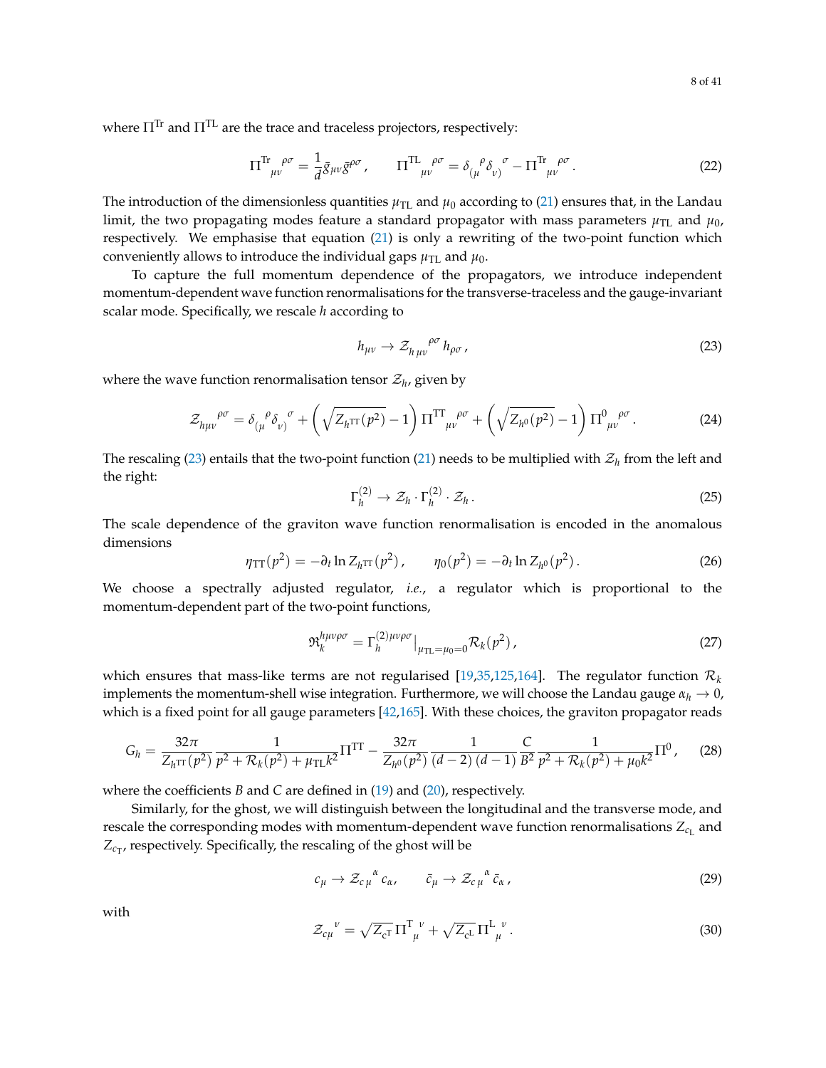where $\Pi^{\rm Tr}$ and $\Pi^{\rm TL}$ are the trace and traceless projectors, respectively:

$$\Pi^{\rm Tr}{}_{\mu\nu}{}^{\rho\sigma} = \frac{1}{d}\bar{g}_{\mu\nu}\bar{g}^{\rho\sigma}\,, \qquad \Pi^{\rm TL}{}_{\mu\nu}{}^{\rho\sigma} = \delta_{(\mu}{}^{\rho}\delta_{\nu)}{}^{\sigma} - \Pi^{\rm Tr}{}_{\mu\nu}{}^{\rho\sigma}\,. \tag{22}$$

The introduction of the dimensionless quantities $\mu_{\rm TL}$ and $\mu_0$ according to (21) ensures that, in the Landau limit, the two propagating modes feature a standard propagator with mass parameters $\mu_{\rm TL}$ and $\mu_0$, respectively. We emphasise that equation (21) is only a rewriting of the two-point function which conveniently allows to introduce the individual gaps $\mu_{\rm TL}$ and $\mu_0$.

To capture the full momentum dependence of the propagators, we introduce independent momentum-dependent wave function renormalisations for the transverse-traceless and the gauge-invariant scalar mode. Specifically, we rescale $h$ according to

$$h_{\mu\nu} \to \mathcal{Z}_{h\,\mu\nu}{}^{\rho\sigma}\, h_{\rho\sigma}\,, \tag{23}$$

where the wave function renormalisation tensor $\mathcal{Z}_h$, given by

$$\mathcal{Z}_{h\mu\nu}{}^{\rho\sigma} = \delta_{(\mu}{}^{\rho}\delta_{\nu)}{}^{\sigma} + \left(\sqrt{Z_{h^{\rm TT}}(p^2)} - 1\right)\Pi^{\rm TT}{}_{\mu\nu}{}^{\rho\sigma} + \left(\sqrt{Z_{h^0}(p^2)} - 1\right)\Pi^{0}{}_{\mu\nu}{}^{\rho\sigma}\,. \tag{24}$$

The rescaling (23) entails that the two-point function (21) needs to be multiplied with $\mathcal{Z}_h$ from the left and the right:

$$\Gamma^{(2)}_h \to \mathcal{Z}_h \cdot \Gamma^{(2)}_h \cdot \mathcal{Z}_h\,. \tag{25}$$

The scale dependence of the graviton wave function renormalisation is encoded in the anomalous dimensions

$$\eta_{\rm TT}(p^2) = -\partial_t \ln Z_{h^{\rm TT}}(p^2)\,, \qquad \eta_0(p^2) = -\partial_t \ln Z_{h^0}(p^2)\,. \tag{26}$$

We choose a spectrally adjusted regulator, *i.e.*, a regulator which is proportional to the momentum-dependent part of the two-point functions,

$$\mathfrak{R}_k^{h\mu\nu\rho\sigma} = \Gamma_h^{(2)\mu\nu\rho\sigma}\big|_{\mu_{\rm TL}=\mu_0=0}\mathcal{R}_k(p^2)\,, \tag{27}$$

which ensures that mass-like terms are not regularised [19,35,125,164]. The regulator function $\mathcal{R}_k$ implements the momentum-shell wise integration. Furthermore, we will choose the Landau gauge $\alpha_h \to 0$, which is a fixed point for all gauge parameters [42,165]. With these choices, the graviton propagator reads

$$G_h = \frac{32\pi}{Z_{h^{\rm TT}}(p^2)}\frac{1}{p^2 + \mathcal{R}_k(p^2) + \mu_{\rm TL}k^2}\Pi^{\rm TT} - \frac{32\pi}{Z_{h^0}(p^2)}\frac{1}{(d-2)\,(d-1)}\frac{C}{B^2}\frac{1}{p^2 + \mathcal{R}_k(p^2) + \mu_0 k^2}\Pi^0\,, \tag{28}$$

where the coefficients $B$ and $C$ are defined in (19) and (20), respectively.

Similarly, for the ghost, we will distinguish between the longitudinal and the transverse mode, and rescale the corresponding modes with momentum-dependent wave function renormalisations $Z_{c_{\rm L}}$ and $Z_{c_{\rm T}}$, respectively. Specifically, the rescaling of the ghost will be

$$c_\mu \to \mathcal{Z}_{c\,\mu}{}^{\alpha}\, c_\alpha\,, \qquad \bar{c}_\mu \to \mathcal{Z}_{c\,\mu}{}^{\alpha}\, \bar{c}_\alpha\,, \tag{29}$$

with

$$\mathcal{Z}_{c\mu}{}^{\nu} = \sqrt{Z_{c^{\rm T}}}\,\Pi^{\rm T}{}_{\mu}{}^{\nu} + \sqrt{Z_{c^{\rm L}}}\,\Pi^{\rm L}{}_{\mu}{}^{\nu}\,. \tag{30}$$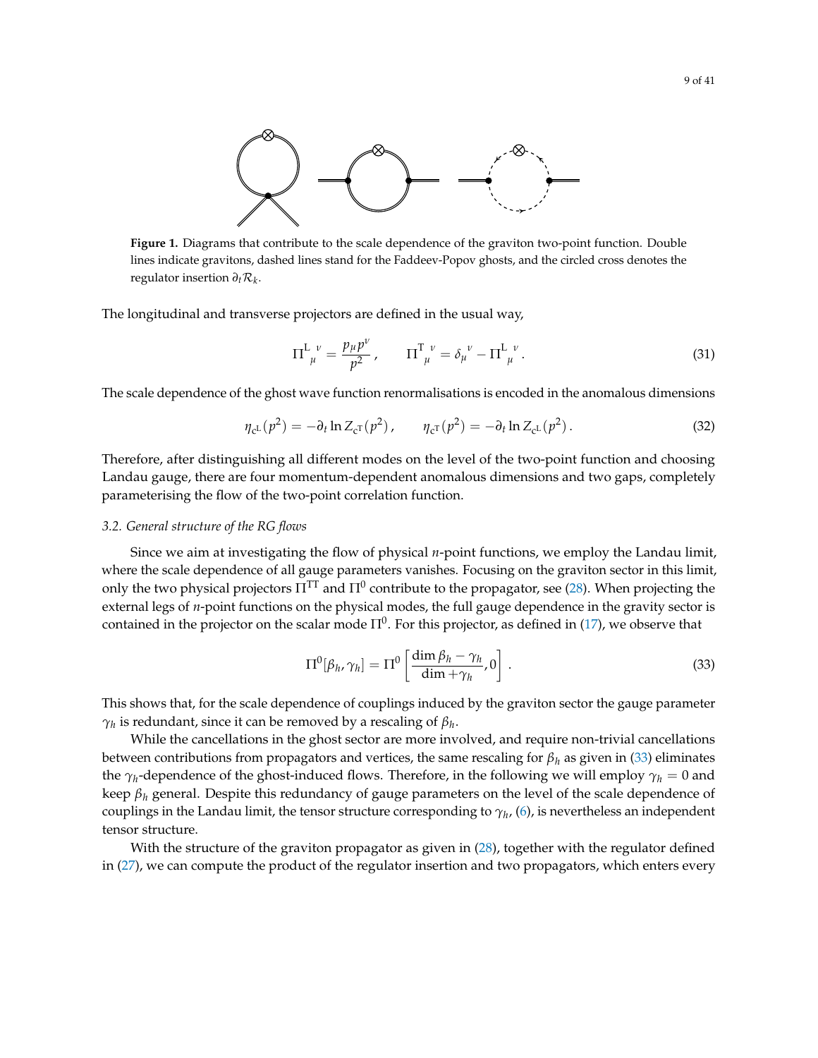**Figure 1.** Diagrams that contribute to the scale dependence of the graviton two-point function. Double lines indicate gravitons, dashed lines stand for the Faddeev-Popov ghosts, and the circled cross denotes the regulator insertion $\partial_t \mathcal{R}_k$.

The longitudinal and transverse projectors are defined in the usual way,

$$\Pi^{\mathrm{L}}{}_{\mu}{}^{\nu} = \frac{p_\mu p^\nu}{p^2}\,, \qquad \Pi^{\mathrm{T}}{}_{\mu}{}^{\nu} = \delta_\mu{}^\nu - \Pi^{\mathrm{L}}{}_{\mu}{}^{\nu}\,. \tag{31}$$

The scale dependence of the ghost wave function renormalisations is encoded in the anomalous dimensions

$$\eta_{c^{\mathrm{L}}}(p^2) = -\partial_t \ln Z_{c^{\mathrm{T}}}(p^2)\,, \qquad \eta_{c^{\mathrm{T}}}(p^2) = -\partial_t \ln Z_{c^{\mathrm{L}}}(p^2)\,. \tag{32}$$

Therefore, after distinguishing all different modes on the level of the two-point function and choosing Landau gauge, there are four momentum-dependent anomalous dimensions and two gaps, completely parameterising the flow of the two-point correlation function.

### 3.2. General structure of the RG flows

Since we aim at investigating the flow of physical $n$-point functions, we employ the Landau limit, where the scale dependence of all gauge parameters vanishes. Focusing on the graviton sector in this limit, only the two physical projectors $\Pi^{\mathrm{TT}}$ and $\Pi^0$ contribute to the propagator, see (28). When projecting the external legs of $n$-point functions on the physical modes, the full gauge dependence in the gravity sector is contained in the projector on the scalar mode $\Pi^0$. For this projector, as defined in (17), we observe that

$$\Pi^0[\beta_h, \gamma_h] = \Pi^0\left[\frac{\dim \beta_h - \gamma_h}{\dim + \gamma_h}, 0\right]\,. \tag{33}$$

This shows that, for the scale dependence of couplings induced by the graviton sector the gauge parameter $\gamma_h$ is redundant, since it can be removed by a rescaling of $\beta_h$.

While the cancellations in the ghost sector are more involved, and require non-trivial cancellations between contributions from propagators and vertices, the same rescaling for $\beta_h$ as given in (33) eliminates the $\gamma_h$-dependence of the ghost-induced flows. Therefore, in the following we will employ $\gamma_h = 0$ and keep $\beta_h$ general. Despite this redundancy of gauge parameters on the level of the scale dependence of couplings in the Landau limit, the tensor structure corresponding to $\gamma_h$, (6), is nevertheless an independent tensor structure.

With the structure of the graviton propagator as given in (28), together with the regulator defined in (27), we can compute the product of the regulator insertion and two propagators, which enters every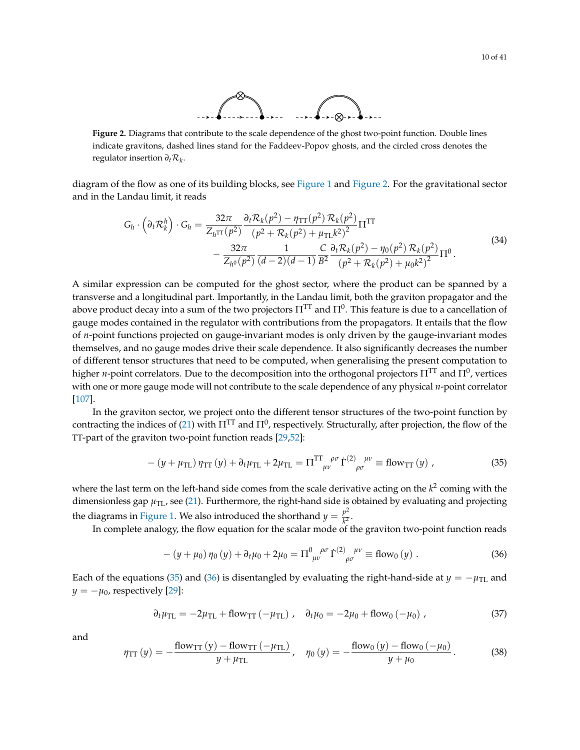**Figure 2.** Diagrams that contribute to the scale dependence of the ghost two-point function. Double lines indicate gravitons, dashed lines stand for the Faddeev-Popov ghosts, and the circled cross denotes the regulator insertion $\partial_t \mathcal{R}_k$.

diagram of the flow as one of its building blocks, see Figure 1 and Figure 2. For the gravitational sector and in the Landau limit, it reads

$$
\begin{aligned}
G_h \cdot \left(\partial_t \mathcal{R}_k^h\right) \cdot G_h = & \frac{32\pi}{Z_{h^{\mathrm{TT}}}(p^2)} \frac{\partial_t \mathcal{R}_k(p^2) - \eta_{\mathrm{TT}}(p^2)\, \mathcal{R}_k(p^2)}{\left(p^2 + \mathcal{R}_k(p^2) + \mu_{\mathrm{TL}} k^2\right)^2} \Pi^{\mathrm{TT}} \\
& - \frac{32\pi}{Z_{h^0}(p^2)} \frac{1}{(d-2)(d-1)} \frac{C}{B^2} \frac{\partial_t \mathcal{R}_k(p^2) - \eta_0(p^2)\, \mathcal{R}_k(p^2)}{\left(p^2 + \mathcal{R}_k(p^2) + \mu_0 k^2\right)^2} \Pi^0 \,.
\end{aligned}
\tag{34}
$$

A similar expression can be computed for the ghost sector, where the product can be spanned by a transverse and a longitudinal part. Importantly, in the Landau limit, both the graviton propagator and the above product decay into a sum of the two projectors $\Pi^{\mathrm{TT}}$ and $\Pi^0$. This feature is due to a cancellation of gauge modes contained in the regulator with contributions from the propagators. It entails that the flow of $n$-point functions projected on gauge-invariant modes is only driven by the gauge-invariant modes themselves, and no gauge modes drive their scale dependence. It also significantly decreases the number of different tensor structures that need to be computed, when generalising the present computation to higher $n$-point correlators. Due to the decomposition into the orthogonal projectors $\Pi^{\mathrm{TT}}$ and $\Pi^0$, vertices with one or more gauge mode will not contribute to the scale dependence of any physical $n$-point correlator [107].

In the graviton sector, we project onto the different tensor structures of the two-point function by contracting the indices of (21) with $\Pi^{\mathrm{TT}}$ and $\Pi^0$, respectively. Structurally, after projection, the flow of the TT-part of the graviton two-point function reads [29,52]:

$$
-\left(y + \mu_{\mathrm{TL}}\right) \eta_{\mathrm{TT}}\left(y\right) + \partial_t \mu_{\mathrm{TL}} + 2\mu_{\mathrm{TL}} = {\Pi^{\mathrm{TT}}}_{\mu\nu}{}^{\rho\sigma}\, \dot{\Gamma}^{(2)}{}_{\rho\sigma}{}^{\mu\nu} \equiv \mathrm{flow}_{\mathrm{TT}}\left(y\right) ,
\tag{35}
$$

where the last term on the left-hand side comes from the scale derivative acting on the $k^2$ coming with the dimensionless gap $\mu_{\mathrm{TL}}$, see (21). Furthermore, the right-hand side is obtained by evaluating and projecting the diagrams in Figure 1. We also introduced the shorthand $y = \frac{p^2}{k^2}$.

In complete analogy, the flow equation for the scalar mode of the graviton two-point function reads

$$
-\left(y + \mu_0\right) \eta_0\left(y\right) + \partial_t \mu_0 + 2\mu_0 = {\Pi^0}_{\mu\nu}{}^{\rho\sigma}\, \dot{\Gamma}^{(2)}{}_{\rho\sigma}{}^{\mu\nu} \equiv \mathrm{flow}_0\left(y\right) .
\tag{36}
$$

Each of the equations (35) and (36) is disentangled by evaluating the right-hand-side at $y = -\mu_{\mathrm{TL}}$ and $y = -\mu_0$, respectively [29]:

$$
\partial_t \mu_{\mathrm{TL}} = -2\mu_{\mathrm{TL}} + \mathrm{flow}_{\mathrm{TT}}\left(-\mu_{\mathrm{TL}}\right) , \quad \partial_t \mu_0 = -2\mu_0 + \mathrm{flow}_0\left(-\mu_0\right) ,
\tag{37}
$$

and

$$
\eta_{\mathrm{TT}}\left(y\right) = -\frac{\mathrm{flow}_{\mathrm{TT}}\left(y\right) - \mathrm{flow}_{\mathrm{TT}}\left(-\mu_{\mathrm{TL}}\right)}{y + \mu_{\mathrm{TL}}} , \quad \eta_0\left(y\right) = -\frac{\mathrm{flow}_0\left(y\right) - \mathrm{flow}_0\left(-\mu_0\right)}{y + \mu_0} .
\tag{38}
$$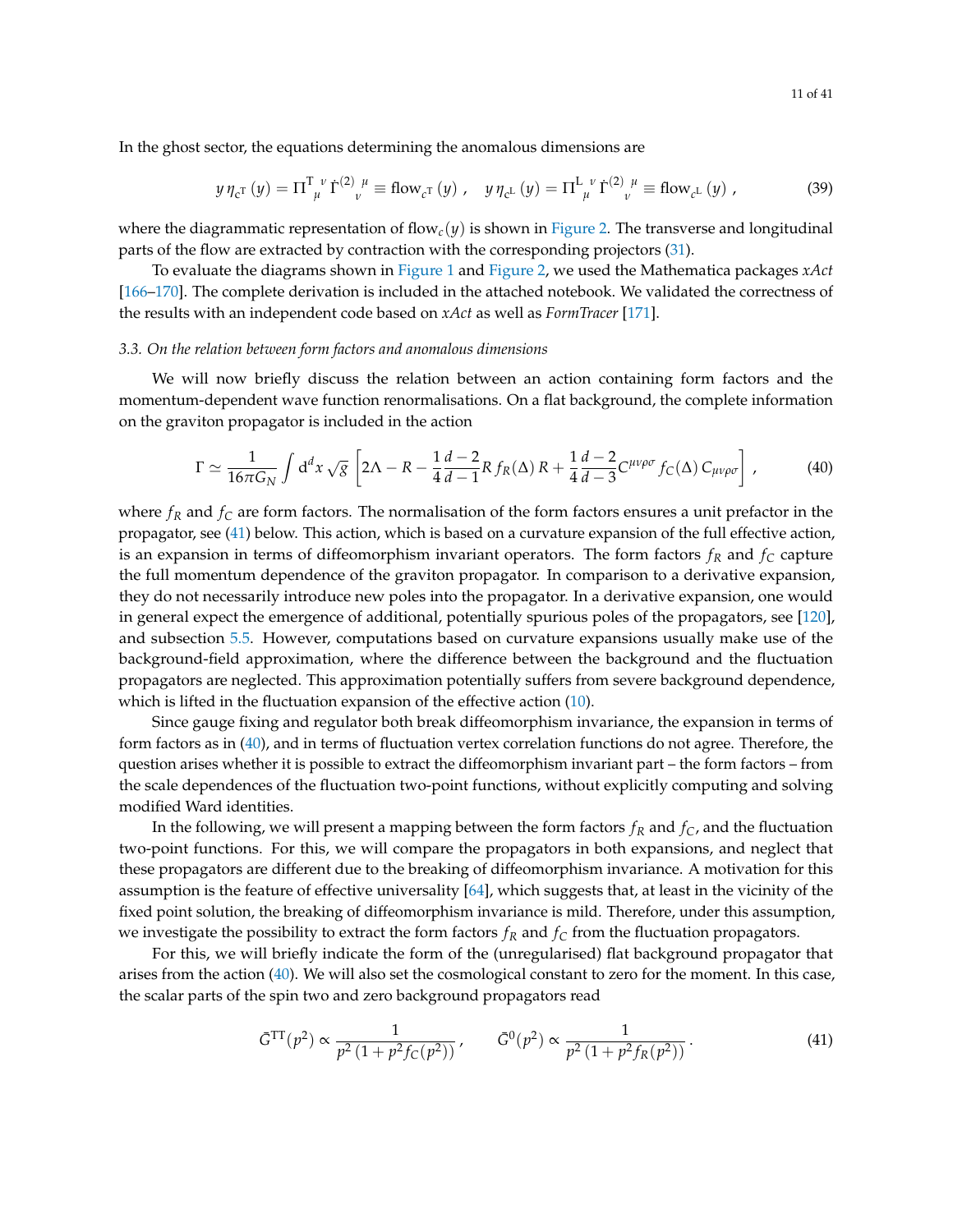In the ghost sector, the equations determining the anomalous dimensions are

$$y\,\eta_{c^{\mathrm{T}}}(y) = \Pi^{\mathrm{T}}{}_{\mu}{}^{\nu}\,\dot{\Gamma}^{(2)}{}_{\nu}{}^{\mu} \equiv \mathrm{flow}_{c^{\mathrm{T}}}(y)\,, \quad y\,\eta_{c^{\mathrm{L}}}(y) = \Pi^{\mathrm{L}}{}_{\mu}{}^{\nu}\,\dot{\Gamma}^{(2)}{}_{\nu}{}^{\mu} \equiv \mathrm{flow}_{c^{\mathrm{L}}}(y)\,, \tag{39}$$

where the diagrammatic representation of $\mathrm{flow}_c(y)$ is shown in Figure 2. The transverse and longitudinal parts of the flow are extracted by contraction with the corresponding projectors (31).

To evaluate the diagrams shown in Figure 1 and Figure 2, we used the Mathematica packages *xAct* [166–170]. The complete derivation is included in the attached notebook. We validated the correctness of the results with an independent code based on *xAct* as well as *FormTracer* [171].

### 3.3. On the relation between form factors and anomalous dimensions

We will now briefly discuss the relation between an action containing form factors and the momentum-dependent wave function renormalisations. On a flat background, the complete information on the graviton propagator is included in the action

$$\Gamma \simeq \frac{1}{16\pi G_N}\int \mathrm{d}^d x\,\sqrt{g}\left[2\Lambda - R - \frac{1}{4}\frac{d-2}{d-1}R\,f_R(\Delta)\,R + \frac{1}{4}\frac{d-2}{d-3}C^{\mu\nu\rho\sigma}\,f_C(\Delta)\,C_{\mu\nu\rho\sigma}\right]\,, \tag{40}$$

where $f_R$ and $f_C$ are form factors. The normalisation of the form factors ensures a unit prefactor in the propagator, see (41) below. This action, which is based on a curvature expansion of the full effective action, is an expansion in terms of diffeomorphism invariant operators. The form factors $f_R$ and $f_C$ capture the full momentum dependence of the graviton propagator. In comparison to a derivative expansion, they do not necessarily introduce new poles into the propagator. In a derivative expansion, one would in general expect the emergence of additional, potentially spurious poles of the propagators, see [120], and subsection 5.5. However, computations based on curvature expansions usually make use of the background-field approximation, where the difference between the background and the fluctuation propagators are neglected. This approximation potentially suffers from severe background dependence, which is lifted in the fluctuation expansion of the effective action (10).

Since gauge fixing and regulator both break diffeomorphism invariance, the expansion in terms of form factors as in (40), and in terms of fluctuation vertex correlation functions do not agree. Therefore, the question arises whether it is possible to extract the diffeomorphism invariant part – the form factors – from the scale dependences of the fluctuation two-point functions, without explicitly computing and solving modified Ward identities.

In the following, we will present a mapping between the form factors $f_R$ and $f_C$, and the fluctuation two-point functions. For this, we will compare the propagators in both expansions, and neglect that these propagators are different due to the breaking of diffeomorphism invariance. A motivation for this assumption is the feature of effective universality [64], which suggests that, at least in the vicinity of the fixed point solution, the breaking of diffeomorphism invariance is mild. Therefore, under this assumption, we investigate the possibility to extract the form factors $f_R$ and $f_C$ from the fluctuation propagators.

For this, we will briefly indicate the form of the (unregularised) flat background propagator that arises from the action (40). We will also set the cosmological constant to zero for the moment. In this case, the scalar parts of the spin two and zero background propagators read

$$\bar{G}^{\mathrm{TT}}(p^2) \propto \frac{1}{p^2\left(1 + p^2 f_C(p^2)\right)}\,, \qquad \bar{G}^{0}(p^2) \propto \frac{1}{p^2\left(1 + p^2 f_R(p^2)\right)}\,. \tag{41}$$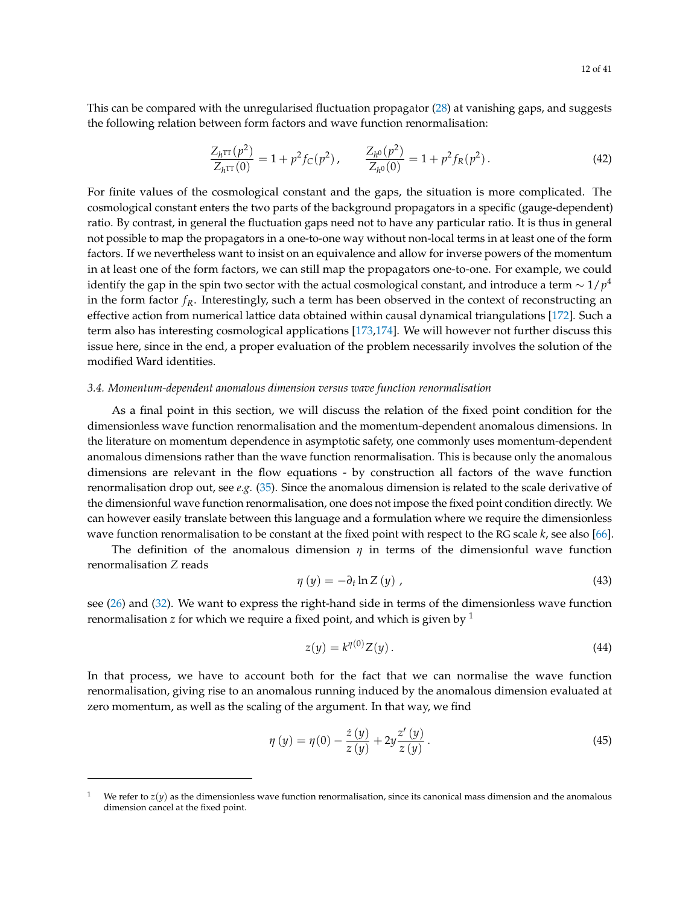This can be compared with the unregularised fluctuation propagator (28) at vanishing gaps, and suggests the following relation between form factors and wave function renormalisation:

$$\frac{Z_{h^{\rm TT}}(p^2)}{Z_{h^{\rm TT}}(0)} = 1 + p^2 f_C(p^2)\,, \qquad \frac{Z_{h^0}(p^2)}{Z_{h^0}(0)} = 1 + p^2 f_R(p^2)\,. \tag{42}$$

For finite values of the cosmological constant and the gaps, the situation is more complicated. The cosmological constant enters the two parts of the background propagators in a specific (gauge-dependent) ratio. By contrast, in general the fluctuation gaps need not to have any particular ratio. It is thus in general not possible to map the propagators in a one-to-one way without non-local terms in at least one of the form factors. If we nevertheless want to insist on an equivalence and allow for inverse powers of the momentum in at least one of the form factors, we can still map the propagators one-to-one. For example, we could identify the gap in the spin two sector with the actual cosmological constant, and introduce a term $\sim 1/p^4$ in the form factor $f_R$. Interestingly, such a term has been observed in the context of reconstructing an effective action from numerical lattice data obtained within causal dynamical triangulations [172]. Such a term also has interesting cosmological applications [173,174]. We will however not further discuss this issue here, since in the end, a proper evaluation of the problem necessarily involves the solution of the modified Ward identities.

### *3.4. Momentum-dependent anomalous dimension versus wave function renormalisation*

As a final point in this section, we will discuss the relation of the fixed point condition for the dimensionless wave function renormalisation and the momentum-dependent anomalous dimensions. In the literature on momentum dependence in asymptotic safety, one commonly uses momentum-dependent anomalous dimensions rather than the wave function renormalisation. This is because only the anomalous dimensions are relevant in the flow equations - by construction all factors of the wave function renormalisation drop out, see *e.g.* (35). Since the anomalous dimension is related to the scale derivative of the dimensionful wave function renormalisation, one does not impose the fixed point condition directly. We can however easily translate between this language and a formulation where we require the dimensionless wave function renormalisation to be constant at the fixed point with respect to the RG scale $k$, see also [66].

The definition of the anomalous dimension $\eta$ in terms of the dimensionful wave function renormalisation $Z$ reads

$$\eta\left(y\right) = -\partial_t \ln Z\left(y\right)\,, \tag{43}$$

see (26) and (32). We want to express the right-hand side in terms of the dimensionless wave function renormalisation $z$ for which we require a fixed point, and which is given by [1]

$$z(y) = k^{\eta(0)} Z(y)\,. \tag{44}$$

In that process, we have to account both for the fact that we can normalise the wave function renormalisation, giving rise to an anomalous running induced by the anomalous dimension evaluated at zero momentum, as well as the scaling of the argument. In that way, we find

$$\eta\left(y\right) = \eta(0) - \frac{\dot{z}\left(y\right)}{z\left(y\right)} + 2y\frac{z'\left(y\right)}{z\left(y\right)}\,. \tag{45}$$

[1] We refer to $z(y)$ as the dimensionless wave function renormalisation, since its canonical mass dimension and the anomalous dimension cancel at the fixed point.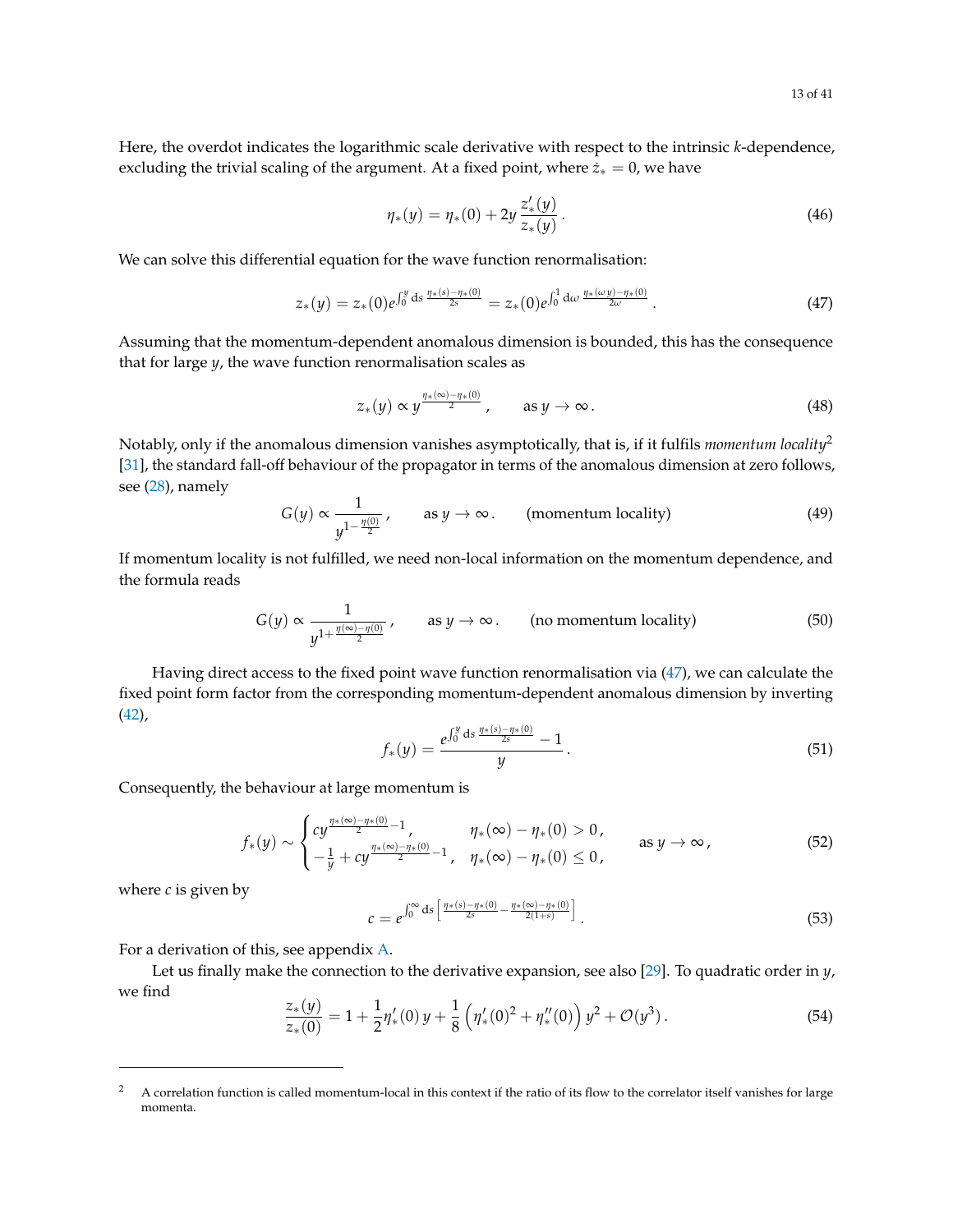Here, the overdot indicates the logarithmic scale derivative with respect to the intrinsic $k$-dependence, excluding the trivial scaling of the argument. At a fixed point, where $\dot{z}_* = 0$, we have

$$\eta_*(y) = \eta_*(0) + 2y\,\frac{z_*'(y)}{z_*(y)}\,. \tag{46}$$

We can solve this differential equation for the wave function renormalisation:

$$z_*(y) = z_*(0)e^{\int_0^y \mathrm{d}s\,\frac{\eta_*(s)-\eta_*(0)}{2s}} = z_*(0)e^{\int_0^1 \mathrm{d}\omega\,\frac{\eta_*(\omega y)-\eta_*(0)}{2\omega}}\,. \tag{47}$$

Assuming that the momentum-dependent anomalous dimension is bounded, this has the consequence that for large $y$, the wave function renormalisation scales as

$$z_*(y) \propto y^{\frac{\eta_*(\infty)-\eta_*(0)}{2}}\,, \qquad \text{as } y \to \infty\,. \tag{48}$$

Notably, only if the anomalous dimension vanishes asymptotically, that is, if it fulfils *momentum locality*[2] [31], the standard fall-off behaviour of the propagator in terms of the anomalous dimension at zero follows, see (28), namely

$$G(y) \propto \frac{1}{y^{1-\frac{\eta(0)}{2}}}\,, \qquad \text{as } y \to \infty\,. \qquad \text{(momentum locality)} \tag{49}$$

If momentum locality is not fulfilled, we need non-local information on the momentum dependence, and the formula reads

$$G(y) \propto \frac{1}{y^{1+\frac{\eta(\infty)-\eta(0)}{2}}}\,, \qquad \text{as } y \to \infty\,. \qquad \text{(no momentum locality)} \tag{50}$$

Having direct access to the fixed point wave function renormalisation via (47), we can calculate the fixed point form factor from the corresponding momentum-dependent anomalous dimension by inverting (42),

$$f_*(y) = \frac{e^{\int_0^y \mathrm{d}s\,\frac{\eta_*(s)-\eta_*(0)}{2s}} - 1}{y}\,. \tag{51}$$

Consequently, the behaviour at large momentum is

$$f_*(y) \sim \begin{cases} c y^{\frac{\eta_*(\infty)-\eta_*(0)}{2}-1}\,, & \eta_*(\infty)-\eta_*(0) > 0\,, \\ -\frac{1}{y} + c y^{\frac{\eta_*(\infty)-\eta_*(0)}{2}-1}\,, & \eta_*(\infty)-\eta_*(0) \leq 0\,, \end{cases} \qquad \text{as } y \to \infty\,, \tag{52}$$

where $c$ is given by

$$c = e^{\int_0^\infty \mathrm{d}s \left[\frac{\eta_*(s)-\eta_*(0)}{2s} - \frac{\eta_*(\infty)-\eta_*(0)}{2(1+s)}\right]}\,. \tag{53}$$

For a derivation of this, see appendix A.

Let us finally make the connection to the derivative expansion, see also [29]. To quadratic order in $y$, we find

$$\frac{z_*(y)}{z_*(0)} = 1 + \frac{1}{2}\eta_*'(0)\,y + \frac{1}{8}\left(\eta_*'(0)^2 + \eta_*''(0)\right)y^2 + \mathcal{O}(y^3)\,. \tag{54}$$

---

[2] A correlation function is called momentum-local in this context if the ratio of its flow to the correlator itself vanishes for large momenta.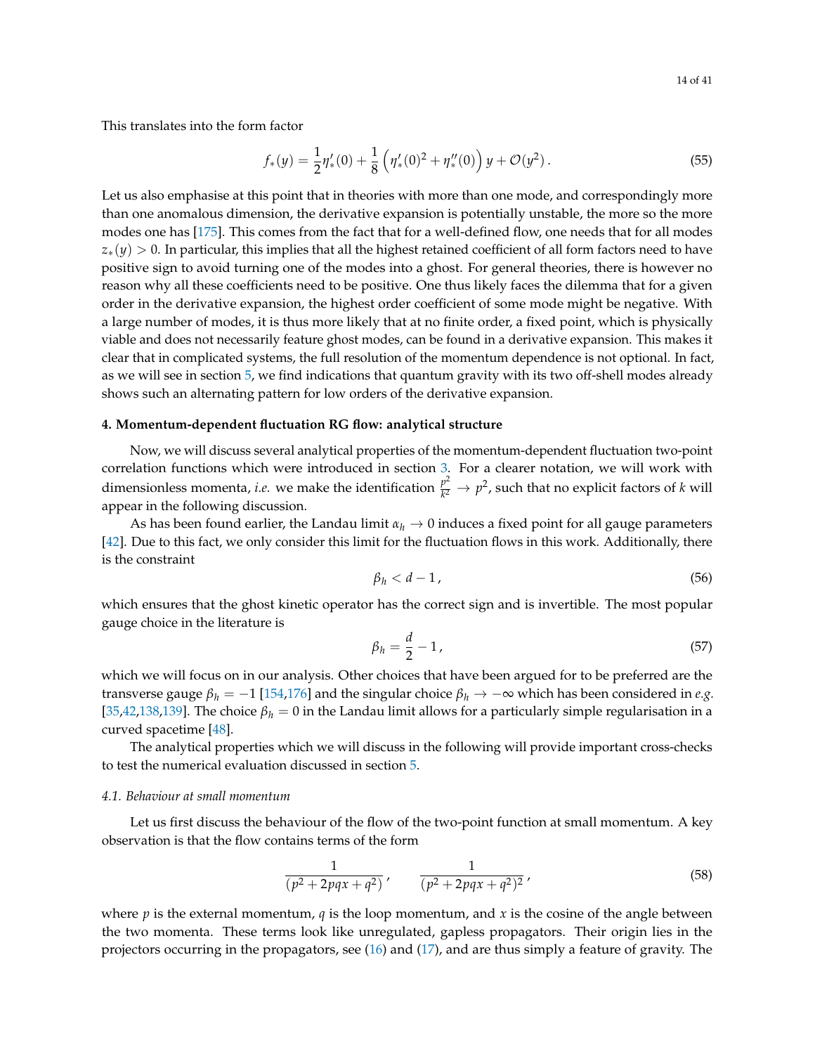This translates into the form factor

$$f_*(y) = \frac{1}{2}\eta'_*(0) + \frac{1}{8}\left(\eta'_*(0)^2 + \eta''_*(0)\right)y + \mathcal{O}(y^2)\,. \tag{55}$$

Let us also emphasise at this point that in theories with more than one mode, and correspondingly more than one anomalous dimension, the derivative expansion is potentially unstable, the more so the more modes one has [175]. This comes from the fact that for a well-defined flow, one needs that for all modes $z_*(y) > 0$. In particular, this implies that all the highest retained coefficient of all form factors need to have positive sign to avoid turning one of the modes into a ghost. For general theories, there is however no reason why all these coefficients need to be positive. One thus likely faces the dilemma that for a given order in the derivative expansion, the highest order coefficient of some mode might be negative. With a large number of modes, it is thus more likely that at no finite order, a fixed point, which is physically viable and does not necessarily feature ghost modes, can be found in a derivative expansion. This makes it clear that in complicated systems, the full resolution of the momentum dependence is not optional. In fact, as we will see in section 5, we find indications that quantum gravity with its two off-shell modes already shows such an alternating pattern for low orders of the derivative expansion.

#### 4. Momentum-dependent fluctuation RG flow: analytical structure

Now, we will discuss several analytical properties of the momentum-dependent fluctuation two-point correlation functions which were introduced in section 3. For a clearer notation, we will work with dimensionless momenta, *i.e.* we make the identification $\frac{p^2}{k^2} \to p^2$, such that no explicit factors of $k$ will appear in the following discussion.

As has been found earlier, the Landau limit $\alpha_h \to 0$ induces a fixed point for all gauge parameters [42]. Due to this fact, we only consider this limit for the fluctuation flows in this work. Additionally, there is the constraint

$$\beta_h < d - 1\,, \tag{56}$$

which ensures that the ghost kinetic operator has the correct sign and is invertible. The most popular gauge choice in the literature is

$$\beta_h = \frac{d}{2} - 1\,, \tag{57}$$

which we will focus on in our analysis. Other choices that have been argued for to be preferred are the transverse gauge $\beta_h = -1$ [154,176] and the singular choice $\beta_h \to -\infty$ which has been considered in *e.g.* [35,42,138,139]. The choice $\beta_h = 0$ in the Landau limit allows for a particularly simple regularisation in a curved spacetime [48].

The analytical properties which we will discuss in the following will provide important cross-checks to test the numerical evaluation discussed in section 5.

##### 4.1. Behaviour at small momentum

Let us first discuss the behaviour of the flow of the two-point function at small momentum. A key observation is that the flow contains terms of the form

$$\frac{1}{(p^2 + 2pqx + q^2)}\,, \qquad \frac{1}{(p^2 + 2pqx + q^2)^2}\,, \tag{58}$$

where $p$ is the external momentum, $q$ is the loop momentum, and $x$ is the cosine of the angle between the two momenta. These terms look like unregulated, gapless propagators. Their origin lies in the projectors occurring in the propagators, see (16) and (17), and are thus simply a feature of gravity. The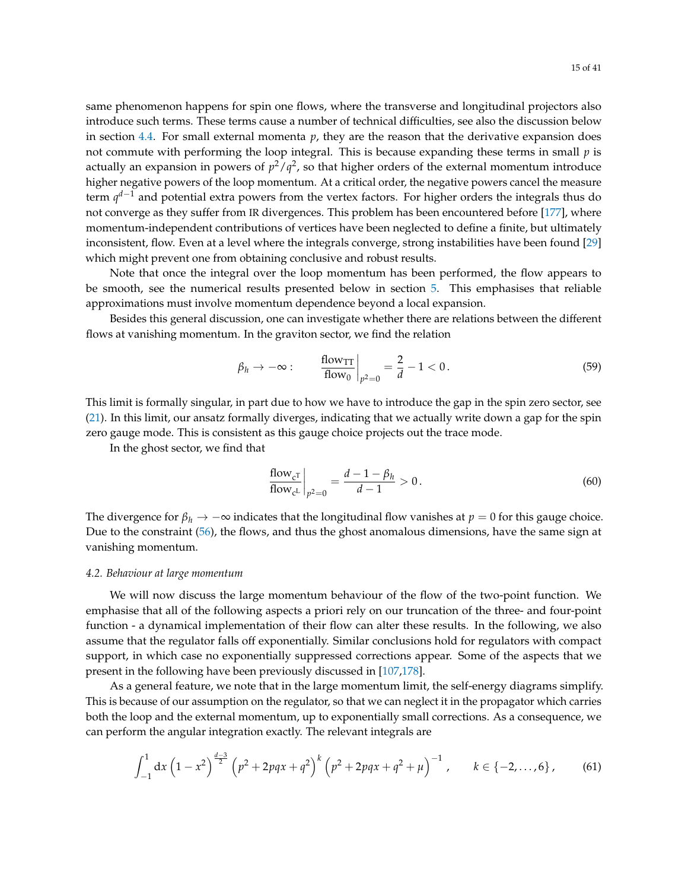same phenomenon happens for spin one flows, where the transverse and longitudinal projectors also introduce such terms. These terms cause a number of technical difficulties, see also the discussion below in section 4.4. For small external momenta $p$, they are the reason that the derivative expansion does not commute with performing the loop integral. This is because expanding these terms in small $p$ is actually an expansion in powers of $p^2/q^2$, so that higher orders of the external momentum introduce higher negative powers of the loop momentum. At a critical order, the negative powers cancel the measure term $q^{d-1}$ and potential extra powers from the vertex factors. For higher orders the integrals thus do not converge as they suffer from IR divergences. This problem has been encountered before [177], where momentum-independent contributions of vertices have been neglected to define a finite, but ultimately inconsistent, flow. Even at a level where the integrals converge, strong instabilities have been found [29] which might prevent one from obtaining conclusive and robust results.

Note that once the integral over the loop momentum has been performed, the flow appears to be smooth, see the numerical results presented below in section 5. This emphasises that reliable approximations must involve momentum dependence beyond a local expansion.

Besides this general discussion, one can investigate whether there are relations between the different flows at vanishing momentum. In the graviton sector, we find the relation

$$\beta_h \to -\infty : \qquad \left.\frac{\text{flow}_{\text{TT}}}{\text{flow}_0}\right|_{p^2=0} = \frac{2}{d} - 1 < 0 \,. \tag{59}$$

This limit is formally singular, in part due to how we have to introduce the gap in the spin zero sector, see (21). In this limit, our ansatz formally diverges, indicating that we actually write down a gap for the spin zero gauge mode. This is consistent as this gauge choice projects out the trace mode.

In the ghost sector, we find that

$$\left.\frac{\text{flow}_{c^{\text{T}}}}{\text{flow}_{c^{\text{L}}}}\right|_{p^2=0} = \frac{d-1-\beta_h}{d-1} > 0 \,. \tag{60}$$

The divergence for $\beta_h \to -\infty$ indicates that the longitudinal flow vanishes at $p = 0$ for this gauge choice. Due to the constraint (56), the flows, and thus the ghost anomalous dimensions, have the same sign at vanishing momentum.

### *4.2. Behaviour at large momentum*

We will now discuss the large momentum behaviour of the flow of the two-point function. We emphasise that all of the following aspects a priori rely on our truncation of the three- and four-point function - a dynamical implementation of their flow can alter these results. In the following, we also assume that the regulator falls off exponentially. Similar conclusions hold for regulators with compact support, in which case no exponentially suppressed corrections appear. Some of the aspects that we present in the following have been previously discussed in [107,178].

As a general feature, we note that in the large momentum limit, the self-energy diagrams simplify. This is because of our assumption on the regulator, so that we can neglect it in the propagator which carries both the loop and the external momentum, up to exponentially small corrections. As a consequence, we can perform the angular integration exactly. The relevant integrals are

$$\int_{-1}^{1} \mathrm{d}x \left(1-x^2\right)^{\frac{d-3}{2}} \left(p^2 + 2pqx + q^2\right)^k \left(p^2 + 2pqx + q^2 + \mu\right)^{-1} , \qquad k \in \{-2, \ldots, 6\} \,, \tag{61}$$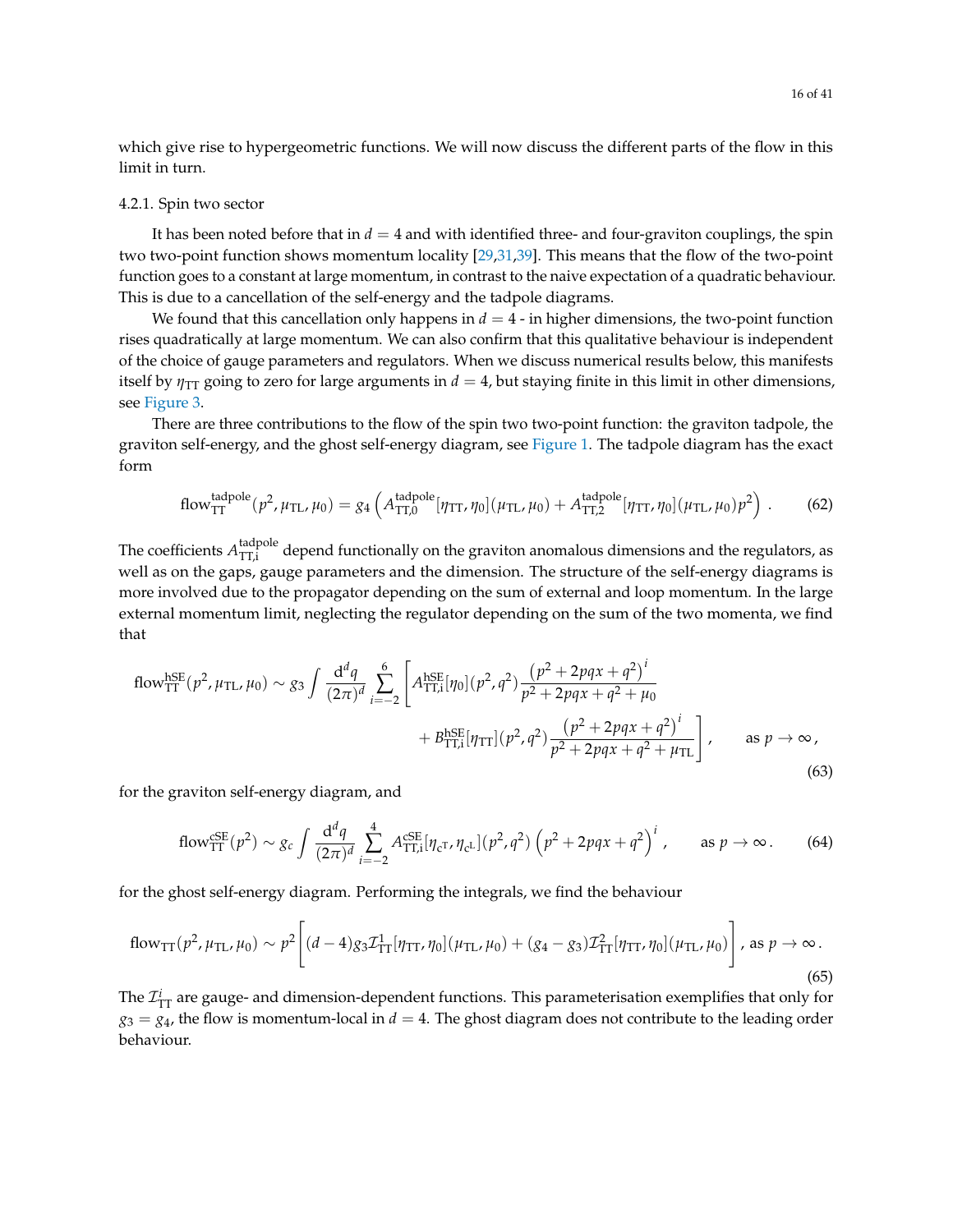which give rise to hypergeometric functions. We will now discuss the different parts of the flow in this limit in turn.

#### 4.2.1. Spin two sector

It has been noted before that in $d = 4$ and with identified three- and four-graviton couplings, the spin two two-point function shows momentum locality [29,31,39]. This means that the flow of the two-point function goes to a constant at large momentum, in contrast to the naive expectation of a quadratic behaviour. This is due to a cancellation of the self-energy and the tadpole diagrams.

We found that this cancellation only happens in $d = 4$ - in higher dimensions, the two-point function rises quadratically at large momentum. We can also confirm that this qualitative behaviour is independent of the choice of gauge parameters and regulators. When we discuss numerical results below, this manifests itself by $\eta_{\mathrm{TT}}$ going to zero for large arguments in $d = 4$, but staying finite in this limit in other dimensions, see Figure 3.

There are three contributions to the flow of the spin two two-point function: the graviton tadpole, the graviton self-energy, and the ghost self-energy diagram, see Figure 1. The tadpole diagram has the exact form

$$\mathrm{flow}^{\mathrm{tadpole}}_{\mathrm{TT}}(p^2, \mu_{\mathrm{TL}}, \mu_0) = g_4 \left( A^{\mathrm{tadpole}}_{\mathrm{TT},0}[\eta_{\mathrm{TT}}, \eta_0](\mu_{\mathrm{TL}}, \mu_0) + A^{\mathrm{tadpole}}_{\mathrm{TT},2}[\eta_{\mathrm{TT}}, \eta_0](\mu_{\mathrm{TL}}, \mu_0) p^2 \right) . \tag{62}$$

The coefficients $A^{\mathrm{tadpole}}_{\mathrm{TT,i}}$ depend functionally on the graviton anomalous dimensions and the regulators, as well as on the gaps, gauge parameters and the dimension. The structure of the self-energy diagrams is more involved due to the propagator depending on the sum of external and loop momentum. In the large external momentum limit, neglecting the regulator depending on the sum of the two momenta, we find that

$$\begin{aligned}\mathrm{flow}^{\mathrm{hSE}}_{\mathrm{TT}}(p^2, \mu_{\mathrm{TL}}, \mu_0) \sim g_3 \int \frac{\mathrm{d}^d q}{(2\pi)^d} \sum_{i=-2}^{6} \Bigg[ & A^{\mathrm{hSE}}_{\mathrm{TT,i}}[\eta_0](p^2, q^2) \frac{\left(p^2 + 2pqx + q^2\right)^i}{p^2 + 2pqx + q^2 + \mu_0} \\ & + B^{\mathrm{hSE}}_{\mathrm{TT,i}}[\eta_{\mathrm{TT}}](p^2, q^2) \frac{\left(p^2 + 2pqx + q^2\right)^i}{p^2 + 2pqx + q^2 + \mu_{\mathrm{TL}}} \Bigg] , \qquad \text{as } p \to \infty ,\end{aligned} \tag{63}$$

for the graviton self-energy diagram, and

$$\mathrm{flow}^{\mathrm{cSE}}_{\mathrm{TT}}(p^2) \sim g_c \int \frac{\mathrm{d}^d q}{(2\pi)^d} \sum_{i=-2}^{4} A^{\mathrm{cSE}}_{\mathrm{TT,i}}[\eta_{c^{\mathrm{T}}}, \eta_{c^{\mathrm{L}}}](p^2, q^2) \left(p^2 + 2pqx + q^2\right)^i , \qquad \text{as } p \to \infty . \tag{64}$$

for the ghost self-energy diagram. Performing the integrals, we find the behaviour

$$\mathrm{flow}_{\mathrm{TT}}(p^2, \mu_{\mathrm{TL}}, \mu_0) \sim p^2 \Bigg[ (d-4) g_3 \mathcal{I}^1_{\mathrm{TT}}[\eta_{\mathrm{TT}}, \eta_0](\mu_{\mathrm{TL}}, \mu_0) + (g_4 - g_3) \mathcal{I}^2_{\mathrm{TT}}[\eta_{\mathrm{TT}}, \eta_0](\mu_{\mathrm{TL}}, \mu_0) \Bigg] , \text{ as } p \to \infty . \tag{65}$$

The $\mathcal{I}^i_{\mathrm{TT}}$ are gauge- and dimension-dependent functions. This parameterisation exemplifies that only for $g_3 = g_4$, the flow is momentum-local in $d = 4$. The ghost diagram does not contribute to the leading order behaviour.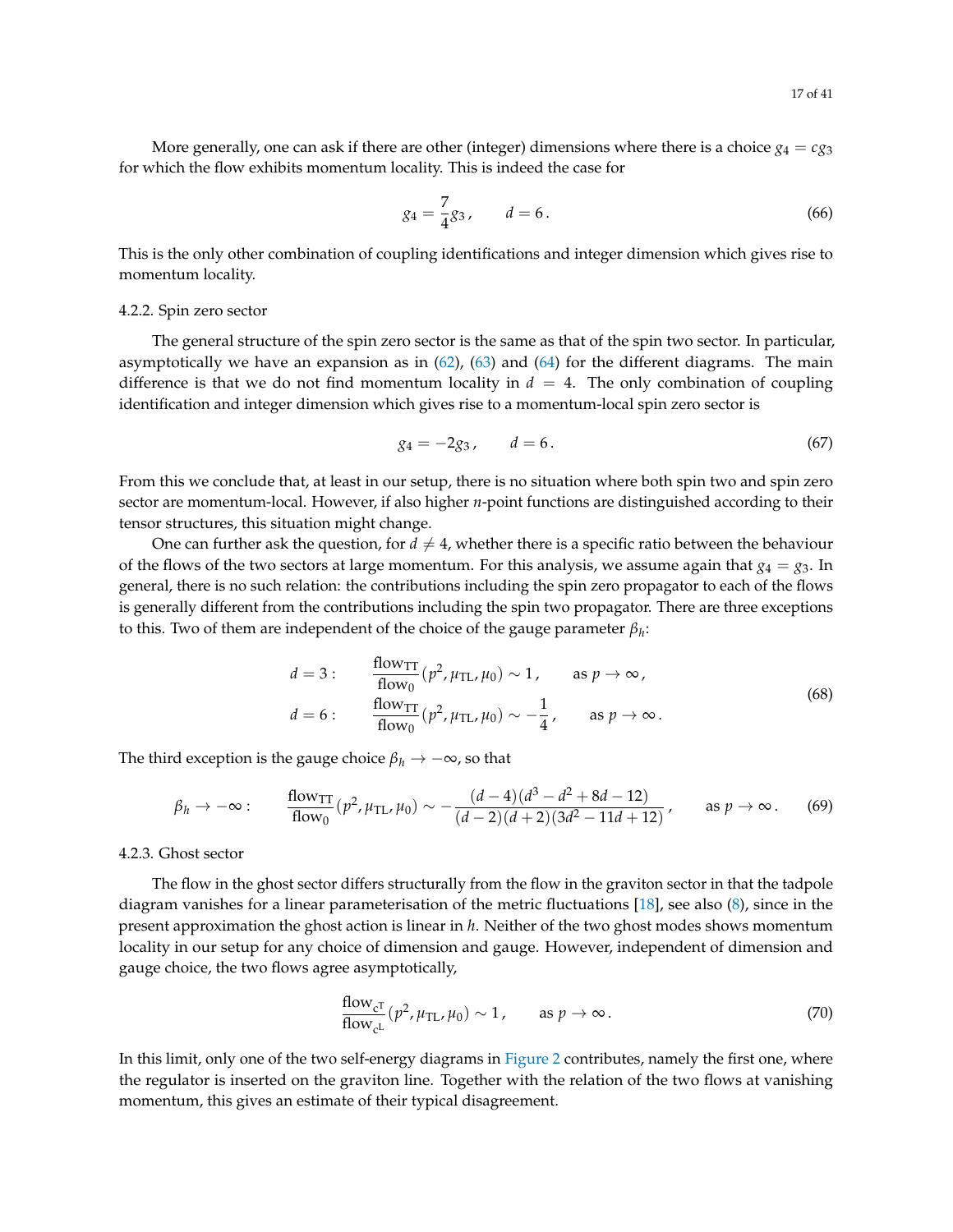More generally, one can ask if there are other (integer) dimensions where there is a choice $g_4 = c g_3$ for which the flow exhibits momentum locality. This is indeed the case for

$$g_4 = \frac{7}{4} g_3 \,, \qquad d = 6 \,. \tag{66}$$

This is the only other combination of coupling identifications and integer dimension which gives rise to momentum locality.

#### 4.2.2. Spin zero sector

The general structure of the spin zero sector is the same as that of the spin two sector. In particular, asymptotically we have an expansion as in (62), (63) and (64) for the different diagrams. The main difference is that we do not find momentum locality in $d = 4$. The only combination of coupling identification and integer dimension which gives rise to a momentum-local spin zero sector is

$$g_4 = -2 g_3 \,, \qquad d = 6 \,. \tag{67}$$

From this we conclude that, at least in our setup, there is no situation where both spin two and spin zero sector are momentum-local. However, if also higher $n$-point functions are distinguished according to their tensor structures, this situation might change.

One can further ask the question, for $d \neq 4$, whether there is a specific ratio between the behaviour of the flows of the two sectors at large momentum. For this analysis, we assume again that $g_4 = g_3$. In general, there is no such relation: the contributions including the spin zero propagator to each of the flows is generally different from the contributions including the spin two propagator. There are three exceptions to this. Two of them are independent of the choice of the gauge parameter $\beta_h$:

$$\begin{aligned}
d = 3: \qquad & \frac{\text{flow}_{\text{TT}}}{\text{flow}_0}(p^2, \mu_{\text{TL}}, \mu_0) \sim 1 \,, \qquad \text{as } p \to \infty \,, \\
d = 6: \qquad & \frac{\text{flow}_{\text{TT}}}{\text{flow}_0}(p^2, \mu_{\text{TL}}, \mu_0) \sim -\frac{1}{4} \,, \qquad \text{as } p \to \infty \,.
\end{aligned} \tag{68}$$

The third exception is the gauge choice $\beta_h \to -\infty$, so that

$$\beta_h \to -\infty: \qquad \frac{\text{flow}_{\text{TT}}}{\text{flow}_0}(p^2, \mu_{\text{TL}}, \mu_0) \sim -\frac{(d-4)(d^3 - d^2 + 8d - 12)}{(d-2)(d+2)(3d^2 - 11d + 12)} \,, \qquad \text{as } p \to \infty \,. \tag{69}$$

#### 4.2.3. Ghost sector

The flow in the ghost sector differs structurally from the flow in the graviton sector in that the tadpole diagram vanishes for a linear parameterisation of the metric fluctuations [18], see also (8), since in the present approximation the ghost action is linear in $h$. Neither of the two ghost modes shows momentum locality in our setup for any choice of dimension and gauge. However, independent of dimension and gauge choice, the two flows agree asymptotically,

$$\frac{\text{flow}_{c^{\text{T}}}}{\text{flow}_{c^{\text{L}}}}(p^2, \mu_{\text{TL}}, \mu_0) \sim 1 \,, \qquad \text{as } p \to \infty \,. \tag{70}$$

In this limit, only one of the two self-energy diagrams in Figure 2 contributes, namely the first one, where the regulator is inserted on the graviton line. Together with the relation of the two flows at vanishing momentum, this gives an estimate of their typical disagreement.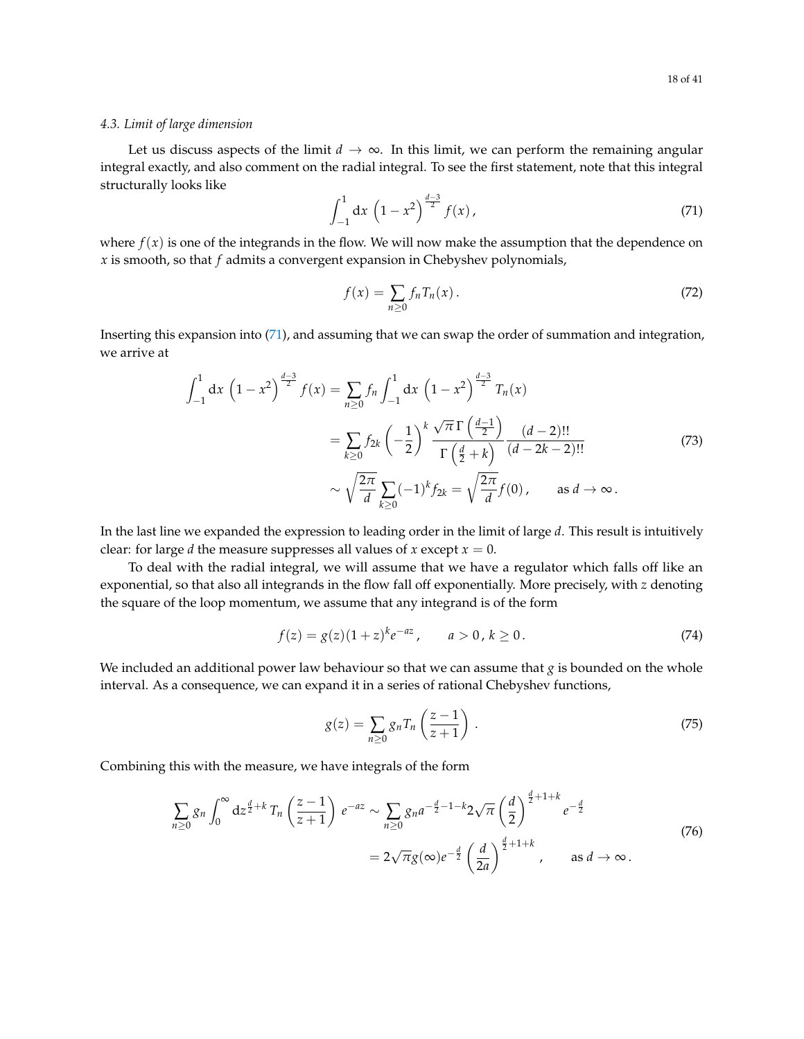### 4.3. Limit of large dimension

Let us discuss aspects of the limit $d \to \infty$. In this limit, we can perform the remaining angular integral exactly, and also comment on the radial integral. To see the first statement, note that this integral structurally looks like

$$\int_{-1}^{1} \mathrm{d}x \, \left(1 - x^2\right)^{\frac{d-3}{2}} f(x) , \tag{71}$$

where $f(x)$ is one of the integrands in the flow. We will now make the assumption that the dependence on $x$ is smooth, so that $f$ admits a convergent expansion in Chebyshev polynomials,

$$f(x) = \sum_{n \geq 0} f_n T_n(x) . \tag{72}$$

Inserting this expansion into (71), and assuming that we can swap the order of summation and integration, we arrive at

$$\begin{aligned}
\int_{-1}^{1} \mathrm{d}x \, \left(1 - x^2\right)^{\frac{d-3}{2}} f(x) &= \sum_{n \geq 0} f_n \int_{-1}^{1} \mathrm{d}x \, \left(1 - x^2\right)^{\frac{d-3}{2}} T_n(x) \\
&= \sum_{k \geq 0} f_{2k} \left(-\frac{1}{2}\right)^k \frac{\sqrt{\pi}\, \Gamma\left(\frac{d-1}{2}\right)}{\Gamma\left(\frac{d}{2} + k\right)} \frac{(d-2)!!}{(d-2k-2)!!} \\
&\sim \sqrt{\frac{2\pi}{d}} \sum_{k \geq 0} (-1)^k f_{2k} = \sqrt{\frac{2\pi}{d}} f(0) , \qquad \text{as } d \to \infty .
\end{aligned} \tag{73}$$

In the last line we expanded the expression to leading order in the limit of large $d$. This result is intuitively clear: for large $d$ the measure suppresses all values of $x$ except $x = 0$.

To deal with the radial integral, we will assume that we have a regulator which falls off like an exponential, so that also all integrands in the flow fall off exponentially. More precisely, with $z$ denoting the square of the loop momentum, we assume that any integrand is of the form

$$f(z) = g(z)(1+z)^k e^{-az} , \qquad a > 0 , \, k \geq 0 . \tag{74}$$

We included an additional power law behaviour so that we can assume that $g$ is bounded on the whole interval. As a consequence, we can expand it in a series of rational Chebyshev functions,

$$g(z) = \sum_{n \geq 0} g_n T_n\left(\frac{z-1}{z+1}\right) . \tag{75}$$

Combining this with the measure, we have integrals of the form

$$\begin{aligned}
\sum_{n \geq 0} g_n \int_0^\infty \mathrm{d}z^{\frac{d}{2}+k} \, T_n\left(\frac{z-1}{z+1}\right) e^{-az} &\sim \sum_{n \geq 0} g_n a^{-\frac{d}{2}-1-k} 2\sqrt{\pi} \left(\frac{d}{2}\right)^{\frac{d}{2}+1+k} e^{-\frac{d}{2}} \\
&= 2\sqrt{\pi} g(\infty) e^{-\frac{d}{2}} \left(\frac{d}{2a}\right)^{\frac{d}{2}+1+k} , \qquad \text{as } d \to \infty .
\end{aligned} \tag{76}$$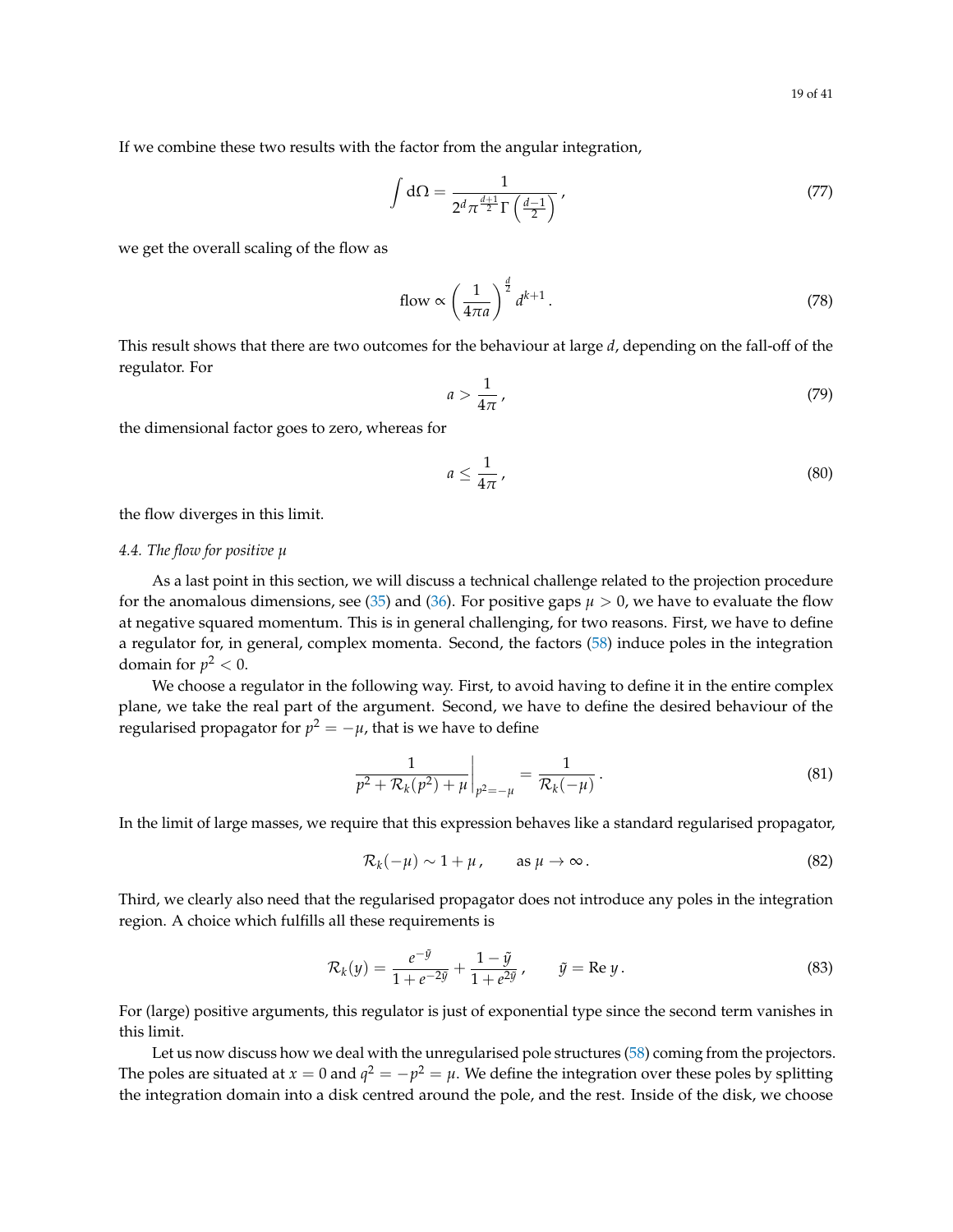If we combine these two results with the factor from the angular integration,

$$
\int \mathrm{d}\Omega = \frac{1}{2^d \pi^{\frac{d+1}{2}} \Gamma\left(\frac{d-1}{2}\right)}\,, \tag{77}
$$

we get the overall scaling of the flow as

$$
\text{flow} \propto \left(\frac{1}{4\pi a}\right)^{\frac{d}{2}} d^{k+1}\,. \tag{78}
$$

This result shows that there are two outcomes for the behaviour at large $d$, depending on the fall-off of the regulator. For

$$
a > \frac{1}{4\pi}\,, \tag{79}
$$

the dimensional factor goes to zero, whereas for

$$
a \leq \frac{1}{4\pi}\,, \tag{80}
$$

the flow diverges in this limit.

### 4.4. The flow for positive $\mu$

As a last point in this section, we will discuss a technical challenge related to the projection procedure for the anomalous dimensions, see (35) and (36). For positive gaps $\mu > 0$, we have to evaluate the flow at negative squared momentum. This is in general challenging, for two reasons. First, we have to define a regulator for, in general, complex momenta. Second, the factors (58) induce poles in the integration domain for $p^2 < 0$.

We choose a regulator in the following way. First, to avoid having to define it in the entire complex plane, we take the real part of the argument. Second, we have to define the desired behaviour of the regularised propagator for $p^2 = -\mu$, that is we have to define

$$
\left.\frac{1}{p^2 + \mathcal{R}_k(p^2) + \mu}\right|_{p^2=-\mu} = \frac{1}{\mathcal{R}_k(-\mu)}\,. \tag{81}
$$

In the limit of large masses, we require that this expression behaves like a standard regularised propagator,

$$
\mathcal{R}_k(-\mu) \sim 1 + \mu\,, \qquad \text{as } \mu \to \infty\,. \tag{82}
$$

Third, we clearly also need that the regularised propagator does not introduce any poles in the integration region. A choice which fulfills all these requirements is

$$
\mathcal{R}_k(y) = \frac{e^{-\tilde{y}}}{1+e^{-2\tilde{y}}} + \frac{1-\tilde{y}}{1+e^{2\tilde{y}}}\,, \qquad \tilde{y} = \operatorname{Re} y\,. \tag{83}
$$

For (large) positive arguments, this regulator is just of exponential type since the second term vanishes in this limit.

Let us now discuss how we deal with the unregularised pole structures (58) coming from the projectors. The poles are situated at $x = 0$ and $q^2 = -p^2 = \mu$. We define the integration over these poles by splitting the integration domain into a disk centred around the pole, and the rest. Inside of the disk, we choose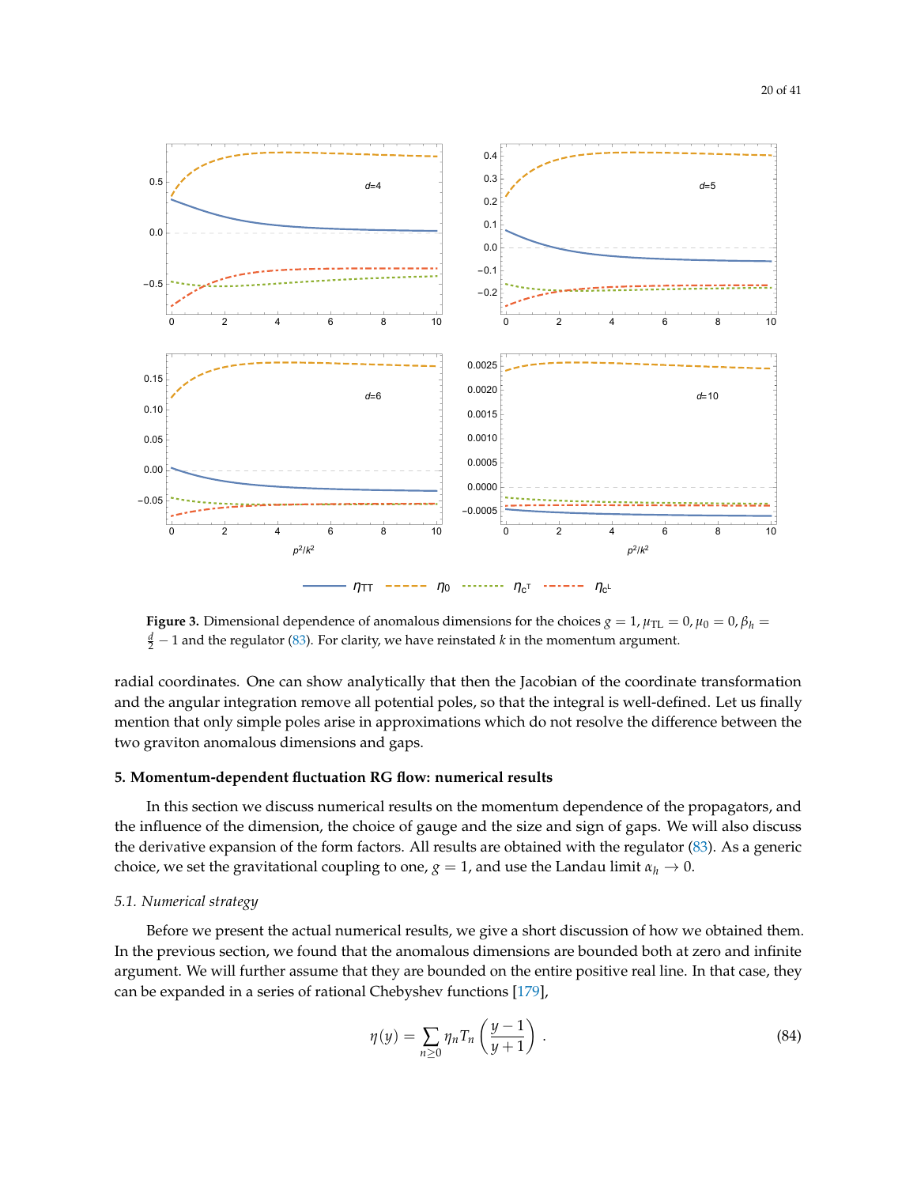**Figure 3.** Dimensional dependence of anomalous dimensions for the choices $g = 1, \mu_{\text{TL}} = 0, \mu_0 = 0, \beta_h = \frac{d}{2} - 1$ and the regulator (83). For clarity, we have reinstated $k$ in the momentum argument.

radial coordinates. One can show analytically that then the Jacobian of the coordinate transformation and the angular integration remove all potential poles, so that the integral is well-defined. Let us finally mention that only simple poles arise in approximations which do not resolve the difference between the two graviton anomalous dimensions and gaps.

## 5. Momentum-dependent fluctuation RG flow: numerical results

In this section we discuss numerical results on the momentum dependence of the propagators, and the influence of the dimension, the choice of gauge and the size and sign of gaps. We will also discuss the derivative expansion of the form factors. All results are obtained with the regulator (83). As a generic choice, we set the gravitational coupling to one, $g = 1$, and use the Landau limit $\alpha_h \to 0$.

### *5.1. Numerical strategy*

Before we present the actual numerical results, we give a short discussion of how we obtained them. In the previous section, we found that the anomalous dimensions are bounded both at zero and infinite argument. We will further assume that they are bounded on the entire positive real line. In that case, they can be expanded in a series of rational Chebyshev functions [179],

$$\eta(y) = \sum_{n \geq 0} \eta_n T_n \left( \frac{y - 1}{y + 1} \right) . \tag{84}$$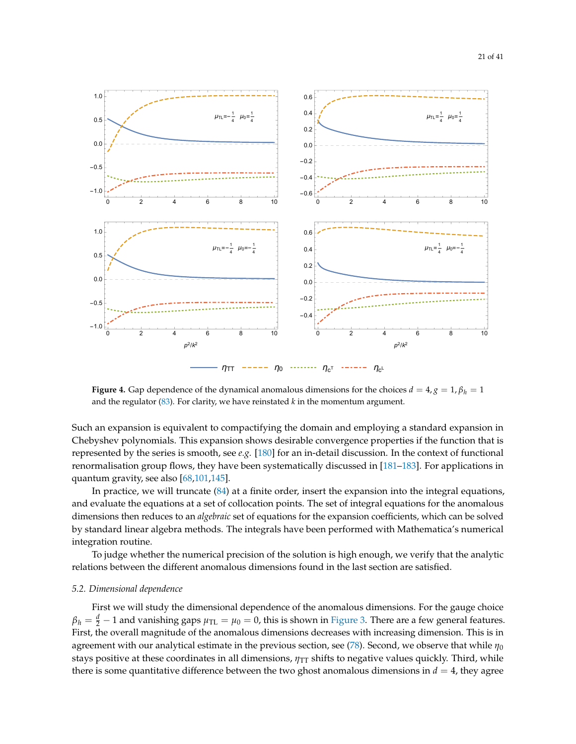**Figure 4.** Gap dependence of the dynamical anomalous dimensions for the choices $d = 4, g = 1, \beta_h = 1$ and the regulator (83). For clarity, we have reinstated $k$ in the momentum argument.

Such an expansion is equivalent to compactifying the domain and employing a standard expansion in Chebyshev polynomials. This expansion shows desirable convergence properties if the function that is represented by the series is smooth, see *e.g.* [180] for an in-detail discussion. In the context of functional renormalisation group flows, they have been systematically discussed in [181–183]. For applications in quantum gravity, see also [68,101,145].

In practice, we will truncate (84) at a finite order, insert the expansion into the integral equations, and evaluate the equations at a set of collocation points. The set of integral equations for the anomalous dimensions then reduces to an *algebraic* set of equations for the expansion coefficients, which can be solved by standard linear algebra methods. The integrals have been performed with Mathematica's numerical integration routine.

To judge whether the numerical precision of the solution is high enough, we verify that the analytic relations between the different anomalous dimensions found in the last section are satisfied.

### 5.2. Dimensional dependence

First we will study the dimensional dependence of the anomalous dimensions. For the gauge choice $\beta_h = \frac{d}{2} - 1$ and vanishing gaps $\mu_{\text{TL}} = \mu_0 = 0$, this is shown in Figure 3. There are a few general features. First, the overall magnitude of the anomalous dimensions decreases with increasing dimension. This is in agreement with our analytical estimate in the previous section, see (78). Second, we observe that while $\eta_0$ stays positive at these coordinates in all dimensions, $\eta_{\text{TT}}$ shifts to negative values quickly. Third, while there is some quantitative difference between the two ghost anomalous dimensions in $d = 4$, they agree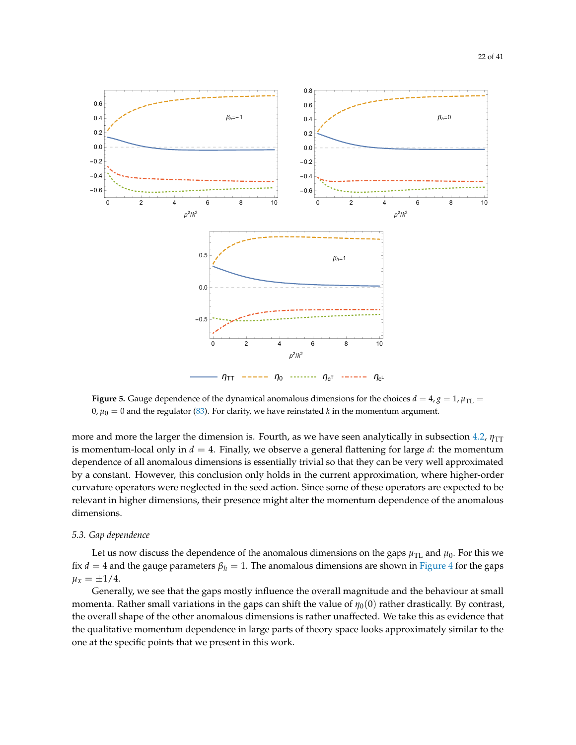**Figure 5.** Gauge dependence of the dynamical anomalous dimensions for the choices $d = 4, g = 1, \mu_{\text{TL}} = 0, \mu_0 = 0$ and the regulator (83). For clarity, we have reinstated $k$ in the momentum argument.

more and more the larger the dimension is. Fourth, as we have seen analytically in subsection 4.2, $\eta_{\text{TT}}$ is momentum-local only in $d = 4$. Finally, we observe a general flattening for large $d$: the momentum dependence of all anomalous dimensions is essentially trivial so that they can be very well approximated by a constant. However, this conclusion only holds in the current approximation, where higher-order curvature operators were neglected in the seed action. Since some of these operators are expected to be relevant in higher dimensions, their presence might alter the momentum dependence of the anomalous dimensions.

### 5.3. Gap dependence

Let us now discuss the dependence of the anomalous dimensions on the gaps $\mu_{\text{TL}}$ and $\mu_0$. For this we fix $d = 4$ and the gauge parameters $\beta_h = 1$. The anomalous dimensions are shown in Figure 4 for the gaps $\mu_x = \pm 1/4$.

Generally, we see that the gaps mostly influence the overall magnitude and the behaviour at small momenta. Rather small variations in the gaps can shift the value of $\eta_0(0)$ rather drastically. By contrast, the overall shape of the other anomalous dimensions is rather unaffected. We take this as evidence that the qualitative momentum dependence in large parts of theory space looks approximately similar to the one at the specific points that we present in this work.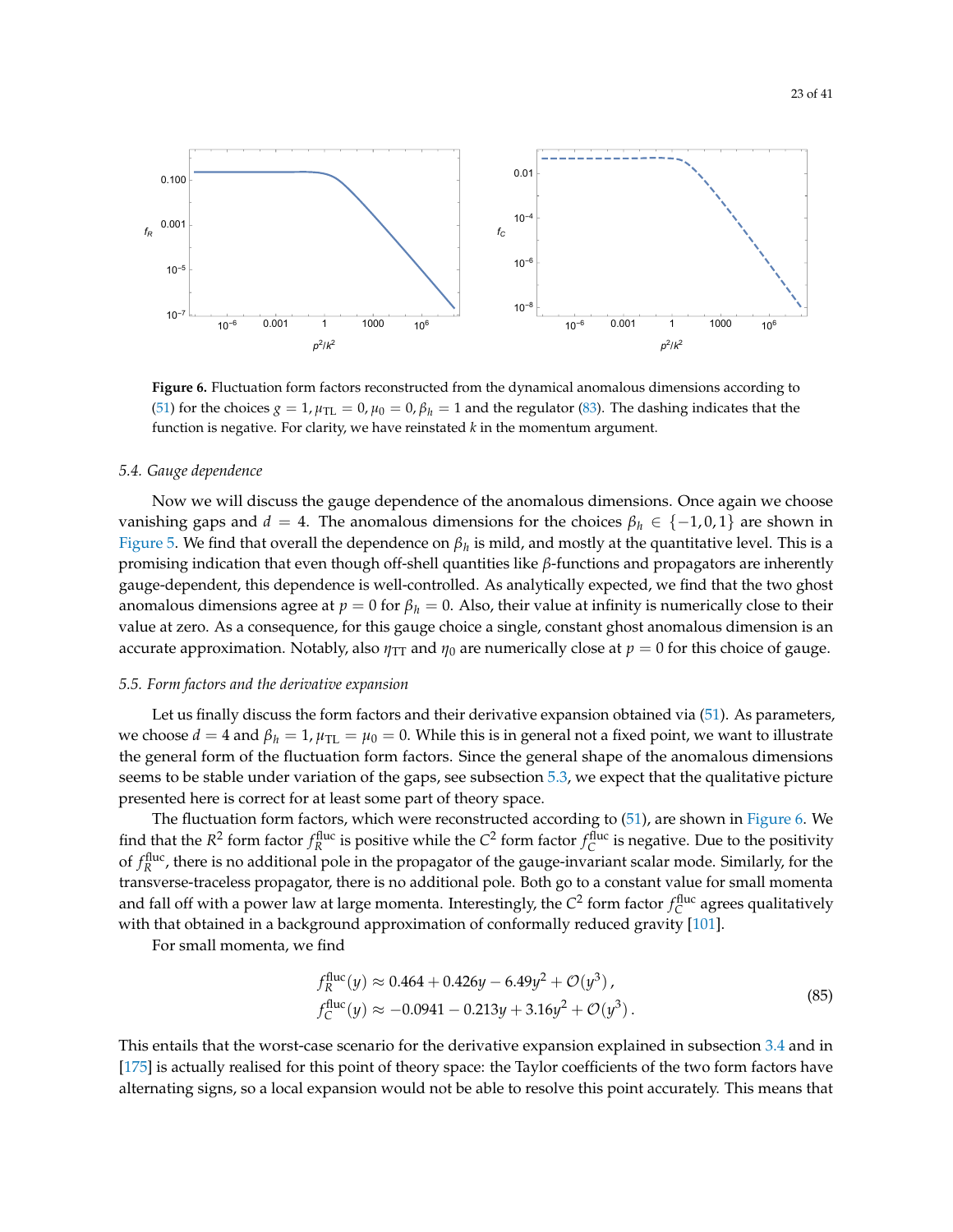**Figure 6.** Fluctuation form factors reconstructed from the dynamical anomalous dimensions according to (51) for the choices $g = 1, \mu_{\mathrm{TL}} = 0, \mu_0 = 0, \beta_h = 1$ and the regulator (83). The dashing indicates that the function is negative. For clarity, we have reinstated $k$ in the momentum argument.

### 5.4. Gauge dependence

Now we will discuss the gauge dependence of the anomalous dimensions. Once again we choose vanishing gaps and $d = 4$. The anomalous dimensions for the choices $\beta_h \in \{-1, 0, 1\}$ are shown in Figure 5. We find that overall the dependence on $\beta_h$ is mild, and mostly at the quantitative level. This is a promising indication that even though off-shell quantities like $\beta$-functions and propagators are inherently gauge-dependent, this dependence is well-controlled. As analytically expected, we find that the two ghost anomalous dimensions agree at $p = 0$ for $\beta_h = 0$. Also, their value at infinity is numerically close to their value at zero. As a consequence, for this gauge choice a single, constant ghost anomalous dimension is an accurate approximation. Notably, also $\eta_{\mathrm{TT}}$ and $\eta_0$ are numerically close at $p = 0$ for this choice of gauge.

### 5.5. Form factors and the derivative expansion

Let us finally discuss the form factors and their derivative expansion obtained via (51). As parameters, we choose $d = 4$ and $\beta_h = 1, \mu_{\mathrm{TL}} = \mu_0 = 0$. While this is in general not a fixed point, we want to illustrate the general form of the fluctuation form factors. Since the general shape of the anomalous dimensions seems to be stable under variation of the gaps, see subsection 5.3, we expect that the qualitative picture presented here is correct for at least some part of theory space.

The fluctuation form factors, which were reconstructed according to (51), are shown in Figure 6. We find that the $R^2$ form factor $f_R^{\mathrm{fluc}}$ is positive while the $C^2$ form factor $f_C^{\mathrm{fluc}}$ is negative. Due to the positivity of $f_R^{\mathrm{fluc}}$, there is no additional pole in the propagator of the gauge-invariant scalar mode. Similarly, for the transverse-traceless propagator, there is no additional pole. Both go to a constant value for small momenta and fall off with a power law at large momenta. Interestingly, the $C^2$ form factor $f_C^{\mathrm{fluc}}$ agrees qualitatively with that obtained in a background approximation of conformally reduced gravity [101].

For small momenta, we find

$$
\begin{aligned}
f_R^{\mathrm{fluc}}(y) &\approx 0.464 + 0.426y - 6.49y^2 + \mathcal{O}(y^3)\,, \\
f_C^{\mathrm{fluc}}(y) &\approx -0.0941 - 0.213y + 3.16y^2 + \mathcal{O}(y^3)\,.
\end{aligned}
\tag{85}
$$

This entails that the worst-case scenario for the derivative expansion explained in subsection 3.4 and in [175] is actually realised for this point of theory space: the Taylor coefficients of the two form factors have alternating signs, so a local expansion would not be able to resolve this point accurately. This means that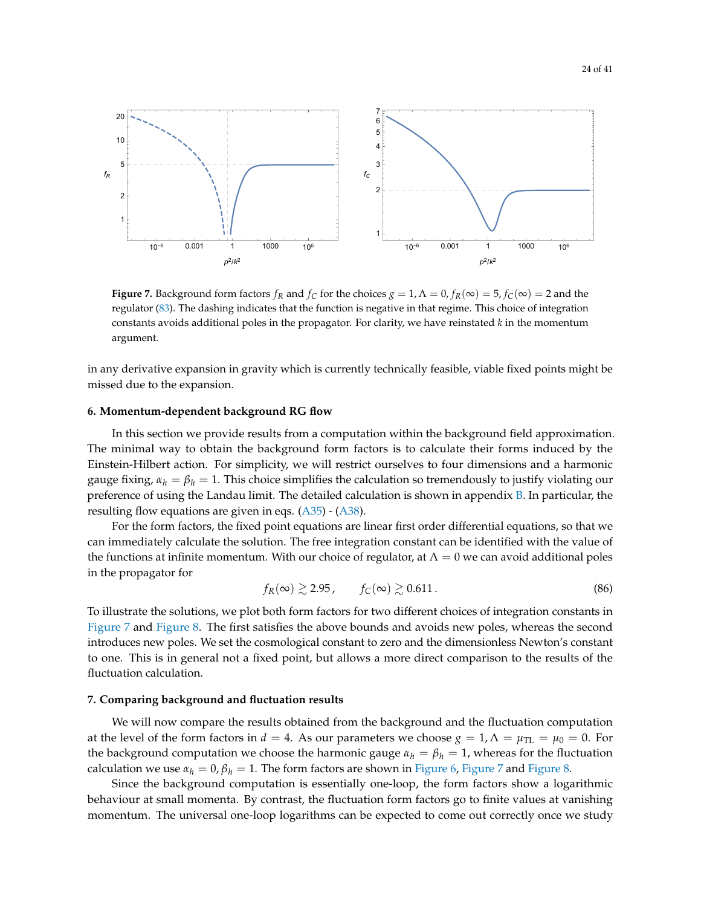**Figure 7.** Background form factors $f_R$ and $f_C$ for the choices $g = 1, \Lambda = 0, f_R(\infty) = 5, f_C(\infty) = 2$ and the regulator (83). The dashing indicates that the function is negative in that regime. This choice of integration constants avoids additional poles in the propagator. For clarity, we have reinstated $k$ in the momentum argument.

in any derivative expansion in gravity which is currently technically feasible, viable fixed points might be missed due to the expansion.

## 6. Momentum-dependent background RG flow

In this section we provide results from a computation within the background field approximation. The minimal way to obtain the background form factors is to calculate their forms induced by the Einstein-Hilbert action. For simplicity, we will restrict ourselves to four dimensions and a harmonic gauge fixing, $\alpha_h = \beta_h = 1$. This choice simplifies the calculation so tremendously to justify violating our preference of using the Landau limit. The detailed calculation is shown in appendix B. In particular, the resulting flow equations are given in eqs. (A35) - (A38).

For the form factors, the fixed point equations are linear first order differential equations, so that we can immediately calculate the solution. The free integration constant can be identified with the value of the functions at infinite momentum. With our choice of regulator, at $\Lambda = 0$ we can avoid additional poles in the propagator for

$$f_R(\infty) \gtrsim 2.95\,, \qquad f_C(\infty) \gtrsim 0.611\,. \tag{86}$$

To illustrate the solutions, we plot both form factors for two different choices of integration constants in Figure 7 and Figure 8. The first satisfies the above bounds and avoids new poles, whereas the second introduces new poles. We set the cosmological constant to zero and the dimensionless Newton's constant to one. This is in general not a fixed point, but allows a more direct comparison to the results of the fluctuation calculation.

## 7. Comparing background and fluctuation results

We will now compare the results obtained from the background and the fluctuation computation at the level of the form factors in $d = 4$. As our parameters we choose $g = 1, \Lambda = \mu_{\text{TL}} = \mu_0 = 0$. For the background computation we choose the harmonic gauge $\alpha_h = \beta_h = 1$, whereas for the fluctuation calculation we use $\alpha_h = 0, \beta_h = 1$. The form factors are shown in Figure 6, Figure 7 and Figure 8.

Since the background computation is essentially one-loop, the form factors show a logarithmic behaviour at small momenta. By contrast, the fluctuation form factors go to finite values at vanishing momentum. The universal one-loop logarithms can be expected to come out correctly once we study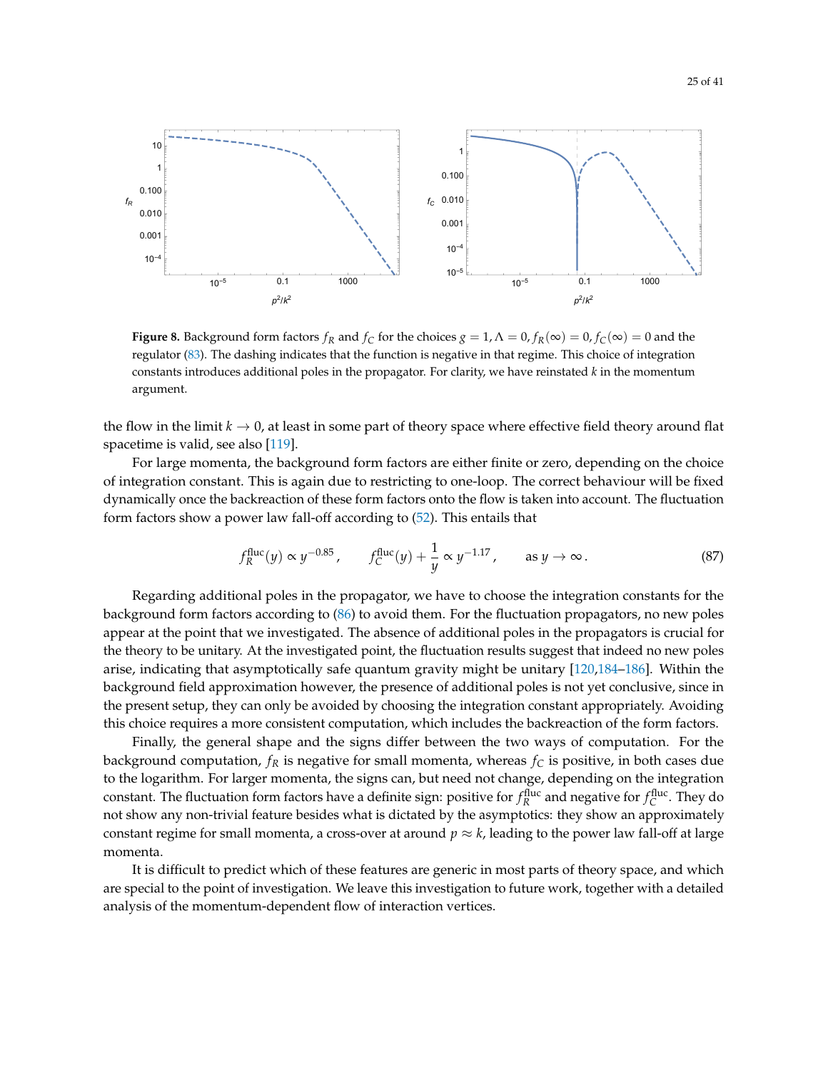**Figure 8.** Background form factors $f_R$ and $f_C$ for the choices $g = 1, \Lambda = 0, f_R(\infty) = 0, f_C(\infty) = 0$ and the regulator (83). The dashing indicates that the function is negative in that regime. This choice of integration constants introduces additional poles in the propagator. For clarity, we have reinstated $k$ in the momentum argument.

the flow in the limit $k \to 0$, at least in some part of theory space where effective field theory around flat spacetime is valid, see also [119].

For large momenta, the background form factors are either finite or zero, depending on the choice of integration constant. This is again due to restricting to one-loop. The correct behaviour will be fixed dynamically once the backreaction of these form factors onto the flow is taken into account. The fluctuation form factors show a power law fall-off according to (52). This entails that

$$f_R^{\text{fluc}}(y) \propto y^{-0.85} , \qquad f_C^{\text{fluc}}(y) + \frac{1}{y} \propto y^{-1.17} , \qquad \text{as } y \to \infty . \tag{87}$$

Regarding additional poles in the propagator, we have to choose the integration constants for the background form factors according to (86) to avoid them. For the fluctuation propagators, no new poles appear at the point that we investigated. The absence of additional poles in the propagators is crucial for the theory to be unitary. At the investigated point, the fluctuation results suggest that indeed no new poles arise, indicating that asymptotically safe quantum gravity might be unitary [120,184–186]. Within the background field approximation however, the presence of additional poles is not yet conclusive, since in the present setup, they can only be avoided by choosing the integration constant appropriately. Avoiding this choice requires a more consistent computation, which includes the backreaction of the form factors.

Finally, the general shape and the signs differ between the two ways of computation. For the background computation, $f_R$ is negative for small momenta, whereas $f_C$ is positive, in both cases due to the logarithm. For larger momenta, the signs can, but need not change, depending on the integration constant. The fluctuation form factors have a definite sign: positive for $f_R^{\text{fluc}}$ and negative for $f_C^{\text{fluc}}$. They do not show any non-trivial feature besides what is dictated by the asymptotics: they show an approximately constant regime for small momenta, a cross-over at around $p \approx k$, leading to the power law fall-off at large momenta.

It is difficult to predict which of these features are generic in most parts of theory space, and which are special to the point of investigation. We leave this investigation to future work, together with a detailed analysis of the momentum-dependent flow of interaction vertices.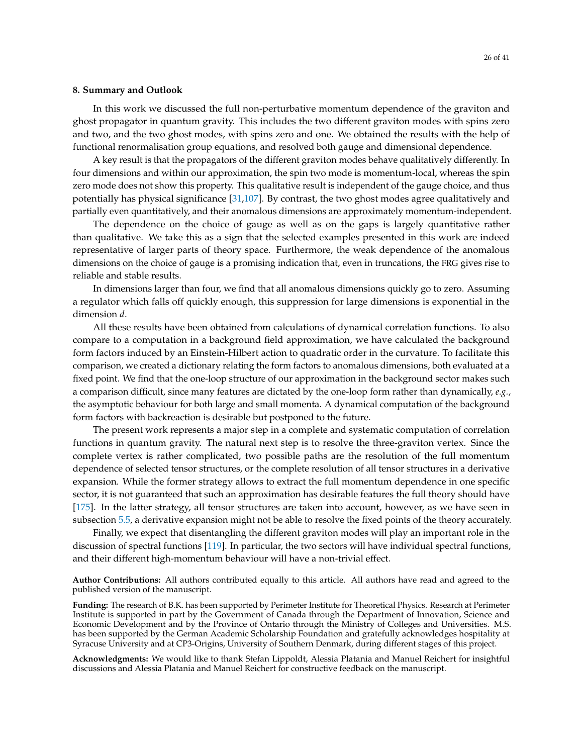## 8. Summary and Outlook

In this work we discussed the full non-perturbative momentum dependence of the graviton and ghost propagator in quantum gravity. This includes the two different graviton modes with spins zero and two, and the two ghost modes, with spins zero and one. We obtained the results with the help of functional renormalisation group equations, and resolved both gauge and dimensional dependence.

A key result is that the propagators of the different graviton modes behave qualitatively differently. In four dimensions and within our approximation, the spin two mode is momentum-local, whereas the spin zero mode does not show this property. This qualitative result is independent of the gauge choice, and thus potentially has physical significance [31,107]. By contrast, the two ghost modes agree qualitatively and partially even quantitatively, and their anomalous dimensions are approximately momentum-independent.

The dependence on the choice of gauge as well as on the gaps is largely quantitative rather than qualitative. We take this as a sign that the selected examples presented in this work are indeed representative of larger parts of theory space. Furthermore, the weak dependence of the anomalous dimensions on the choice of gauge is a promising indication that, even in truncations, the FRG gives rise to reliable and stable results.

In dimensions larger than four, we find that all anomalous dimensions quickly go to zero. Assuming a regulator which falls off quickly enough, this suppression for large dimensions is exponential in the dimension $d$.

All these results have been obtained from calculations of dynamical correlation functions. To also compare to a computation in a background field approximation, we have calculated the background form factors induced by an Einstein-Hilbert action to quadratic order in the curvature. To facilitate this comparison, we created a dictionary relating the form factors to anomalous dimensions, both evaluated at a fixed point. We find that the one-loop structure of our approximation in the background sector makes such a comparison difficult, since many features are dictated by the one-loop form rather than dynamically, *e.g.*, the asymptotic behaviour for both large and small momenta. A dynamical computation of the background form factors with backreaction is desirable but postponed to the future.

The present work represents a major step in a complete and systematic computation of correlation functions in quantum gravity. The natural next step is to resolve the three-graviton vertex. Since the complete vertex is rather complicated, two possible paths are the resolution of the full momentum dependence of selected tensor structures, or the complete resolution of all tensor structures in a derivative expansion. While the former strategy allows to extract the full momentum dependence in one specific sector, it is not guaranteed that such an approximation has desirable features the full theory should have [175]. In the latter strategy, all tensor structures are taken into account, however, as we have seen in subsection 5.5, a derivative expansion might not be able to resolve the fixed points of the theory accurately.

Finally, we expect that disentangling the different graviton modes will play an important role in the discussion of spectral functions [119]. In particular, the two sectors will have individual spectral functions, and their different high-momentum behaviour will have a non-trivial effect.

**Author Contributions:** All authors contributed equally to this article. All authors have read and agreed to the published version of the manuscript.

**Funding:** The research of B.K. has been supported by Perimeter Institute for Theoretical Physics. Research at Perimeter Institute is supported in part by the Government of Canada through the Department of Innovation, Science and Economic Development and by the Province of Ontario through the Ministry of Colleges and Universities. M.S. has been supported by the German Academic Scholarship Foundation and gratefully acknowledges hospitality at Syracuse University and at CP3-Origins, University of Southern Denmark, during different stages of this project.

**Acknowledgments:** We would like to thank Stefan Lippoldt, Alessia Platania and Manuel Reichert for insightful discussions and Alessia Platania and Manuel Reichert for constructive feedback on the manuscript.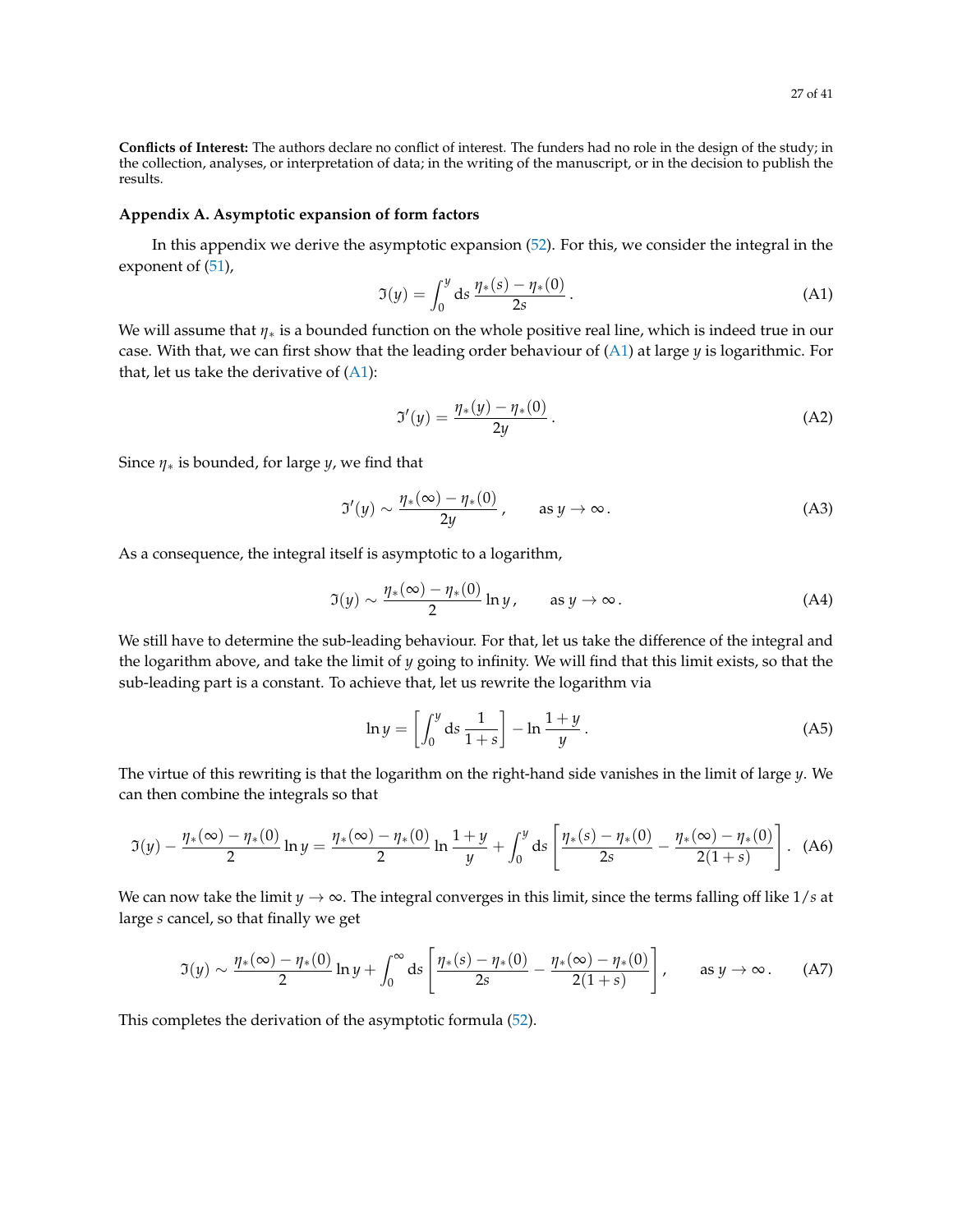**Conflicts of Interest:** The authors declare no conflict of interest. The funders had no role in the design of the study; in the collection, analyses, or interpretation of data; in the writing of the manuscript, or in the decision to publish the results.

### Appendix A. Asymptotic expansion of form factors

In this appendix we derive the asymptotic expansion (52). For this, we consider the integral in the exponent of (51),

$$\mathfrak{I}(y) = \int_0^y \mathrm{d}s \, \frac{\eta_*(s) - \eta_*(0)}{2s} \,. \tag{A1}$$

We will assume that $\eta_*$ is a bounded function on the whole positive real line, which is indeed true in our case. With that, we can first show that the leading order behaviour of (A1) at large $y$ is logarithmic. For that, let us take the derivative of (A1):

$$\mathfrak{I}'(y) = \frac{\eta_*(y) - \eta_*(0)}{2y} \,. \tag{A2}$$

Since $\eta_*$ is bounded, for large $y$, we find that

$$\mathfrak{I}'(y) \sim \frac{\eta_*(\infty) - \eta_*(0)}{2y} \,, \qquad \text{as } y \to \infty \,. \tag{A3}$$

As a consequence, the integral itself is asymptotic to a logarithm,

$$\mathfrak{I}(y) \sim \frac{\eta_*(\infty) - \eta_*(0)}{2} \ln y \,, \qquad \text{as } y \to \infty \,. \tag{A4}$$

We still have to determine the sub-leading behaviour. For that, let us take the difference of the integral and the logarithm above, and take the limit of $y$ going to infinity. We will find that this limit exists, so that the sub-leading part is a constant. To achieve that, let us rewrite the logarithm via

$$\ln y = \left[ \int_0^y \mathrm{d}s \, \frac{1}{1+s} \right] - \ln \frac{1+y}{y} \,. \tag{A5}$$

The virtue of this rewriting is that the logarithm on the right-hand side vanishes in the limit of large $y$. We can then combine the integrals so that

$$\mathfrak{I}(y) - \frac{\eta_*(\infty) - \eta_*(0)}{2} \ln y = \frac{\eta_*(\infty) - \eta_*(0)}{2} \ln \frac{1+y}{y} + \int_0^y \mathrm{d}s \left[ \frac{\eta_*(s) - \eta_*(0)}{2s} - \frac{\eta_*(\infty) - \eta_*(0)}{2(1+s)} \right] . \tag{A6}$$

We can now take the limit $y \to \infty$. The integral converges in this limit, since the terms falling off like $1/s$ at large $s$ cancel, so that finally we get

$$\mathfrak{I}(y) \sim \frac{\eta_*(\infty) - \eta_*(0)}{2} \ln y + \int_0^\infty \mathrm{d}s \left[ \frac{\eta_*(s) - \eta_*(0)}{2s} - \frac{\eta_*(\infty) - \eta_*(0)}{2(1+s)} \right] , \qquad \text{as } y \to \infty \,. \tag{A7}$$

This completes the derivation of the asymptotic formula (52).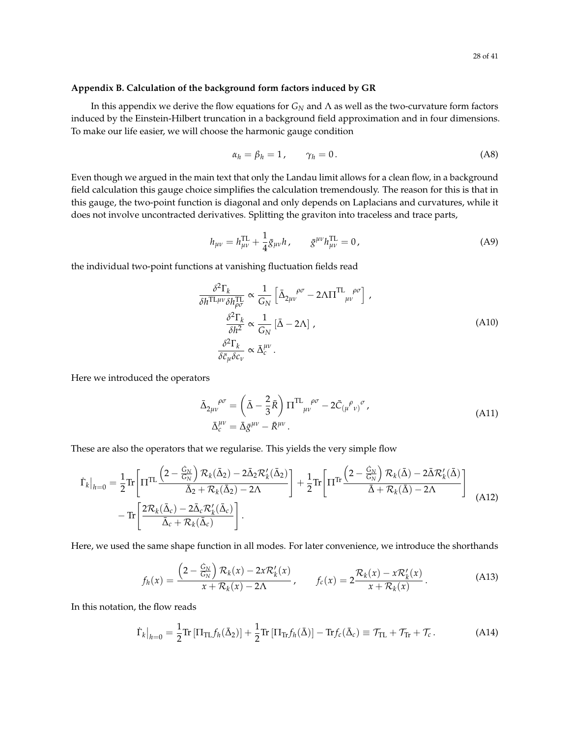## Appendix B. Calculation of the background form factors induced by GR

In this appendix we derive the flow equations for $G_N$ and $\Lambda$ as well as the two-curvature form factors induced by the Einstein-Hilbert truncation in a background field approximation and in four dimensions. To make our life easier, we will choose the harmonic gauge condition

$$
\alpha_h = \beta_h = 1 \,, \qquad \gamma_h = 0 \,. \tag{A8}
$$

Even though we argued in the main text that only the Landau limit allows for a clean flow, in a background field calculation this gauge choice simplifies the calculation tremendously. The reason for this is that in this gauge, the two-point function is diagonal and only depends on Laplacians and curvatures, while it does not involve uncontracted derivatives. Splitting the graviton into traceless and trace parts,

$$
h_{\mu\nu} = h^{\mathrm{TL}}_{\mu\nu} + \frac{1}{4}\bar{g}_{\mu\nu} h \,, \qquad \bar{g}^{\mu\nu} h^{\mathrm{TL}}_{\mu\nu} = 0 \,, \tag{A9}
$$

the individual two-point functions at vanishing fluctuation fields read

$$
\begin{aligned}
\frac{\delta^2 \Gamma_k}{\delta h^{\mathrm{TL}\mu\nu} \delta h^{\mathrm{TL}}_{\rho\sigma}} &\propto \frac{1}{G_N} \left[ \bar{\Delta}_{2\mu\nu}{}^{\rho\sigma} - 2\Lambda \Pi^{\mathrm{TL}}{}_{\mu\nu}{}^{\rho\sigma} \right] \,, \\
\frac{\delta^2 \Gamma_k}{\delta h^2} &\propto \frac{1}{G_N} \left[ \bar{\Delta} - 2\Lambda \right] \,, \\
\frac{\delta^2 \Gamma_k}{\delta \bar{c}_\mu \delta c_\nu} &\propto \bar{\Delta}_c^{\mu\nu} \,.
\end{aligned} \tag{A10}
$$

Here we introduced the operators

$$
\begin{aligned}
\bar{\Delta}_{2\mu\nu}{}^{\rho\sigma} &= \left( \bar{\Delta} - \frac{2}{3}\bar{R} \right) \Pi^{\mathrm{TL}}{}_{\mu\nu}{}^{\rho\sigma} - 2\bar{C}_{(\mu}{}^{\rho}{}_{\nu)}{}^{\sigma} \,, \\
\bar{\Delta}_c^{\mu\nu} &= \bar{\Delta}\bar{g}^{\mu\nu} - \bar{R}^{\mu\nu} \,.
\end{aligned} \tag{A11}
$$

These are also the operators that we regularise. This yields the very simple flow

$$
\begin{aligned}
\dot{\Gamma}_k\big|_{h=0} = \, & \frac{1}{2} \mathrm{Tr} \left[ \Pi^{\mathrm{TL}} \frac{\left(2 - \frac{\dot{G}_N}{G_N}\right) \mathcal{R}_k(\bar{\Delta}_2) - 2\bar{\Delta}_2 \mathcal{R}_k'(\bar{\Delta}_2)}{\bar{\Delta}_2 + \mathcal{R}_k(\bar{\Delta}_2) - 2\Lambda} \right] + \frac{1}{2} \mathrm{Tr} \left[ \Pi^{\mathrm{Tr}} \frac{\left(2 - \frac{\dot{G}_N}{G_N}\right) \mathcal{R}_k(\bar{\Delta}) - 2\bar{\Delta} \mathcal{R}_k'(\bar{\Delta})}{\bar{\Delta} + \mathcal{R}_k(\bar{\Delta}) - 2\Lambda} \right] \\
& - \mathrm{Tr} \left[ \frac{2\mathcal{R}_k(\bar{\Delta}_c) - 2\bar{\Delta}_c \mathcal{R}_k'(\bar{\Delta}_c)}{\bar{\Delta}_c + \mathcal{R}_k(\bar{\Delta}_c)} \right] .
\end{aligned} \tag{A12}
$$

Here, we used the same shape function in all modes. For later convenience, we introduce the shorthands

$$
f_h(x) = \frac{\left(2 - \frac{\dot{G}_N}{G_N}\right) \mathcal{R}_k(x) - 2x \mathcal{R}_k'(x)}{x + \mathcal{R}_k(x) - 2\Lambda} \,, \qquad f_c(x) = 2 \frac{\mathcal{R}_k(x) - x \mathcal{R}_k'(x)}{x + \mathcal{R}_k(x)} \,. \tag{A13}
$$

In this notation, the flow reads

$$
\dot{\Gamma}_k\big|_{h=0} = \frac{1}{2} \mathrm{Tr} \left[ \Pi_{\mathrm{TL}} f_h(\bar{\Delta}_2) \right] + \frac{1}{2} \mathrm{Tr} \left[ \Pi_{\mathrm{Tr}} f_h(\bar{\Delta}) \right] - \mathrm{Tr} f_c(\bar{\Delta}_c) \equiv \mathcal{T}_{\mathrm{TL}} + \mathcal{T}_{\mathrm{Tr}} + \mathcal{T}_c \,. \tag{A14}
$$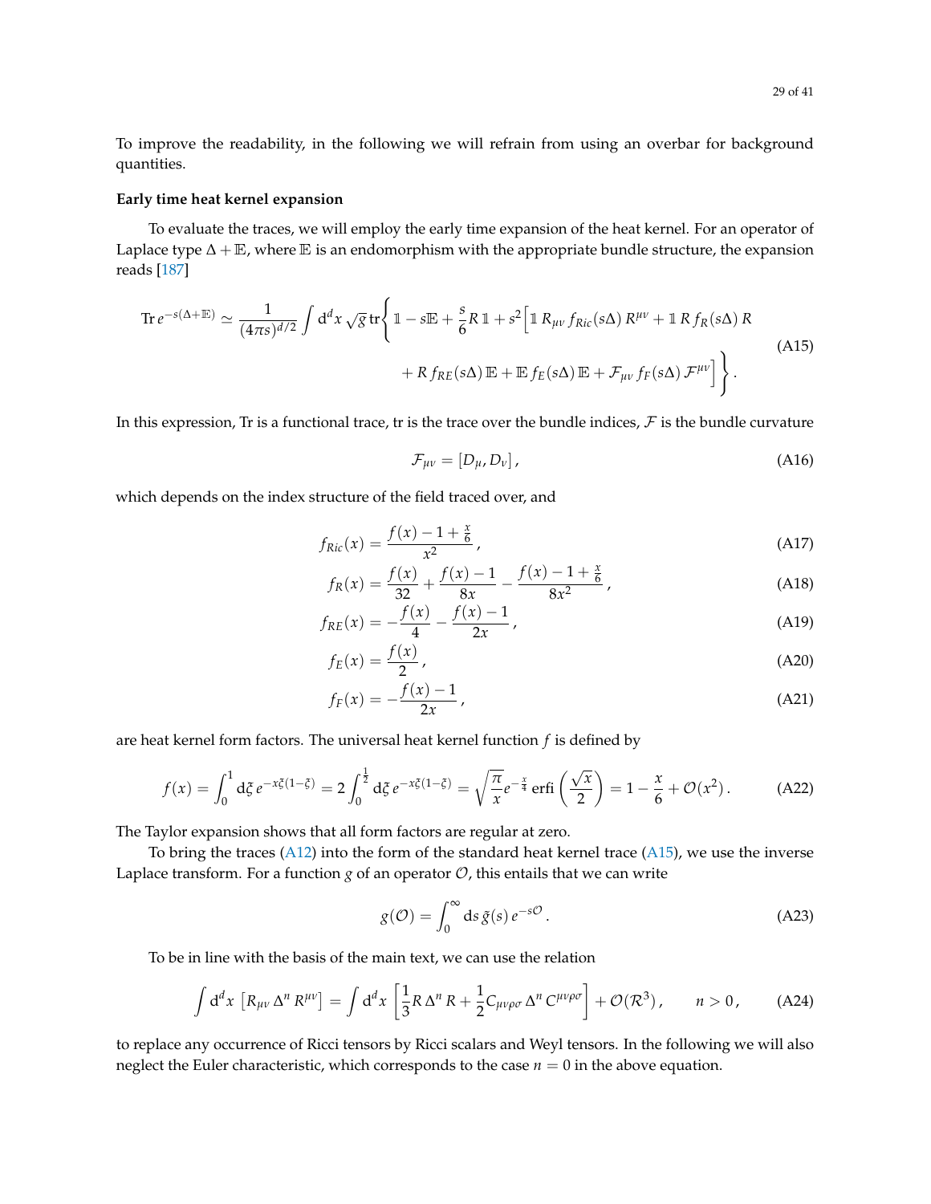To improve the readability, in the following we will refrain from using an overbar for background quantities.

**Early time heat kernel expansion**

To evaluate the traces, we will employ the early time expansion of the heat kernel. For an operator of Laplace type $\Delta + \mathbb{E}$, where $\mathbb{E}$ is an endomorphism with the appropriate bundle structure, the expansion reads [187]

$$
\begin{aligned}
\operatorname{Tr} e^{-s(\Delta+\mathbb{E})} \simeq \frac{1}{(4\pi s)^{d/2}} \int \mathrm{d}^d x \sqrt{g}\, \operatorname{tr}\Bigg\{ & \mathbb{1} - s\mathbb{E} + \frac{s}{6} R\, \mathbb{1} + s^2 \Big[ \mathbb{1}\, R_{\mu\nu}\, f_{Ric}(s\Delta)\, R^{\mu\nu} + \mathbb{1}\, R\, f_R(s\Delta)\, R \\
& + R\, f_{RE}(s\Delta)\, \mathbb{E} + \mathbb{E}\, f_E(s\Delta)\, \mathbb{E} + \mathcal{F}_{\mu\nu}\, f_F(s\Delta)\, \mathcal{F}^{\mu\nu} \Big] \Bigg\} .
\end{aligned}
\tag{A15}
$$

In this expression, Tr is a functional trace, tr is the trace over the bundle indices, $\mathcal{F}$ is the bundle curvature

$$
\mathcal{F}_{\mu\nu} = [D_\mu, D_\nu] \,, \tag{A16}
$$

which depends on the index structure of the field traced over, and

$$
f_{Ric}(x) = \frac{f(x) - 1 + \frac{x}{6}}{x^2} \,, \tag{A17}
$$

$$
f_R(x) = \frac{f(x)}{32} + \frac{f(x) - 1}{8x} - \frac{f(x) - 1 + \frac{x}{6}}{8x^2} \,, \tag{A18}
$$

$$
f_{RE}(x) = -\frac{f(x)}{4} - \frac{f(x) - 1}{2x} \,, \tag{A19}
$$

$$
f_E(x) = \frac{f(x)}{2} \,, \tag{A20}
$$

$$
f_F(x) = -\frac{f(x) - 1}{2x} \,, \tag{A21}
$$

are heat kernel form factors. The universal heat kernel function $f$ is defined by

$$
f(x) = \int_0^1 \mathrm{d}\xi\, e^{-x\xi(1-\xi)} = 2 \int_0^{\frac{1}{2}} \mathrm{d}\xi\, e^{-x\xi(1-\xi)} = \sqrt{\frac{\pi}{x}} e^{-\frac{x}{4}} \operatorname{erfi}\left( \frac{\sqrt{x}}{2} \right) = 1 - \frac{x}{6} + \mathcal{O}(x^2) \,. \tag{A22}
$$

The Taylor expansion shows that all form factors are regular at zero.

To bring the traces (A12) into the form of the standard heat kernel trace (A15), we use the inverse Laplace transform. For a function $g$ of an operator $\mathcal{O}$, this entails that we can write

$$
g(\mathcal{O}) = \int_0^\infty \mathrm{d}s\, \tilde{g}(s)\, e^{-s\mathcal{O}} \,. \tag{A23}
$$

To be in line with the basis of the main text, we can use the relation

$$
\int \mathrm{d}^d x \left[ R_{\mu\nu}\, \Delta^n\, R^{\mu\nu} \right] = \int \mathrm{d}^d x \left[ \frac{1}{3} R\, \Delta^n\, R + \frac{1}{2} C_{\mu\nu\rho\sigma}\, \Delta^n\, C^{\mu\nu\rho\sigma} \right] + \mathcal{O}(\mathcal{R}^3) \,, \qquad n > 0 \,, \tag{A24}
$$

to replace any occurrence of Ricci tensors by Ricci scalars and Weyl tensors. In the following we will also neglect the Euler characteristic, which corresponds to the case $n = 0$ in the above equation.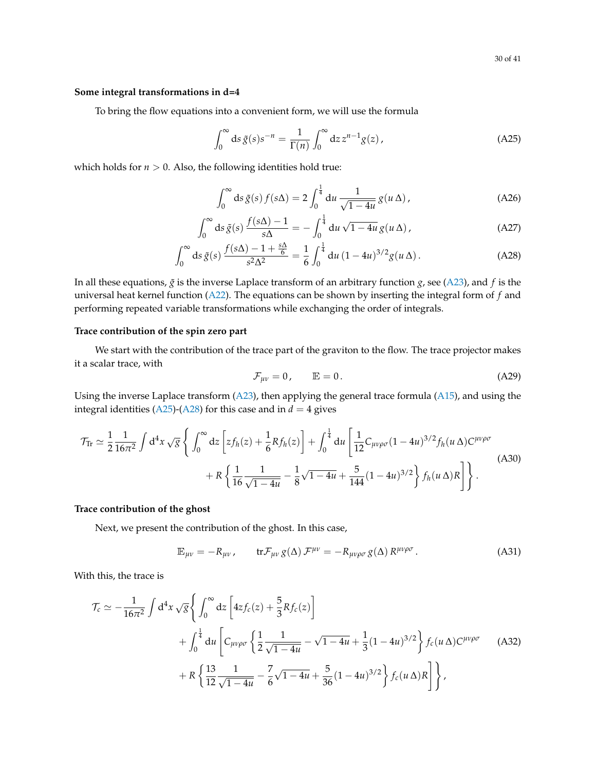**Some integral transformations in d=4**

To bring the flow equations into a convenient form, we will use the formula

$$\int_0^\infty \mathrm{d}s\, \tilde{g}(s) s^{-n} = \frac{1}{\Gamma(n)} \int_0^\infty \mathrm{d}z\, z^{n-1} g(z)\,, \tag{A25}$$

which holds for $n > 0$. Also, the following identities hold true:

$$\int_0^\infty \mathrm{d}s\, \tilde{g}(s)\, f(s\Delta) = 2\int_0^{\frac{1}{4}} \mathrm{d}u\, \frac{1}{\sqrt{1-4u}}\, g(u\,\Delta)\,, \tag{A26}$$

$$\int_0^\infty \mathrm{d}s\, \tilde{g}(s)\, \frac{f(s\Delta)-1}{s\Delta} = -\int_0^{\frac{1}{4}} \mathrm{d}u\, \sqrt{1-4u}\, g(u\,\Delta)\,, \tag{A27}$$

$$\int_0^\infty \mathrm{d}s\, \tilde{g}(s)\, \frac{f(s\Delta)-1+\frac{s\Delta}{6}}{s^2\Delta^2} = \frac{1}{6}\int_0^{\frac{1}{4}} \mathrm{d}u\, (1-4u)^{3/2} g(u\,\Delta)\,. \tag{A28}$$

In all these equations, $\tilde{g}$ is the inverse Laplace transform of an arbitrary function $g$, see (A23), and $f$ is the universal heat kernel function (A22). The equations can be shown by inserting the integral form of $f$ and performing repeated variable transformations while exchanging the order of integrals.

**Trace contribution of the spin zero part**

We start with the contribution of the trace part of the graviton to the flow. The trace projector makes it a scalar trace, with

$$\mathcal{F}_{\mu\nu} = 0\,, \qquad \mathbb{E} = 0\,. \tag{A29}$$

Using the inverse Laplace transform (A23), then applying the general trace formula (A15), and using the integral identities (A25)-(A28) for this case and in $d = 4$ gives

$$\begin{aligned} \mathcal{T}_{\mathrm{Tr}} \simeq \frac{1}{2}\frac{1}{16\pi^2} \int \mathrm{d}^4x\, \sqrt{g} \Bigg\{ \int_0^\infty \mathrm{d}z \left[ z f_h(z) + \frac{1}{6} R f_h(z) \right] + \int_0^{\frac{1}{4}} \mathrm{d}u \Bigg[ \frac{1}{12} C_{\mu\nu\rho\sigma} (1-4u)^{3/2} f_h(u\,\Delta) C^{\mu\nu\rho\sigma} \\ + R \left\{ \frac{1}{16}\frac{1}{\sqrt{1-4u}} - \frac{1}{8}\sqrt{1-4u} + \frac{5}{144}(1-4u)^{3/2} \right\} f_h(u\,\Delta) R \Bigg] \Bigg\}\,. \end{aligned} \tag{A30}$$

**Trace contribution of the ghost**

Next, we present the contribution of the ghost. In this case,

$$\mathbb{E}_{\mu\nu} = -R_{\mu\nu}\,, \qquad \mathrm{tr}\mathcal{F}_{\mu\nu}\, g(\Delta)\, \mathcal{F}^{\mu\nu} = -R_{\mu\nu\rho\sigma}\, g(\Delta)\, R^{\mu\nu\rho\sigma}\,. \tag{A31}$$

With this, the trace is

$$\begin{aligned} \mathcal{T}_c \simeq -\frac{1}{16\pi^2} \int \mathrm{d}^4x\, \sqrt{g} \Bigg\{ & \int_0^\infty \mathrm{d}z \left[ 4z f_c(z) + \frac{5}{3} R f_c(z) \right] \\ & + \int_0^{\frac{1}{4}} \mathrm{d}u \Bigg[ C_{\mu\nu\rho\sigma} \left\{ \frac{1}{2}\frac{1}{\sqrt{1-4u}} - \sqrt{1-4u} + \frac{1}{3}(1-4u)^{3/2} \right\} f_c(u\,\Delta) C^{\mu\nu\rho\sigma} \\ & + R \left\{ \frac{13}{12}\frac{1}{\sqrt{1-4u}} - \frac{7}{6}\sqrt{1-4u} + \frac{5}{36}(1-4u)^{3/2} \right\} f_c(u\,\Delta) R \Bigg] \Bigg\}\,, \end{aligned} \tag{A32}$$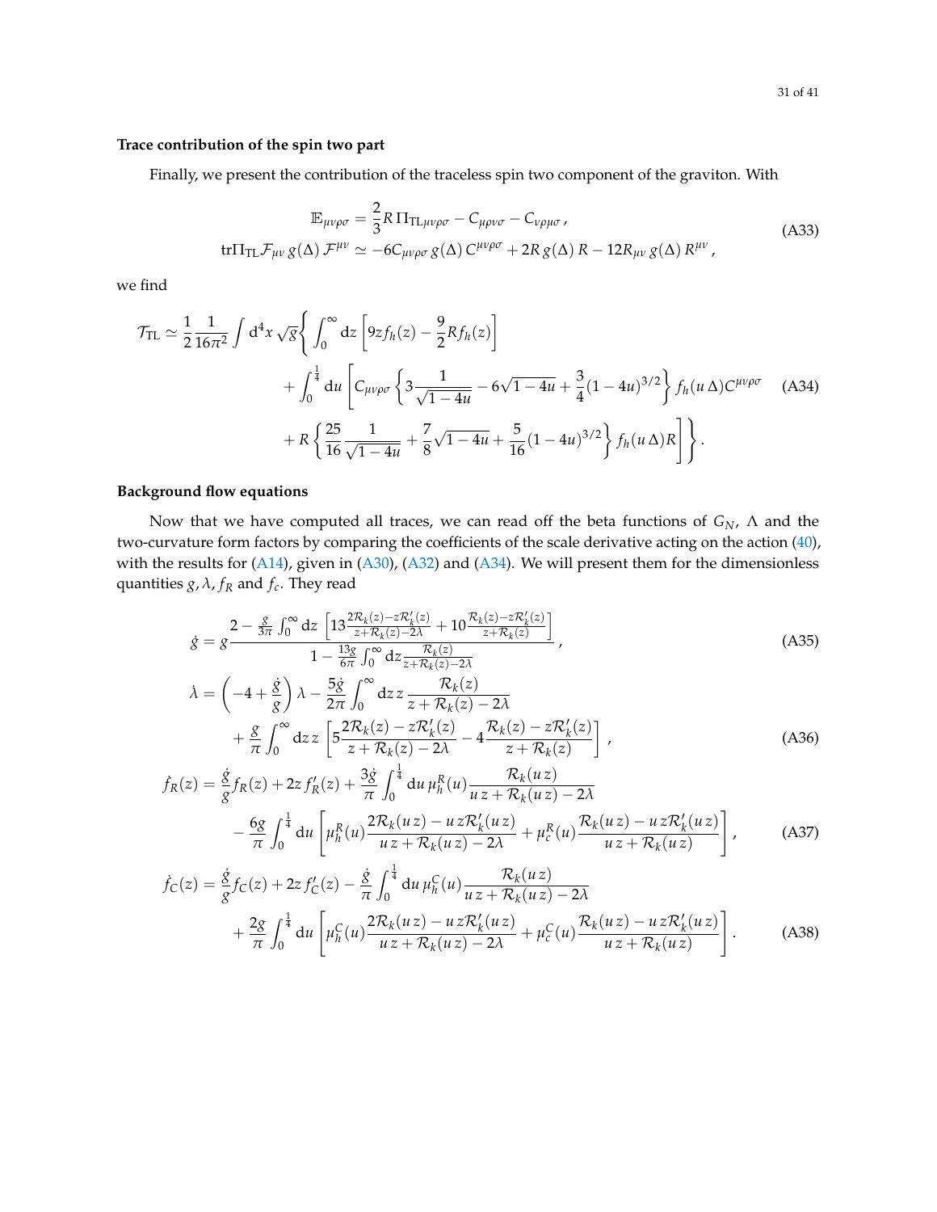**Trace contribution of the spin two part**

Finally, we present the contribution of the traceless spin two component of the graviton. With

$$
\begin{aligned}
\mathbb{E}_{\mu\nu\rho\sigma} &= \frac{2}{3} R\, \Pi_{\text{TL}\mu\nu\rho\sigma} - C_{\mu\rho\nu\sigma} - C_{\nu\rho\mu\sigma}\,, \\
\text{tr}\Pi_{\text{TL}}\mathcal{F}_{\mu\nu}\, g(\Delta)\, \mathcal{F}^{\mu\nu} &\simeq -6C_{\mu\nu\rho\sigma}\, g(\Delta)\, C^{\mu\nu\rho\sigma} + 2R\, g(\Delta)\, R - 12R_{\mu\nu}\, g(\Delta)\, R^{\mu\nu}\,,
\end{aligned}
\tag{A33}
$$

we find

$$
\begin{aligned}
\mathcal{T}_{\text{TL}} \simeq \frac{1}{2}\frac{1}{16\pi^2}\int \mathrm{d}^4x\, \sqrt{g}\Bigg\{ &\int_0^\infty \mathrm{d}z \left[9z f_h(z) - \frac{9}{2} R f_h(z)\right] \\
&+ \int_0^{\frac{1}{4}} \mathrm{d}u \Bigg[ C_{\mu\nu\rho\sigma} \left\{ 3\frac{1}{\sqrt{1-4u}} - 6\sqrt{1-4u} + \frac{3}{4}(1-4u)^{3/2} \right\} f_h(u\,\Delta) C^{\mu\nu\rho\sigma} \\
&+ R \left\{ \frac{25}{16}\frac{1}{\sqrt{1-4u}} + \frac{7}{8}\sqrt{1-4u} + \frac{5}{16}(1-4u)^{3/2} \right\} f_h(u\,\Delta) R \Bigg] \Bigg\}\,.
\end{aligned}
\tag{A34}
$$

**Background flow equations**

Now that we have computed all traces, we can read off the beta functions of $G_N$, $\Lambda$ and the two-curvature form factors by comparing the coefficients of the scale derivative acting on the action (40), with the results for (A14), given in (A30), (A32) and (A34). We will present them for the dimensionless quantities $g, \lambda, f_R$ and $f_c$. They read

$$
\dot{g} = g\frac{2 - \frac{g}{3\pi}\int_0^\infty \mathrm{d}z\, \left[13\frac{2\mathcal{R}_k(z) - z\mathcal{R}_k'(z)}{z + \mathcal{R}_k(z) - 2\lambda} + 10\frac{\mathcal{R}_k(z) - z\mathcal{R}_k'(z)}{z + \mathcal{R}_k(z)}\right]}{1 - \frac{13g}{6\pi}\int_0^\infty \mathrm{d}z \frac{\mathcal{R}_k(z)}{z + \mathcal{R}_k(z) - 2\lambda}}\,,
\tag{A35}
$$

$$
\begin{aligned}
\dot{\lambda} &= \left(-4 + \frac{\dot{g}}{g}\right)\lambda - \frac{5\dot{g}}{2\pi}\int_0^\infty \mathrm{d}z\, z\,\frac{\mathcal{R}_k(z)}{z + \mathcal{R}_k(z) - 2\lambda} \\
&\quad + \frac{g}{\pi}\int_0^\infty \mathrm{d}z\, z\left[5\frac{2\mathcal{R}_k(z) - z\mathcal{R}_k'(z)}{z + \mathcal{R}_k(z) - 2\lambda} - 4\frac{\mathcal{R}_k(z) - z\mathcal{R}_k'(z)}{z + \mathcal{R}_k(z)}\right]\,,
\end{aligned}
\tag{A36}
$$

$$
\begin{aligned}
\dot{f}_R(z) &= \frac{\dot{g}}{g} f_R(z) + 2z\, f_R'(z) + \frac{3\dot{g}}{\pi}\int_0^{\frac{1}{4}} \mathrm{d}u\, \mu_h^R(u)\frac{\mathcal{R}_k(u\,z)}{u\,z + \mathcal{R}_k(u\,z) - 2\lambda} \\
&\quad - \frac{6g}{\pi}\int_0^{\frac{1}{4}} \mathrm{d}u \left[\mu_h^R(u)\frac{2\mathcal{R}_k(u\,z) - u\,z\mathcal{R}_k'(u\,z)}{u\,z + \mathcal{R}_k(u\,z) - 2\lambda} + \mu_c^R(u)\frac{\mathcal{R}_k(u\,z) - u\,z\mathcal{R}_k'(u\,z)}{u\,z + \mathcal{R}_k(u\,z)}\right]\,,
\end{aligned}
\tag{A37}
$$

$$
\begin{aligned}
\dot{f}_C(z) &= \frac{\dot{g}}{g} f_C(z) + 2z\, f_C'(z) - \frac{\dot{g}}{\pi}\int_0^{\frac{1}{4}} \mathrm{d}u\, \mu_h^C(u)\frac{\mathcal{R}_k(u\,z)}{u\,z + \mathcal{R}_k(u\,z) - 2\lambda} \\
&\quad + \frac{2g}{\pi}\int_0^{\frac{1}{4}} \mathrm{d}u \left[\mu_h^C(u)\frac{2\mathcal{R}_k(u\,z) - u\,z\mathcal{R}_k'(u\,z)}{u\,z + \mathcal{R}_k(u\,z) - 2\lambda} + \mu_c^C(u)\frac{\mathcal{R}_k(u\,z) - u\,z\mathcal{R}_k'(u\,z)}{u\,z + \mathcal{R}_k(u\,z)}\right]\,.
\end{aligned}
\tag{A38}
$$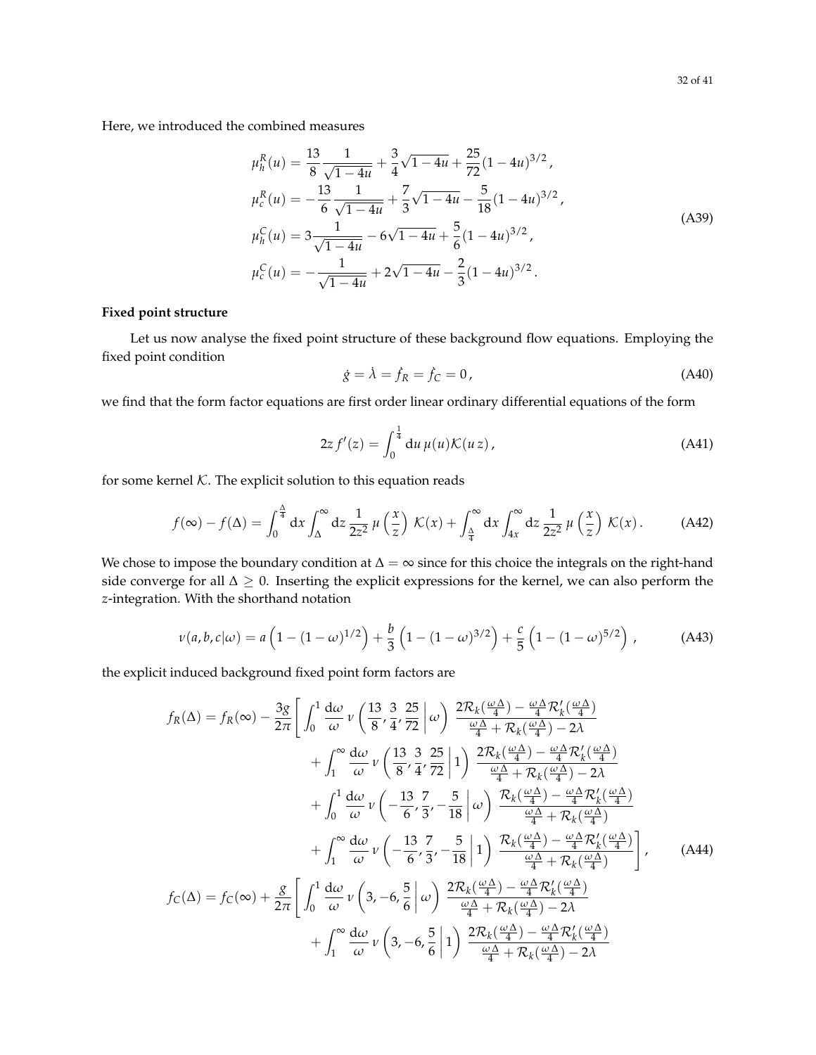Here, we introduced the combined measures

$$
\begin{aligned}
\mu_h^R(u) &= \frac{13}{8}\frac{1}{\sqrt{1-4u}} + \frac{3}{4}\sqrt{1-4u} + \frac{25}{72}(1-4u)^{3/2}\,, \\
\mu_c^R(u) &= -\frac{13}{6}\frac{1}{\sqrt{1-4u}} + \frac{7}{3}\sqrt{1-4u} - \frac{5}{18}(1-4u)^{3/2}\,, \\
\mu_h^C(u) &= 3\frac{1}{\sqrt{1-4u}} - 6\sqrt{1-4u} + \frac{5}{6}(1-4u)^{3/2}\,, \\
\mu_c^C(u) &= -\frac{1}{\sqrt{1-4u}} + 2\sqrt{1-4u} - \frac{2}{3}(1-4u)^{3/2}\,.
\end{aligned}
\tag{A39}
$$

**Fixed point structure**

Let us now analyse the fixed point structure of these background flow equations. Employing the fixed point condition

$$
\dot{g} = \dot{\lambda} = \dot{f}_R = \dot{f}_C = 0\,, \tag{A40}
$$

we find that the form factor equations are first order linear ordinary differential equations of the form

$$
2z\, f'(z) = \int_0^{\frac{1}{4}} \mathrm{d}u\, \mu(u) \mathcal{K}(u\, z)\,, \tag{A41}
$$

for some kernel $\mathcal{K}$. The explicit solution to this equation reads

$$
f(\infty) - f(\Delta) = \int_0^{\frac{\Delta}{4}} \mathrm{d}x \int_\Delta^\infty \mathrm{d}z\, \frac{1}{2z^2}\, \mu\left(\frac{x}{z}\right)\, \mathcal{K}(x) + \int_{\frac{\Delta}{4}}^\infty \mathrm{d}x \int_{4x}^\infty \mathrm{d}z\, \frac{1}{2z^2}\, \mu\left(\frac{x}{z}\right)\, \mathcal{K}(x)\,. \tag{A42}
$$

We chose to impose the boundary condition at $\Delta = \infty$ since for this choice the integrals on the right-hand side converge for all $\Delta \geq 0$. Inserting the explicit expressions for the kernel, we can also perform the $z$-integration. With the shorthand notation

$$
\nu(a,b,c|\omega) = a\left(1-(1-\omega)^{1/2}\right) + \frac{b}{3}\left(1-(1-\omega)^{3/2}\right) + \frac{c}{5}\left(1-(1-\omega)^{5/2}\right)\,, \tag{A43}
$$

the explicit induced background fixed point form factors are

$$
\begin{aligned}
f_R(\Delta) = f_R(\infty) - \frac{3g}{2\pi}\Bigg[ &\int_0^1 \frac{\mathrm{d}\omega}{\omega}\, \nu\left(\frac{13}{8}, \frac{3}{4}, \frac{25}{72}\,\middle|\, \omega\right)\, \frac{2\mathcal{R}_k(\frac{\omega\Delta}{4}) - \frac{\omega\Delta}{4}\mathcal{R}_k'(\frac{\omega\Delta}{4})}{\frac{\omega\Delta}{4} + \mathcal{R}_k(\frac{\omega\Delta}{4}) - 2\lambda} \\
&+ \int_1^\infty \frac{\mathrm{d}\omega}{\omega}\, \nu\left(\frac{13}{8}, \frac{3}{4}, \frac{25}{72}\,\middle|\, 1\right)\, \frac{2\mathcal{R}_k(\frac{\omega\Delta}{4}) - \frac{\omega\Delta}{4}\mathcal{R}_k'(\frac{\omega\Delta}{4})}{\frac{\omega\Delta}{4} + \mathcal{R}_k(\frac{\omega\Delta}{4}) - 2\lambda} \\
&+ \int_0^1 \frac{\mathrm{d}\omega}{\omega}\, \nu\left(-\frac{13}{6}, \frac{7}{3}, -\frac{5}{18}\,\middle|\, \omega\right)\, \frac{\mathcal{R}_k(\frac{\omega\Delta}{4}) - \frac{\omega\Delta}{4}\mathcal{R}_k'(\frac{\omega\Delta}{4})}{\frac{\omega\Delta}{4} + \mathcal{R}_k(\frac{\omega\Delta}{4})} \\
&+ \int_1^\infty \frac{\mathrm{d}\omega}{\omega}\, \nu\left(-\frac{13}{6}, \frac{7}{3}, -\frac{5}{18}\,\middle|\, 1\right)\, \frac{\mathcal{R}_k(\frac{\omega\Delta}{4}) - \frac{\omega\Delta}{4}\mathcal{R}_k'(\frac{\omega\Delta}{4})}{\frac{\omega\Delta}{4} + \mathcal{R}_k(\frac{\omega\Delta}{4})}\Bigg]\,,
\end{aligned}
\tag{A44}
$$

$$
\begin{aligned}
f_C(\Delta) = f_C(\infty) + \frac{g}{2\pi}\Bigg[ &\int_0^1 \frac{\mathrm{d}\omega}{\omega}\, \nu\left(3, -6, \frac{5}{6}\,\middle|\, \omega\right)\, \frac{2\mathcal{R}_k(\frac{\omega\Delta}{4}) - \frac{\omega\Delta}{4}\mathcal{R}_k'(\frac{\omega\Delta}{4})}{\frac{\omega\Delta}{4} + \mathcal{R}_k(\frac{\omega\Delta}{4}) - 2\lambda} \\
&+ \int_1^\infty \frac{\mathrm{d}\omega}{\omega}\, \nu\left(3, -6, \frac{5}{6}\,\middle|\, 1\right)\, \frac{2\mathcal{R}_k(\frac{\omega\Delta}{4}) - \frac{\omega\Delta}{4}\mathcal{R}_k'(\frac{\omega\Delta}{4})}{\frac{\omega\Delta}{4} + \mathcal{R}_k(\frac{\omega\Delta}{4}) - 2\lambda}
\end{aligned}
$$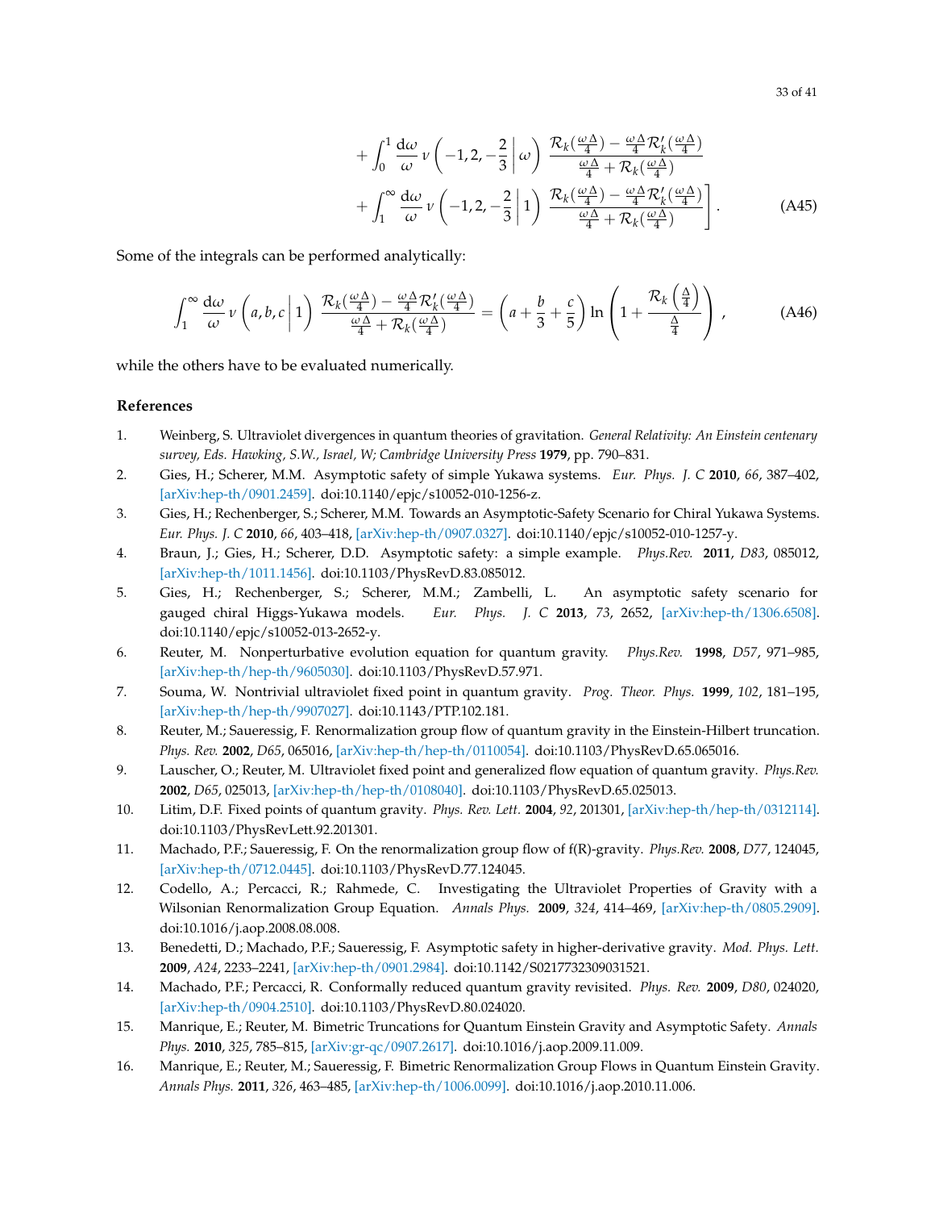$$
+ \int_0^1 \frac{\mathrm{d}\omega}{\omega}\, \nu\left(-1, 2, -\frac{2}{3}\,\middle|\, \omega\right) \frac{\mathcal{R}_k(\frac{\omega\Delta}{4}) - \frac{\omega\Delta}{4}\mathcal{R}_k'(\frac{\omega\Delta}{4})}{\frac{\omega\Delta}{4} + \mathcal{R}_k(\frac{\omega\Delta}{4})}
$$

$$
+ \int_1^\infty \frac{\mathrm{d}\omega}{\omega}\, \nu\left(-1, 2, -\frac{2}{3}\,\middle|\, 1\right) \frac{\mathcal{R}_k(\frac{\omega\Delta}{4}) - \frac{\omega\Delta}{4}\mathcal{R}_k'(\frac{\omega\Delta}{4})}{\frac{\omega\Delta}{4} + \mathcal{R}_k(\frac{\omega\Delta}{4})}\Bigg]. \tag{A45}
$$

Some of the integrals can be performed analytically:

$$
\int_1^\infty \frac{\mathrm{d}\omega}{\omega}\, \nu\left(a, b, c\,\middle|\, 1\right) \frac{\mathcal{R}_k(\frac{\omega\Delta}{4}) - \frac{\omega\Delta}{4}\mathcal{R}_k'(\frac{\omega\Delta}{4})}{\frac{\omega\Delta}{4} + \mathcal{R}_k(\frac{\omega\Delta}{4})} = \left(a + \frac{b}{3} + \frac{c}{5}\right) \ln\left(1 + \frac{\mathcal{R}_k\left(\frac{\Delta}{4}\right)}{\frac{\Delta}{4}}\right), \tag{A46}
$$

while the others have to be evaluated numerically.

## References

1. Weinberg, S. Ultraviolet divergences in quantum theories of gravitation. *General Relativity: An Einstein centenary survey, Eds. Hawking, S.W., Israel, W; Cambridge University Press* **1979**, pp. 790–831.
2. Gies, H.; Scherer, M.M. Asymptotic safety of simple Yukawa systems. *Eur. Phys. J. C* **2010**, *66*, 387–402, [arXiv:hep-th/0901.2459]. doi:10.1140/epjc/s10052-010-1256-z.
3. Gies, H.; Rechenberger, S.; Scherer, M.M. Towards an Asymptotic-Safety Scenario for Chiral Yukawa Systems. *Eur. Phys. J. C* **2010**, *66*, 403–418, [arXiv:hep-th/0907.0327]. doi:10.1140/epjc/s10052-010-1257-y.
4. Braun, J.; Gies, H.; Scherer, D.D. Asymptotic safety: a simple example. *Phys.Rev.* **2011**, *D83*, 085012, [arXiv:hep-th/1011.1456]. doi:10.1103/PhysRevD.83.085012.
5. Gies, H.; Rechenberger, S.; Scherer, M.M.; Zambelli, L. An asymptotic safety scenario for gauged chiral Higgs-Yukawa models. *Eur. Phys. J. C* **2013**, *73*, 2652, [arXiv:hep-th/1306.6508]. doi:10.1140/epjc/s10052-013-2652-y.
6. Reuter, M. Nonperturbative evolution equation for quantum gravity. *Phys.Rev.* **1998**, *D57*, 971–985, [arXiv:hep-th/hep-th/9605030]. doi:10.1103/PhysRevD.57.971.
7. Souma, W. Nontrivial ultraviolet fixed point in quantum gravity. *Prog. Theor. Phys.* **1999**, *102*, 181–195, [arXiv:hep-th/hep-th/9907027]. doi:10.1143/PTP.102.181.
8. Reuter, M.; Saueressig, F. Renormalization group flow of quantum gravity in the Einstein-Hilbert truncation. *Phys. Rev.* **2002**, *D65*, 065016, [arXiv:hep-th/hep-th/0110054]. doi:10.1103/PhysRevD.65.065016.
9. Lauscher, O.; Reuter, M. Ultraviolet fixed point and generalized flow equation of quantum gravity. *Phys.Rev.* **2002**, *D65*, 025013, [arXiv:hep-th/hep-th/0108040]. doi:10.1103/PhysRevD.65.025013.
10. Litim, D.F. Fixed points of quantum gravity. *Phys. Rev. Lett.* **2004**, *92*, 201301, [arXiv:hep-th/hep-th/0312114]. doi:10.1103/PhysRevLett.92.201301.
11. Machado, P.F.; Saueressig, F. On the renormalization group flow of f(R)-gravity. *Phys.Rev.* **2008**, *D77*, 124045, [arXiv:hep-th/0712.0445]. doi:10.1103/PhysRevD.77.124045.
12. Codello, A.; Percacci, R.; Rahmede, C. Investigating the Ultraviolet Properties of Gravity with a Wilsonian Renormalization Group Equation. *Annals Phys.* **2009**, *324*, 414–469, [arXiv:hep-th/0805.2909]. doi:10.1016/j.aop.2008.08.008.
13. Benedetti, D.; Machado, P.F.; Saueressig, F. Asymptotic safety in higher-derivative gravity. *Mod. Phys. Lett.* **2009**, *A24*, 2233–2241, [arXiv:hep-th/0901.2984]. doi:10.1142/S0217732309031521.
14. Machado, P.F.; Percacci, R. Conformally reduced quantum gravity revisited. *Phys. Rev.* **2009**, *D80*, 024020, [arXiv:hep-th/0904.2510]. doi:10.1103/PhysRevD.80.024020.
15. Manrique, E.; Reuter, M. Bimetric Truncations for Quantum Einstein Gravity and Asymptotic Safety. *Annals Phys.* **2010**, *325*, 785–815, [arXiv:gr-qc/0907.2617]. doi:10.1016/j.aop.2009.11.009.
16. Manrique, E.; Reuter, M.; Saueressig, F. Bimetric Renormalization Group Flows in Quantum Einstein Gravity. *Annals Phys.* **2011**, *326*, 463–485, [arXiv:hep-th/1006.0099]. doi:10.1016/j.aop.2010.11.006.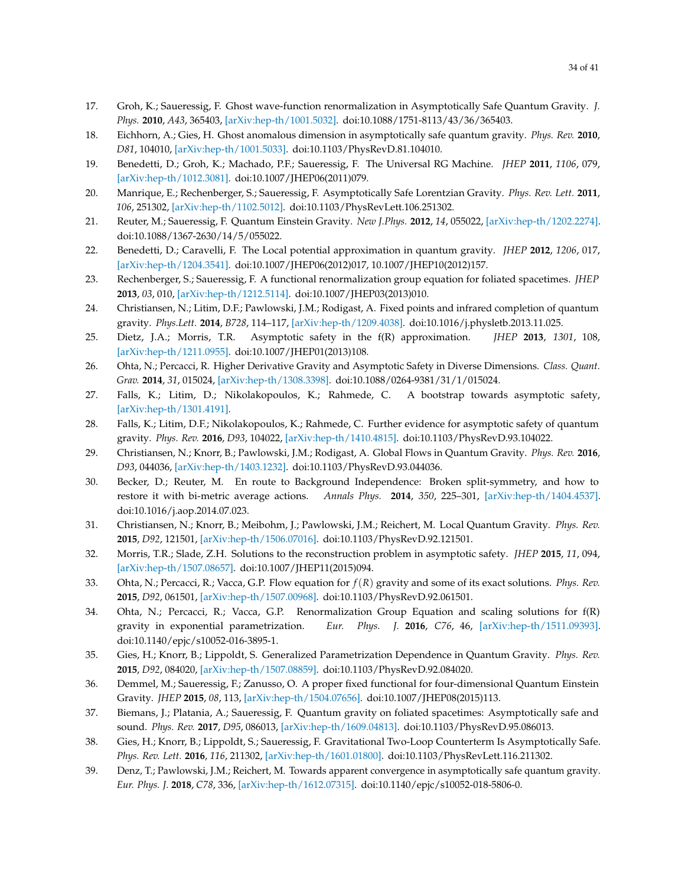17. Groh, K.; Saueressig, F. Ghost wave-function renormalization in Asymptotically Safe Quantum Gravity. *J. Phys.* **2010**, *A43*, 365403, [arXiv:hep-th/1001.5032]. doi:10.1088/1751-8113/43/36/365403.
18. Eichhorn, A.; Gies, H. Ghost anomalous dimension in asymptotically safe quantum gravity. *Phys. Rev.* **2010**, *D81*, 104010, [arXiv:hep-th/1001.5033]. doi:10.1103/PhysRevD.81.104010.
19. Benedetti, D.; Groh, K.; Machado, P.F.; Saueressig, F. The Universal RG Machine. *JHEP* **2011**, *1106*, 079, [arXiv:hep-th/1012.3081]. doi:10.1007/JHEP06(2011)079.
20. Manrique, E.; Rechenberger, S.; Saueressig, F. Asymptotically Safe Lorentzian Gravity. *Phys. Rev. Lett.* **2011**, *106*, 251302, [arXiv:hep-th/1102.5012]. doi:10.1103/PhysRevLett.106.251302.
21. Reuter, M.; Saueressig, F. Quantum Einstein Gravity. *New J.Phys.* **2012**, *14*, 055022, [arXiv:hep-th/1202.2274]. doi:10.1088/1367-2630/14/5/055022.
22. Benedetti, D.; Caravelli, F. The Local potential approximation in quantum gravity. *JHEP* **2012**, *1206*, 017, [arXiv:hep-th/1204.3541]. doi:10.1007/JHEP06(2012)017, 10.1007/JHEP10(2012)157.
23. Rechenberger, S.; Saueressig, F. A functional renormalization group equation for foliated spacetimes. *JHEP* **2013**, *03*, 010, [arXiv:hep-th/1212.5114]. doi:10.1007/JHEP03(2013)010.
24. Christiansen, N.; Litim, D.F.; Pawlowski, J.M.; Rodigast, A. Fixed points and infrared completion of quantum gravity. *Phys.Lett.* **2014**, *B728*, 114–117, [arXiv:hep-th/1209.4038]. doi:10.1016/j.physletb.2013.11.025.
25. Dietz, J.A.; Morris, T.R. Asymptotic safety in the f(R) approximation. *JHEP* **2013**, *1301*, 108, [arXiv:hep-th/1211.0955]. doi:10.1007/JHEP01(2013)108.
26. Ohta, N.; Percacci, R. Higher Derivative Gravity and Asymptotic Safety in Diverse Dimensions. *Class. Quant. Grav.* **2014**, *31*, 015024, [arXiv:hep-th/1308.3398]. doi:10.1088/0264-9381/31/1/015024.
27. Falls, K.; Litim, D.; Nikolakopoulos, K.; Rahmede, C. A bootstrap towards asymptotic safety, [arXiv:hep-th/1301.4191].
28. Falls, K.; Litim, D.F.; Nikolakopoulos, K.; Rahmede, C. Further evidence for asymptotic safety of quantum gravity. *Phys. Rev.* **2016**, *D93*, 104022, [arXiv:hep-th/1410.4815]. doi:10.1103/PhysRevD.93.104022.
29. Christiansen, N.; Knorr, B.; Pawlowski, J.M.; Rodigast, A. Global Flows in Quantum Gravity. *Phys. Rev.* **2016**, *D93*, 044036, [arXiv:hep-th/1403.1232]. doi:10.1103/PhysRevD.93.044036.
30. Becker, D.; Reuter, M. En route to Background Independence: Broken split-symmetry, and how to restore it with bi-metric average actions. *Annals Phys.* **2014**, *350*, 225–301, [arXiv:hep-th/1404.4537]. doi:10.1016/j.aop.2014.07.023.
31. Christiansen, N.; Knorr, B.; Meibohm, J.; Pawlowski, J.M.; Reichert, M. Local Quantum Gravity. *Phys. Rev.* **2015**, *D92*, 121501, [arXiv:hep-th/1506.07016]. doi:10.1103/PhysRevD.92.121501.
32. Morris, T.R.; Slade, Z.H. Solutions to the reconstruction problem in asymptotic safety. *JHEP* **2015**, *11*, 094, [arXiv:hep-th/1507.08657]. doi:10.1007/JHEP11(2015)094.
33. Ohta, N.; Percacci, R.; Vacca, G.P. Flow equation for $f(R)$ gravity and some of its exact solutions. *Phys. Rev.* **2015**, *D92*, 061501, [arXiv:hep-th/1507.00968]. doi:10.1103/PhysRevD.92.061501.
34. Ohta, N.; Percacci, R.; Vacca, G.P. Renormalization Group Equation and scaling solutions for f(R) gravity in exponential parametrization. *Eur. Phys. J.* **2016**, *C76*, 46, [arXiv:hep-th/1511.09393]. doi:10.1140/epjc/s10052-016-3895-1.
35. Gies, H.; Knorr, B.; Lippoldt, S. Generalized Parametrization Dependence in Quantum Gravity. *Phys. Rev.* **2015**, *D92*, 084020, [arXiv:hep-th/1507.08859]. doi:10.1103/PhysRevD.92.084020.
36. Demmel, M.; Saueressig, F.; Zanusso, O. A proper fixed functional for four-dimensional Quantum Einstein Gravity. *JHEP* **2015**, *08*, 113, [arXiv:hep-th/1504.07656]. doi:10.1007/JHEP08(2015)113.
37. Biemans, J.; Platania, A.; Saueressig, F. Quantum gravity on foliated spacetimes: Asymptotically safe and sound. *Phys. Rev.* **2017**, *D95*, 086013, [arXiv:hep-th/1609.04813]. doi:10.1103/PhysRevD.95.086013.
38. Gies, H.; Knorr, B.; Lippoldt, S.; Saueressig, F. Gravitational Two-Loop Counterterm Is Asymptotically Safe. *Phys. Rev. Lett.* **2016**, *116*, 211302, [arXiv:hep-th/1601.01800]. doi:10.1103/PhysRevLett.116.211302.
39. Denz, T.; Pawlowski, J.M.; Reichert, M. Towards apparent convergence in asymptotically safe quantum gravity. *Eur. Phys. J.* **2018**, *C78*, 336, [arXiv:hep-th/1612.07315]. doi:10.1140/epjc/s10052-018-5806-0.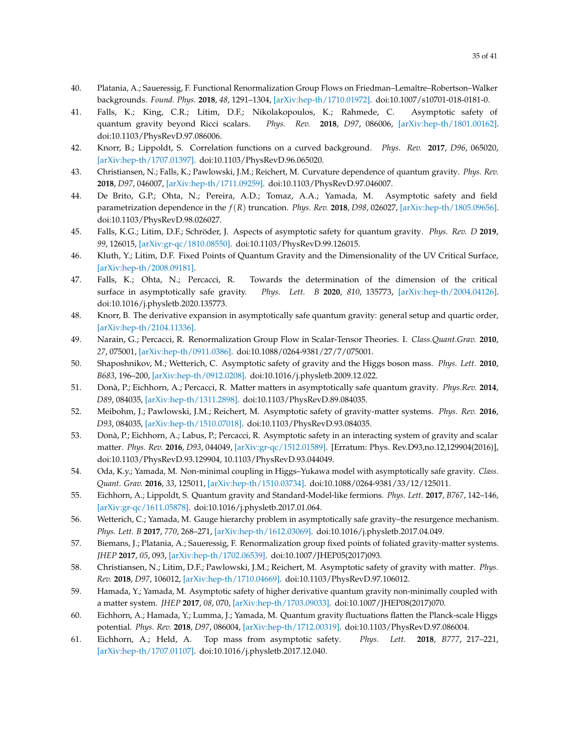40. Platania, A.; Saueressig, F. Functional Renormalization Group Flows on Friedman–Lemaître–Robertson–Walker backgrounds. *Found. Phys.* **2018**, *48*, 1291–1304, [arXiv:hep-th/1710.01972]. doi:10.1007/s10701-018-0181-0.
41. Falls, K.; King, C.R.; Litim, D.F.; Nikolakopoulos, K.; Rahmede, C. Asymptotic safety of quantum gravity beyond Ricci scalars. *Phys. Rev.* **2018**, *D97*, 086006, [arXiv:hep-th/1801.00162]. doi:10.1103/PhysRevD.97.086006.
42. Knorr, B.; Lippoldt, S. Correlation functions on a curved background. *Phys. Rev.* **2017**, *D96*, 065020, [arXiv:hep-th/1707.01397]. doi:10.1103/PhysRevD.96.065020.
43. Christiansen, N.; Falls, K.; Pawlowski, J.M.; Reichert, M. Curvature dependence of quantum gravity. *Phys. Rev.* **2018**, *D97*, 046007, [arXiv:hep-th/1711.09259]. doi:10.1103/PhysRevD.97.046007.
44. De Brito, G.P.; Ohta, N.; Pereira, A.D.; Tomaz, A.A.; Yamada, M. Asymptotic safety and field parametrization dependence in the $f(R)$ truncation. *Phys. Rev.* **2018**, *D98*, 026027, [arXiv:hep-th/1805.09656]. doi:10.1103/PhysRevD.98.026027.
45. Falls, K.G.; Litim, D.F.; Schröder, J. Aspects of asymptotic safety for quantum gravity. *Phys. Rev. D* **2019**, *99*, 126015, [arXiv:gr-qc/1810.08550]. doi:10.1103/PhysRevD.99.126015.
46. Kluth, Y.; Litim, D.F. Fixed Points of Quantum Gravity and the Dimensionality of the UV Critical Surface, [arXiv:hep-th/2008.09181].
47. Falls, K.; Ohta, N.; Percacci, R. Towards the determination of the dimension of the critical surface in asymptotically safe gravity. *Phys. Lett. B* **2020**, *810*, 135773, [arXiv:hep-th/2004.04126]. doi:10.1016/j.physletb.2020.135773.
48. Knorr, B. The derivative expansion in asymptotically safe quantum gravity: general setup and quartic order, [arXiv:hep-th/2104.11336].
49. Narain, G.; Percacci, R. Renormalization Group Flow in Scalar-Tensor Theories. I. *Class.Quant.Grav.* **2010**, *27*, 075001, [arXiv:hep-th/0911.0386]. doi:10.1088/0264-9381/27/7/075001.
50. Shaposhnikov, M.; Wetterich, C. Asymptotic safety of gravity and the Higgs boson mass. *Phys. Lett.* **2010**, *B683*, 196–200, [arXiv:hep-th/0912.0208]. doi:10.1016/j.physletb.2009.12.022.
51. Donà, P.; Eichhorn, A.; Percacci, R. Matter matters in asymptotically safe quantum gravity. *Phys.Rev.* **2014**, *D89*, 084035, [arXiv:hep-th/1311.2898]. doi:10.1103/PhysRevD.89.084035.
52. Meibohm, J.; Pawlowski, J.M.; Reichert, M. Asymptotic safety of gravity-matter systems. *Phys. Rev.* **2016**, *D93*, 084035, [arXiv:hep-th/1510.07018]. doi:10.1103/PhysRevD.93.084035.
53. Donà, P.; Eichhorn, A.; Labus, P.; Percacci, R. Asymptotic safety in an interacting system of gravity and scalar matter. *Phys. Rev.* **2016**, *D93*, 044049, [arXiv:gr-qc/1512.01589]. [Erratum: Phys. Rev.D93,no.12,129904(2016)], doi:10.1103/PhysRevD.93.129904, 10.1103/PhysRevD.93.044049.
54. Oda, K.y.; Yamada, M. Non-minimal coupling in Higgs–Yukawa model with asymptotically safe gravity. *Class. Quant. Grav.* **2016**, *33*, 125011, [arXiv:hep-th/1510.03734]. doi:10.1088/0264-9381/33/12/125011.
55. Eichhorn, A.; Lippoldt, S. Quantum gravity and Standard-Model-like fermions. *Phys. Lett.* **2017**, *B767*, 142–146, [arXiv:gr-qc/1611.05878]. doi:10.1016/j.physletb.2017.01.064.
56. Wetterich, C.; Yamada, M. Gauge hierarchy problem in asymptotically safe gravity–the resurgence mechanism. *Phys. Lett. B* **2017**, *770*, 268–271, [arXiv:hep-th/1612.03069]. doi:10.1016/j.physletb.2017.04.049.
57. Biemans, J.; Platania, A.; Saueressig, F. Renormalization group fixed points of foliated gravity-matter systems. *JHEP* **2017**, *05*, 093, [arXiv:hep-th/1702.06539]. doi:10.1007/JHEP05(2017)093.
58. Christiansen, N.; Litim, D.F.; Pawlowski, J.M.; Reichert, M. Asymptotic safety of gravity with matter. *Phys. Rev.* **2018**, *D97*, 106012, [arXiv:hep-th/1710.04669]. doi:10.1103/PhysRevD.97.106012.
59. Hamada, Y.; Yamada, M. Asymptotic safety of higher derivative quantum gravity non-minimally coupled with a matter system. *JHEP* **2017**, *08*, 070, [arXiv:hep-th/1703.09033]. doi:10.1007/JHEP08(2017)070.
60. Eichhorn, A.; Hamada, Y.; Lumma, J.; Yamada, M. Quantum gravity fluctuations flatten the Planck-scale Higgs potential. *Phys. Rev.* **2018**, *D97*, 086004, [arXiv:hep-th/1712.00319]. doi:10.1103/PhysRevD.97.086004.
61. Eichhorn, A.; Held, A. Top mass from asymptotic safety. *Phys. Lett.* **2018**, *B777*, 217–221, [arXiv:hep-th/1707.01107]. doi:10.1016/j.physletb.2017.12.040.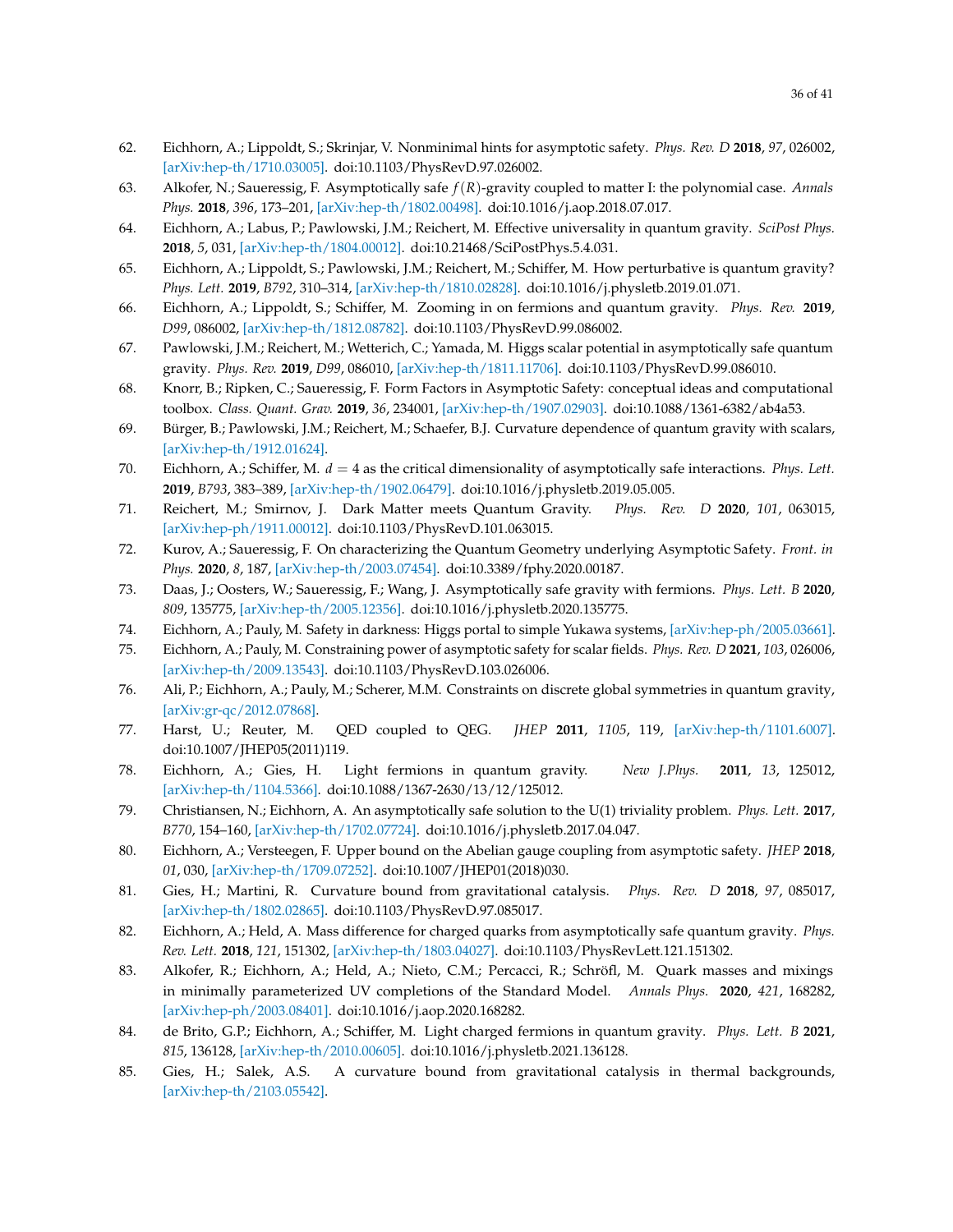62. Eichhorn, A.; Lippoldt, S.; Skrinjar, V. Nonminimal hints for asymptotic safety. *Phys. Rev. D* **2018**, *97*, 026002, [arXiv:hep-th/1710.03005]. doi:10.1103/PhysRevD.97.026002.
63. Alkofer, N.; Saueressig, F. Asymptotically safe $f(R)$-gravity coupled to matter I: the polynomial case. *Annals Phys.* **2018**, *396*, 173–201, [arXiv:hep-th/1802.00498]. doi:10.1016/j.aop.2018.07.017.
64. Eichhorn, A.; Labus, P.; Pawlowski, J.M.; Reichert, M. Effective universality in quantum gravity. *SciPost Phys.* **2018**, *5*, 031, [arXiv:hep-th/1804.00012]. doi:10.21468/SciPostPhys.5.4.031.
65. Eichhorn, A.; Lippoldt, S.; Pawlowski, J.M.; Reichert, M.; Schiffer, M. How perturbative is quantum gravity? *Phys. Lett.* **2019**, *B792*, 310–314, [arXiv:hep-th/1810.02828]. doi:10.1016/j.physletb.2019.01.071.
66. Eichhorn, A.; Lippoldt, S.; Schiffer, M. Zooming in on fermions and quantum gravity. *Phys. Rev.* **2019**, *D99*, 086002, [arXiv:hep-th/1812.08782]. doi:10.1103/PhysRevD.99.086002.
67. Pawlowski, J.M.; Reichert, M.; Wetterich, C.; Yamada, M. Higgs scalar potential in asymptotically safe quantum gravity. *Phys. Rev.* **2019**, *D99*, 086010, [arXiv:hep-th/1811.11706]. doi:10.1103/PhysRevD.99.086010.
68. Knorr, B.; Ripken, C.; Saueressig, F. Form Factors in Asymptotic Safety: conceptual ideas and computational toolbox. *Class. Quant. Grav.* **2019**, *36*, 234001, [arXiv:hep-th/1907.02903]. doi:10.1088/1361-6382/ab4a53.
69. Bürger, B.; Pawlowski, J.M.; Reichert, M.; Schaefer, B.J. Curvature dependence of quantum gravity with scalars, [arXiv:hep-th/1912.01624].
70. Eichhorn, A.; Schiffer, M. $d = 4$ as the critical dimensionality of asymptotically safe interactions. *Phys. Lett.* **2019**, *B793*, 383–389, [arXiv:hep-th/1902.06479]. doi:10.1016/j.physletb.2019.05.005.
71. Reichert, M.; Smirnov, J. Dark Matter meets Quantum Gravity. *Phys. Rev. D* **2020**, *101*, 063015, [arXiv:hep-ph/1911.00012]. doi:10.1103/PhysRevD.101.063015.
72. Kurov, A.; Saueressig, F. On characterizing the Quantum Geometry underlying Asymptotic Safety. *Front. in Phys.* **2020**, *8*, 187, [arXiv:hep-th/2003.07454]. doi:10.3389/fphy.2020.00187.
73. Daas, J.; Oosters, W.; Saueressig, F.; Wang, J. Asymptotically safe gravity with fermions. *Phys. Lett. B* **2020**, *809*, 135775, [arXiv:hep-th/2005.12356]. doi:10.1016/j.physletb.2020.135775.
74. Eichhorn, A.; Pauly, M. Safety in darkness: Higgs portal to simple Yukawa systems, [arXiv:hep-ph/2005.03661].
75. Eichhorn, A.; Pauly, M. Constraining power of asymptotic safety for scalar fields. *Phys. Rev. D* **2021**, *103*, 026006, [arXiv:hep-th/2009.13543]. doi:10.1103/PhysRevD.103.026006.
76. Ali, P.; Eichhorn, A.; Pauly, M.; Scherer, M.M. Constraints on discrete global symmetries in quantum gravity, [arXiv:gr-qc/2012.07868].
77. Harst, U.; Reuter, M. QED coupled to QEG. *JHEP* **2011**, *1105*, 119, [arXiv:hep-th/1101.6007]. doi:10.1007/JHEP05(2011)119.
78. Eichhorn, A.; Gies, H. Light fermions in quantum gravity. *New J.Phys.* **2011**, *13*, 125012, [arXiv:hep-th/1104.5366]. doi:10.1088/1367-2630/13/12/125012.
79. Christiansen, N.; Eichhorn, A. An asymptotically safe solution to the U(1) triviality problem. *Phys. Lett.* **2017**, *B770*, 154–160, [arXiv:hep-th/1702.07724]. doi:10.1016/j.physletb.2017.04.047.
80. Eichhorn, A.; Versteegen, F. Upper bound on the Abelian gauge coupling from asymptotic safety. *JHEP* **2018**, *01*, 030, [arXiv:hep-th/1709.07252]. doi:10.1007/JHEP01(2018)030.
81. Gies, H.; Martini, R. Curvature bound from gravitational catalysis. *Phys. Rev. D* **2018**, *97*, 085017, [arXiv:hep-th/1802.02865]. doi:10.1103/PhysRevD.97.085017.
82. Eichhorn, A.; Held, A. Mass difference for charged quarks from asymptotically safe quantum gravity. *Phys. Rev. Lett.* **2018**, *121*, 151302, [arXiv:hep-th/1803.04027]. doi:10.1103/PhysRevLett.121.151302.
83. Alkofer, R.; Eichhorn, A.; Held, A.; Nieto, C.M.; Percacci, R.; Schröfl, M. Quark masses and mixings in minimally parameterized UV completions of the Standard Model. *Annals Phys.* **2020**, *421*, 168282, [arXiv:hep-ph/2003.08401]. doi:10.1016/j.aop.2020.168282.
84. de Brito, G.P.; Eichhorn, A.; Schiffer, M. Light charged fermions in quantum gravity. *Phys. Lett. B* **2021**, *815*, 136128, [arXiv:hep-th/2010.00605]. doi:10.1016/j.physletb.2021.136128.
85. Gies, H.; Salek, A.S. A curvature bound from gravitational catalysis in thermal backgrounds, [arXiv:hep-th/2103.05542].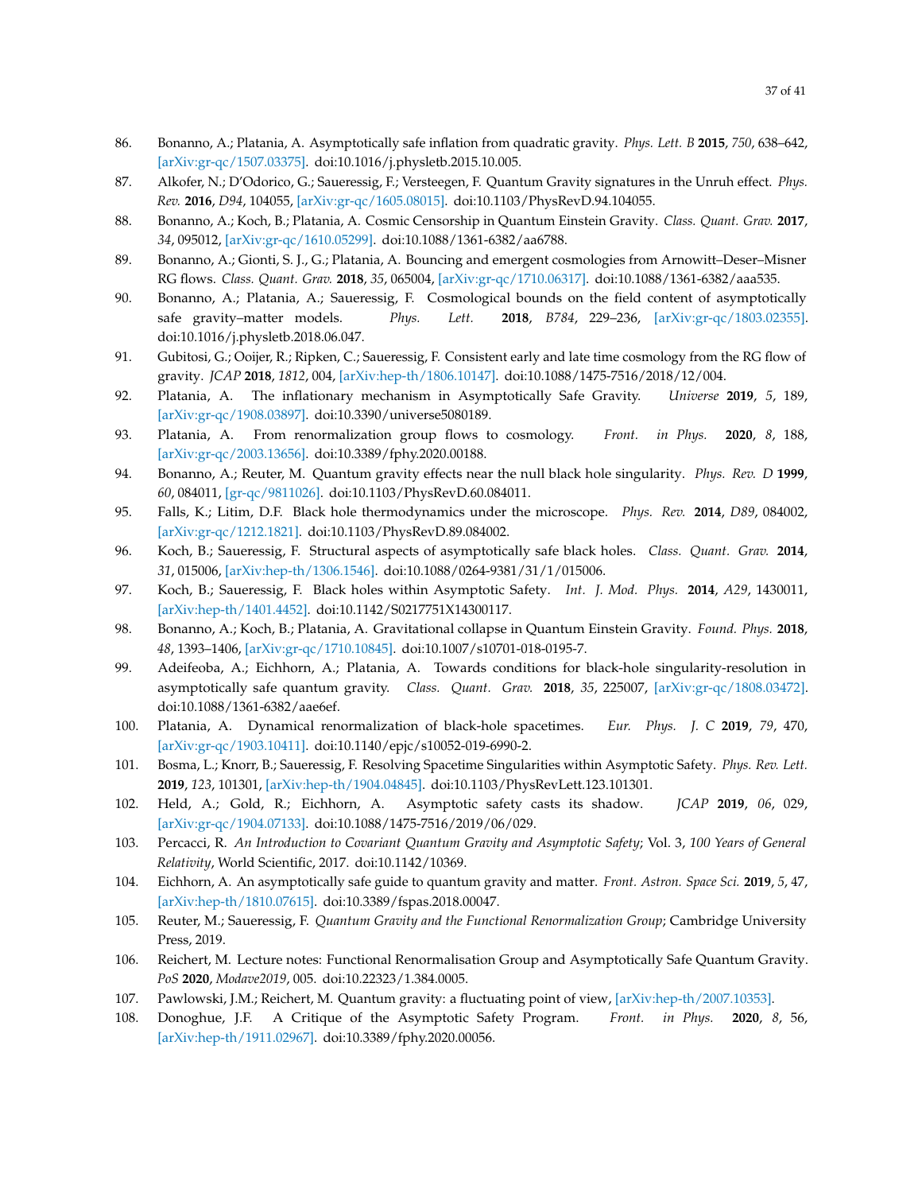86. Bonanno, A.; Platania, A. Asymptotically safe inflation from quadratic gravity. *Phys. Lett. B* **2015**, *750*, 638–642, [arXiv:gr-qc/1507.03375]. doi:10.1016/j.physletb.2015.10.005.
87. Alkofer, N.; D'Odorico, G.; Saueressig, F.; Versteegen, F. Quantum Gravity signatures in the Unruh effect. *Phys. Rev.* **2016**, *D94*, 104055, [arXiv:gr-qc/1605.08015]. doi:10.1103/PhysRevD.94.104055.
88. Bonanno, A.; Koch, B.; Platania, A. Cosmic Censorship in Quantum Einstein Gravity. *Class. Quant. Grav.* **2017**, *34*, 095012, [arXiv:gr-qc/1610.05299]. doi:10.1088/1361-6382/aa6788.
89. Bonanno, A.; Gionti, S. J., G.; Platania, A. Bouncing and emergent cosmologies from Arnowitt–Deser–Misner RG flows. *Class. Quant. Grav.* **2018**, *35*, 065004, [arXiv:gr-qc/1710.06317]. doi:10.1088/1361-6382/aaa535.
90. Bonanno, A.; Platania, A.; Saueressig, F. Cosmological bounds on the field content of asymptotically safe gravity–matter models. *Phys. Lett.* **2018**, *B784*, 229–236, [arXiv:gr-qc/1803.02355]. doi:10.1016/j.physletb.2018.06.047.
91. Gubitosi, G.; Ooijer, R.; Ripken, C.; Saueressig, F. Consistent early and late time cosmology from the RG flow of gravity. *JCAP* **2018**, *1812*, 004, [arXiv:hep-th/1806.10147]. doi:10.1088/1475-7516/2018/12/004.
92. Platania, A. The inflationary mechanism in Asymptotically Safe Gravity. *Universe* **2019**, *5*, 189, [arXiv:gr-qc/1908.03897]. doi:10.3390/universe5080189.
93. Platania, A. From renormalization group flows to cosmology. *Front. in Phys.* **2020**, *8*, 188, [arXiv:gr-qc/2003.13656]. doi:10.3389/fphy.2020.00188.
94. Bonanno, A.; Reuter, M. Quantum gravity effects near the null black hole singularity. *Phys. Rev. D* **1999**, *60*, 084011, [gr-qc/9811026]. doi:10.1103/PhysRevD.60.084011.
95. Falls, K.; Litim, D.F. Black hole thermodynamics under the microscope. *Phys. Rev.* **2014**, *D89*, 084002, [arXiv:gr-qc/1212.1821]. doi:10.1103/PhysRevD.89.084002.
96. Koch, B.; Saueressig, F. Structural aspects of asymptotically safe black holes. *Class. Quant. Grav.* **2014**, *31*, 015006, [arXiv:hep-th/1306.1546]. doi:10.1088/0264-9381/31/1/015006.
97. Koch, B.; Saueressig, F. Black holes within Asymptotic Safety. *Int. J. Mod. Phys.* **2014**, *A29*, 1430011, [arXiv:hep-th/1401.4452]. doi:10.1142/S0217751X14300117.
98. Bonanno, A.; Koch, B.; Platania, A. Gravitational collapse in Quantum Einstein Gravity. *Found. Phys.* **2018**, *48*, 1393–1406, [arXiv:gr-qc/1710.10845]. doi:10.1007/s10701-018-0195-7.
99. Adeifeoba, A.; Eichhorn, A.; Platania, A. Towards conditions for black-hole singularity-resolution in asymptotically safe quantum gravity. *Class. Quant. Grav.* **2018**, *35*, 225007, [arXiv:gr-qc/1808.03472]. doi:10.1088/1361-6382/aae6ef.
100. Platania, A. Dynamical renormalization of black-hole spacetimes. *Eur. Phys. J. C* **2019**, *79*, 470, [arXiv:gr-qc/1903.10411]. doi:10.1140/epjc/s10052-019-6990-2.
101. Bosma, L.; Knorr, B.; Saueressig, F. Resolving Spacetime Singularities within Asymptotic Safety. *Phys. Rev. Lett.* **2019**, *123*, 101301, [arXiv:hep-th/1904.04845]. doi:10.1103/PhysRevLett.123.101301.
102. Held, A.; Gold, R.; Eichhorn, A. Asymptotic safety casts its shadow. *JCAP* **2019**, *06*, 029, [arXiv:gr-qc/1904.07133]. doi:10.1088/1475-7516/2019/06/029.
103. Percacci, R. *An Introduction to Covariant Quantum Gravity and Asymptotic Safety*; Vol. 3, *100 Years of General Relativity*, World Scientific, 2017. doi:10.1142/10369.
104. Eichhorn, A. An asymptotically safe guide to quantum gravity and matter. *Front. Astron. Space Sci.* **2019**, *5*, 47, [arXiv:hep-th/1810.07615]. doi:10.3389/fspas.2018.00047.
105. Reuter, M.; Saueressig, F. *Quantum Gravity and the Functional Renormalization Group*; Cambridge University Press, 2019.
106. Reichert, M. Lecture notes: Functional Renormalisation Group and Asymptotically Safe Quantum Gravity. *PoS* **2020**, *Modave2019*, 005. doi:10.22323/1.384.0005.
107. Pawlowski, J.M.; Reichert, M. Quantum gravity: a fluctuating point of view, [arXiv:hep-th/2007.10353].
108. Donoghue, J.F. A Critique of the Asymptotic Safety Program. *Front. in Phys.* **2020**, *8*, 56, [arXiv:hep-th/1911.02967]. doi:10.3389/fphy.2020.00056.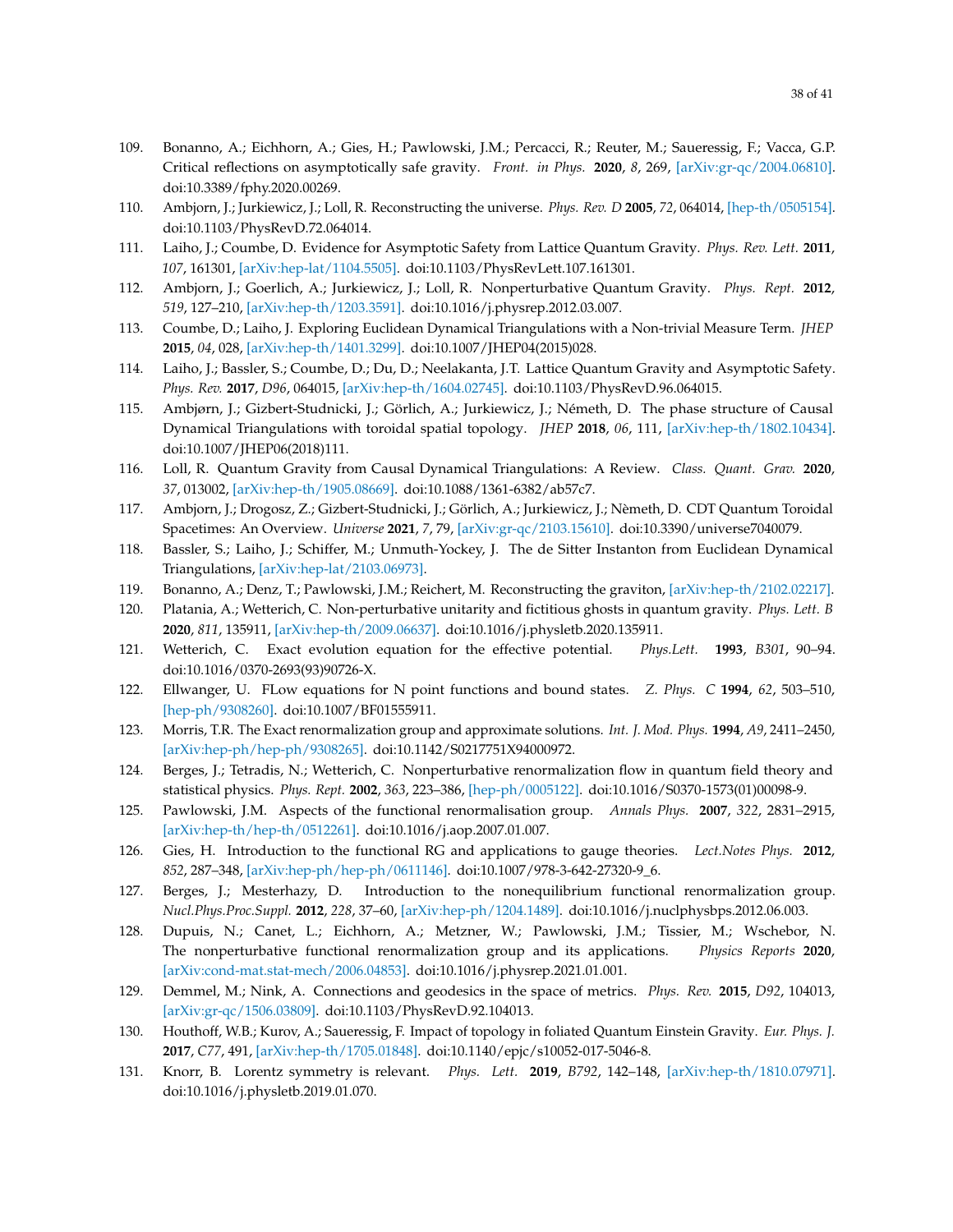109. Bonanno, A.; Eichhorn, A.; Gies, H.; Pawlowski, J.M.; Percacci, R.; Reuter, M.; Saueressig, F.; Vacca, G.P. Critical reflections on asymptotically safe gravity. *Front. in Phys.* **2020**, *8*, 269, [arXiv:gr-qc/2004.06810]. doi:10.3389/fphy.2020.00269.
110. Ambjorn, J.; Jurkiewicz, J.; Loll, R. Reconstructing the universe. *Phys. Rev. D* **2005**, *72*, 064014, [hep-th/0505154]. doi:10.1103/PhysRevD.72.064014.
111. Laiho, J.; Coumbe, D. Evidence for Asymptotic Safety from Lattice Quantum Gravity. *Phys. Rev. Lett.* **2011**, *107*, 161301, [arXiv:hep-lat/1104.5505]. doi:10.1103/PhysRevLett.107.161301.
112. Ambjorn, J.; Goerlich, A.; Jurkiewicz, J.; Loll, R. Nonperturbative Quantum Gravity. *Phys. Rept.* **2012**, *519*, 127–210, [arXiv:hep-th/1203.3591]. doi:10.1016/j.physrep.2012.03.007.
113. Coumbe, D.; Laiho, J. Exploring Euclidean Dynamical Triangulations with a Non-trivial Measure Term. *JHEP* **2015**, *04*, 028, [arXiv:hep-th/1401.3299]. doi:10.1007/JHEP04(2015)028.
114. Laiho, J.; Bassler, S.; Coumbe, D.; Du, D.; Neelakanta, J.T. Lattice Quantum Gravity and Asymptotic Safety. *Phys. Rev.* **2017**, *D96*, 064015, [arXiv:hep-th/1604.02745]. doi:10.1103/PhysRevD.96.064015.
115. Ambjørn, J.; Gizbert-Studnicki, J.; Görlich, A.; Jurkiewicz, J.; Németh, D. The phase structure of Causal Dynamical Triangulations with toroidal spatial topology. *JHEP* **2018**, *06*, 111, [arXiv:hep-th/1802.10434]. doi:10.1007/JHEP06(2018)111.
116. Loll, R. Quantum Gravity from Causal Dynamical Triangulations: A Review. *Class. Quant. Grav.* **2020**, *37*, 013002, [arXiv:hep-th/1905.08669]. doi:10.1088/1361-6382/ab57c7.
117. Ambjorn, J.; Drogosz, Z.; Gizbert-Studnicki, J.; Görlich, A.; Jurkiewicz, J.; Nèmeth, D. CDT Quantum Toroidal Spacetimes: An Overview. *Universe* **2021**, *7*, 79, [arXiv:gr-qc/2103.15610]. doi:10.3390/universe7040079.
118. Bassler, S.; Laiho, J.; Schiffer, M.; Unmuth-Yockey, J. The de Sitter Instanton from Euclidean Dynamical Triangulations, [arXiv:hep-lat/2103.06973].
119. Bonanno, A.; Denz, T.; Pawlowski, J.M.; Reichert, M. Reconstructing the graviton, [arXiv:hep-th/2102.02217].
120. Platania, A.; Wetterich, C. Non-perturbative unitarity and fictitious ghosts in quantum gravity. *Phys. Lett. B* **2020**, *811*, 135911, [arXiv:hep-th/2009.06637]. doi:10.1016/j.physletb.2020.135911.
121. Wetterich, C. Exact evolution equation for the effective potential. *Phys.Lett.* **1993**, *B301*, 90–94. doi:10.1016/0370-2693(93)90726-X.
122. Ellwanger, U. FLow equations for N point functions and bound states. *Z. Phys. C* **1994**, *62*, 503–510, [hep-ph/9308260]. doi:10.1007/BF01555911.
123. Morris, T.R. The Exact renormalization group and approximate solutions. *Int. J. Mod. Phys.* **1994**, *A9*, 2411–2450, [arXiv:hep-ph/hep-ph/9308265]. doi:10.1142/S0217751X94000972.
124. Berges, J.; Tetradis, N.; Wetterich, C. Nonperturbative renormalization flow in quantum field theory and statistical physics. *Phys. Rept.* **2002**, *363*, 223–386, [hep-ph/0005122]. doi:10.1016/S0370-1573(01)00098-9.
125. Pawlowski, J.M. Aspects of the functional renormalisation group. *Annals Phys.* **2007**, *322*, 2831–2915, [arXiv:hep-th/hep-th/0512261]. doi:10.1016/j.aop.2007.01.007.
126. Gies, H. Introduction to the functional RG and applications to gauge theories. *Lect.Notes Phys.* **2012**, *852*, 287–348, [arXiv:hep-ph/hep-ph/0611146]. doi:10.1007/978-3-642-27320-9_6.
127. Berges, J.; Mesterhazy, D. Introduction to the nonequilibrium functional renormalization group. *Nucl.Phys.Proc.Suppl.* **2012**, *228*, 37–60, [arXiv:hep-ph/1204.1489]. doi:10.1016/j.nuclphysbps.2012.06.003.
128. Dupuis, N.; Canet, L.; Eichhorn, A.; Metzner, W.; Pawlowski, J.M.; Tissier, M.; Wschebor, N. The nonperturbative functional renormalization group and its applications. *Physics Reports* **2020**, [arXiv:cond-mat.stat-mech/2006.04853]. doi:10.1016/j.physrep.2021.01.001.
129. Demmel, M.; Nink, A. Connections and geodesics in the space of metrics. *Phys. Rev.* **2015**, *D92*, 104013, [arXiv:gr-qc/1506.03809]. doi:10.1103/PhysRevD.92.104013.
130. Houthoff, W.B.; Kurov, A.; Saueressig, F. Impact of topology in foliated Quantum Einstein Gravity. *Eur. Phys. J.* **2017**, *C77*, 491, [arXiv:hep-th/1705.01848]. doi:10.1140/epjc/s10052-017-5046-8.
131. Knorr, B. Lorentz symmetry is relevant. *Phys. Lett.* **2019**, *B792*, 142–148, [arXiv:hep-th/1810.07971]. doi:10.1016/j.physletb.2019.01.070.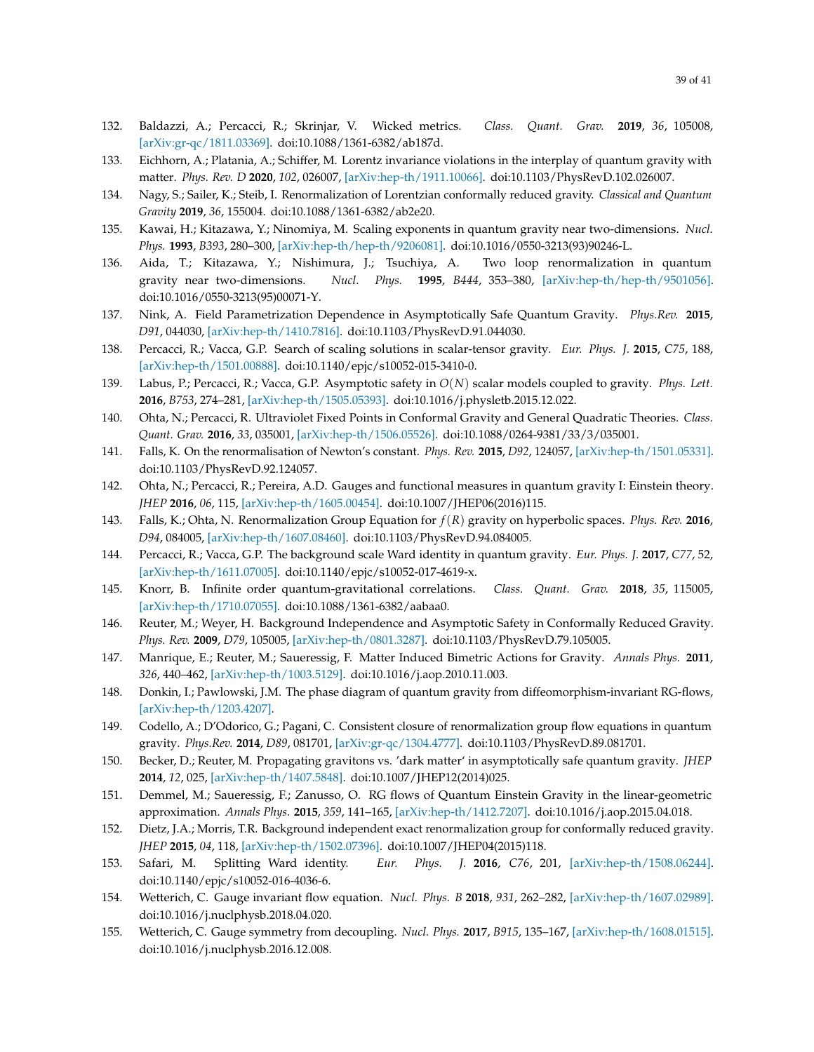132. Baldazzi, A.; Percacci, R.; Skrinjar, V. Wicked metrics. *Class. Quant. Grav.* **2019**, *36*, 105008, [arXiv:gr-qc/1811.03369]. doi:10.1088/1361-6382/ab187d.
133. Eichhorn, A.; Platania, A.; Schiffer, M. Lorentz invariance violations in the interplay of quantum gravity with matter. *Phys. Rev. D* **2020**, *102*, 026007, [arXiv:hep-th/1911.10066]. doi:10.1103/PhysRevD.102.026007.
134. Nagy, S.; Sailer, K.; Steib, I. Renormalization of Lorentzian conformally reduced gravity. *Classical and Quantum Gravity* **2019**, *36*, 155004. doi:10.1088/1361-6382/ab2e20.
135. Kawai, H.; Kitazawa, Y.; Ninomiya, M. Scaling exponents in quantum gravity near two-dimensions. *Nucl. Phys.* **1993**, *B393*, 280–300, [arXiv:hep-th/hep-th/9206081]. doi:10.1016/0550-3213(93)90246-L.
136. Aida, T.; Kitazawa, Y.; Nishimura, J.; Tsuchiya, A. Two loop renormalization in quantum gravity near two-dimensions. *Nucl. Phys.* **1995**, *B444*, 353–380, [arXiv:hep-th/hep-th/9501056]. doi:10.1016/0550-3213(95)00071-Y.
137. Nink, A. Field Parametrization Dependence in Asymptotically Safe Quantum Gravity. *Phys.Rev.* **2015**, *D91*, 044030, [arXiv:hep-th/1410.7816]. doi:10.1103/PhysRevD.91.044030.
138. Percacci, R.; Vacca, G.P. Search of scaling solutions in scalar-tensor gravity. *Eur. Phys. J.* **2015**, *C75*, 188, [arXiv:hep-th/1501.00888]. doi:10.1140/epjc/s10052-015-3410-0.
139. Labus, P.; Percacci, R.; Vacca, G.P. Asymptotic safety in $O(N)$ scalar models coupled to gravity. *Phys. Lett.* **2016**, *B753*, 274–281, [arXiv:hep-th/1505.05393]. doi:10.1016/j.physletb.2015.12.022.
140. Ohta, N.; Percacci, R. Ultraviolet Fixed Points in Conformal Gravity and General Quadratic Theories. *Class. Quant. Grav.* **2016**, *33*, 035001, [arXiv:hep-th/1506.05526]. doi:10.1088/0264-9381/33/3/035001.
141. Falls, K. On the renormalisation of Newton's constant. *Phys. Rev.* **2015**, *D92*, 124057, [arXiv:hep-th/1501.05331]. doi:10.1103/PhysRevD.92.124057.
142. Ohta, N.; Percacci, R.; Pereira, A.D. Gauges and functional measures in quantum gravity I: Einstein theory. *JHEP* **2016**, *06*, 115, [arXiv:hep-th/1605.00454]. doi:10.1007/JHEP06(2016)115.
143. Falls, K.; Ohta, N. Renormalization Group Equation for $f(R)$ gravity on hyperbolic spaces. *Phys. Rev.* **2016**, *D94*, 084005, [arXiv:hep-th/1607.08460]. doi:10.1103/PhysRevD.94.084005.
144. Percacci, R.; Vacca, G.P. The background scale Ward identity in quantum gravity. *Eur. Phys. J.* **2017**, *C77*, 52, [arXiv:hep-th/1611.07005]. doi:10.1140/epjc/s10052-017-4619-x.
145. Knorr, B. Infinite order quantum-gravitational correlations. *Class. Quant. Grav.* **2018**, *35*, 115005, [arXiv:hep-th/1710.07055]. doi:10.1088/1361-6382/aabaa0.
146. Reuter, M.; Weyer, H. Background Independence and Asymptotic Safety in Conformally Reduced Gravity. *Phys. Rev.* **2009**, *D79*, 105005, [arXiv:hep-th/0801.3287]. doi:10.1103/PhysRevD.79.105005.
147. Manrique, E.; Reuter, M.; Saueressig, F. Matter Induced Bimetric Actions for Gravity. *Annals Phys.* **2011**, *326*, 440–462, [arXiv:hep-th/1003.5129]. doi:10.1016/j.aop.2010.11.003.
148. Donkin, I.; Pawlowski, J.M. The phase diagram of quantum gravity from diffeomorphism-invariant RG-flows, [arXiv:hep-th/1203.4207].
149. Codello, A.; D'Odorico, G.; Pagani, C. Consistent closure of renormalization group flow equations in quantum gravity. *Phys.Rev.* **2014**, *D89*, 081701, [arXiv:gr-qc/1304.4777]. doi:10.1103/PhysRevD.89.081701.
150. Becker, D.; Reuter, M. Propagating gravitons vs. 'dark matter' in asymptotically safe quantum gravity. *JHEP* **2014**, *12*, 025, [arXiv:hep-th/1407.5848]. doi:10.1007/JHEP12(2014)025.
151. Demmel, M.; Saueressig, F.; Zanusso, O. RG flows of Quantum Einstein Gravity in the linear-geometric approximation. *Annals Phys.* **2015**, *359*, 141–165, [arXiv:hep-th/1412.7207]. doi:10.1016/j.aop.2015.04.018.
152. Dietz, J.A.; Morris, T.R. Background independent exact renormalization group for conformally reduced gravity. *JHEP* **2015**, *04*, 118, [arXiv:hep-th/1502.07396]. doi:10.1007/JHEP04(2015)118.
153. Safari, M. Splitting Ward identity. *Eur. Phys. J.* **2016**, *C76*, 201, [arXiv:hep-th/1508.06244]. doi:10.1140/epjc/s10052-016-4036-6.
154. Wetterich, C. Gauge invariant flow equation. *Nucl. Phys. B* **2018**, *931*, 262–282, [arXiv:hep-th/1607.02989]. doi:10.1016/j.nuclphysb.2018.04.020.
155. Wetterich, C. Gauge symmetry from decoupling. *Nucl. Phys.* **2017**, *B915*, 135–167, [arXiv:hep-th/1608.01515]. doi:10.1016/j.nuclphysb.2016.12.008.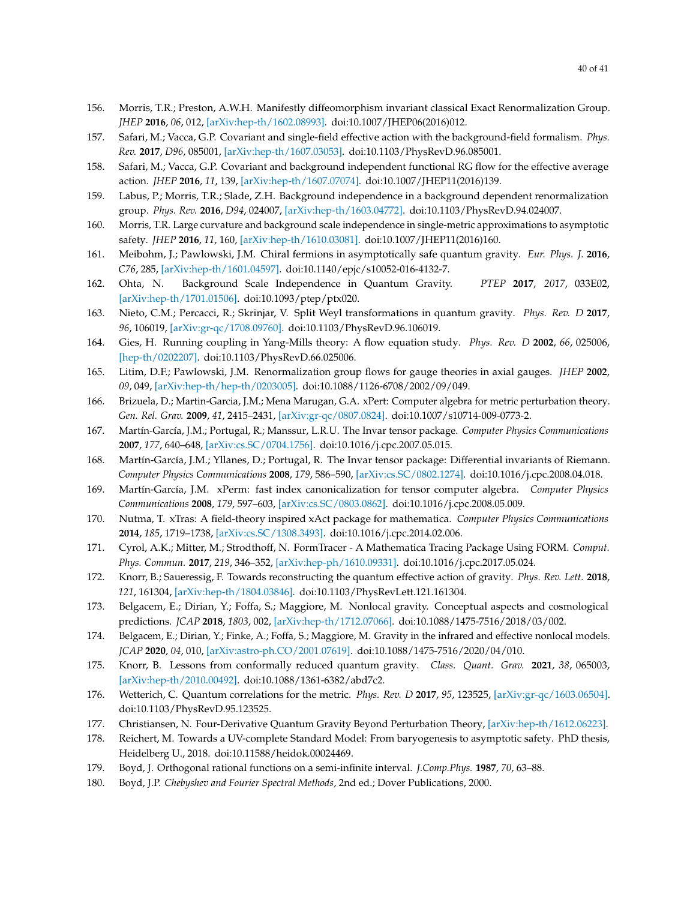156. Morris, T.R.; Preston, A.W.H. Manifestly diffeomorphism invariant classical Exact Renormalization Group. *JHEP* **2016**, *06*, 012, [arXiv:hep-th/1602.08993]. doi:10.1007/JHEP06(2016)012.
157. Safari, M.; Vacca, G.P. Covariant and single-field effective action with the background-field formalism. *Phys. Rev.* **2017**, *D96*, 085001, [arXiv:hep-th/1607.03053]. doi:10.1103/PhysRevD.96.085001.
158. Safari, M.; Vacca, G.P. Covariant and background independent functional RG flow for the effective average action. *JHEP* **2016**, *11*, 139, [arXiv:hep-th/1607.07074]. doi:10.1007/JHEP11(2016)139.
159. Labus, P.; Morris, T.R.; Slade, Z.H. Background independence in a background dependent renormalization group. *Phys. Rev.* **2016**, *D94*, 024007, [arXiv:hep-th/1603.04772]. doi:10.1103/PhysRevD.94.024007.
160. Morris, T.R. Large curvature and background scale independence in single-metric approximations to asymptotic safety. *JHEP* **2016**, *11*, 160, [arXiv:hep-th/1610.03081]. doi:10.1007/JHEP11(2016)160.
161. Meibohm, J.; Pawlowski, J.M. Chiral fermions in asymptotically safe quantum gravity. *Eur. Phys. J.* **2016**, *C76*, 285, [arXiv:hep-th/1601.04597]. doi:10.1140/epjc/s10052-016-4132-7.
162. Ohta, N. Background Scale Independence in Quantum Gravity. *PTEP* **2017**, *2017*, 033E02, [arXiv:hep-th/1701.01506]. doi:10.1093/ptep/ptx020.
163. Nieto, C.M.; Percacci, R.; Skrinjar, V. Split Weyl transformations in quantum gravity. *Phys. Rev. D* **2017**, *96*, 106019, [arXiv:gr-qc/1708.09760]. doi:10.1103/PhysRevD.96.106019.
164. Gies, H. Running coupling in Yang-Mills theory: A flow equation study. *Phys. Rev. D* **2002**, *66*, 025006, [hep-th/0202207]. doi:10.1103/PhysRevD.66.025006.
165. Litim, D.F.; Pawlowski, J.M. Renormalization group flows for gauge theories in axial gauges. *JHEP* **2002**, *09*, 049, [arXiv:hep-th/hep-th/0203005]. doi:10.1088/1126-6708/2002/09/049.
166. Brizuela, D.; Martin-Garcia, J.M.; Mena Marugan, G.A. xPert: Computer algebra for metric perturbation theory. *Gen. Rel. Grav.* **2009**, *41*, 2415–2431, [arXiv:gr-qc/0807.0824]. doi:10.1007/s10714-009-0773-2.
167. Martín-García, J.M.; Portugal, R.; Manssur, L.R.U. The Invar tensor package. *Computer Physics Communications* **2007**, *177*, 640–648, [arXiv:cs.SC/0704.1756]. doi:10.1016/j.cpc.2007.05.015.
168. Martín-García, J.M.; Yllanes, D.; Portugal, R. The Invar tensor package: Differential invariants of Riemann. *Computer Physics Communications* **2008**, *179*, 586–590, [arXiv:cs.SC/0802.1274]. doi:10.1016/j.cpc.2008.04.018.
169. Martín-García, J.M. xPerm: fast index canonicalization for tensor computer algebra. *Computer Physics Communications* **2008**, *179*, 597–603, [arXiv:cs.SC/0803.0862]. doi:10.1016/j.cpc.2008.05.009.
170. Nutma, T. xTras: A field-theory inspired xAct package for mathematica. *Computer Physics Communications* **2014**, *185*, 1719–1738, [arXiv:cs.SC/1308.3493]. doi:10.1016/j.cpc.2014.02.006.
171. Cyrol, A.K.; Mitter, M.; Strodthoff, N. FormTracer - A Mathematica Tracing Package Using FORM. *Comput. Phys. Commun.* **2017**, *219*, 346–352, [arXiv:hep-ph/1610.09331]. doi:10.1016/j.cpc.2017.05.024.
172. Knorr, B.; Saueressig, F. Towards reconstructing the quantum effective action of gravity. *Phys. Rev. Lett.* **2018**, *121*, 161304, [arXiv:hep-th/1804.03846]. doi:10.1103/PhysRevLett.121.161304.
173. Belgacem, E.; Dirian, Y.; Foffa, S.; Maggiore, M. Nonlocal gravity. Conceptual aspects and cosmological predictions. *JCAP* **2018**, *1803*, 002, [arXiv:hep-th/1712.07066]. doi:10.1088/1475-7516/2018/03/002.
174. Belgacem, E.; Dirian, Y.; Finke, A.; Foffa, S.; Maggiore, M. Gravity in the infrared and effective nonlocal models. *JCAP* **2020**, *04*, 010, [arXiv:astro-ph.CO/2001.07619]. doi:10.1088/1475-7516/2020/04/010.
175. Knorr, B. Lessons from conformally reduced quantum gravity. *Class. Quant. Grav.* **2021**, *38*, 065003, [arXiv:hep-th/2010.00492]. doi:10.1088/1361-6382/abd7c2.
176. Wetterich, C. Quantum correlations for the metric. *Phys. Rev. D* **2017**, *95*, 123525, [arXiv:gr-qc/1603.06504]. doi:10.1103/PhysRevD.95.123525.
177. Christiansen, N. Four-Derivative Quantum Gravity Beyond Perturbation Theory, [arXiv:hep-th/1612.06223].
178. Reichert, M. Towards a UV-complete Standard Model: From baryogenesis to asymptotic safety. PhD thesis, Heidelberg U., 2018. doi:10.11588/heidok.00024469.
179. Boyd, J. Orthogonal rational functions on a semi-infinite interval. *J.Comp.Phys.* **1987**, *70*, 63–88.
180. Boyd, J.P. *Chebyshev and Fourier Spectral Methods*, 2nd ed.; Dover Publications, 2000.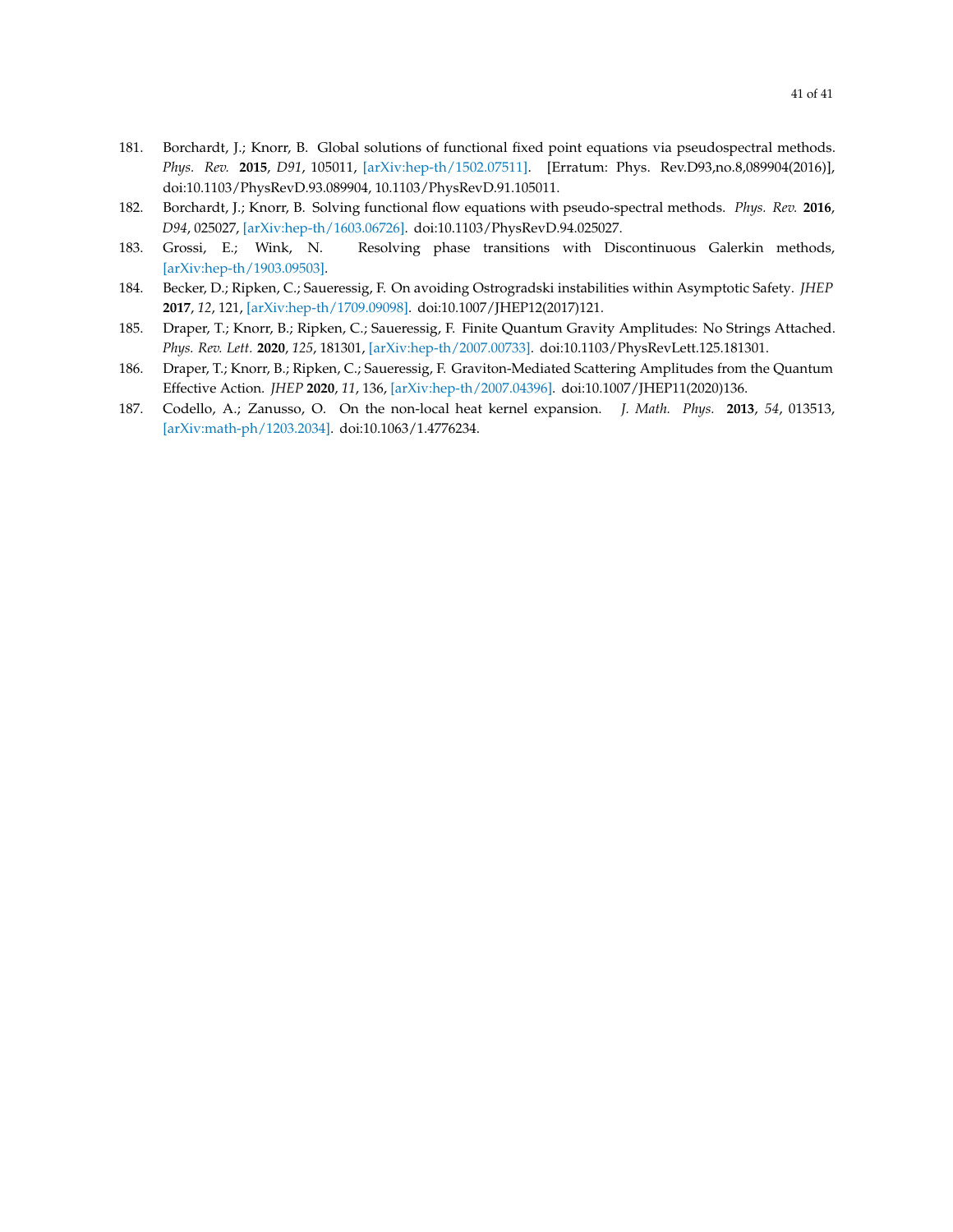181. Borchardt, J.; Knorr, B. Global solutions of functional fixed point equations via pseudospectral methods. *Phys. Rev.* **2015**, *D91*, 105011, [arXiv:hep-th/1502.07511]. [Erratum: Phys. Rev.D93,no.8,089904(2016)], doi:10.1103/PhysRevD.93.089904, 10.1103/PhysRevD.91.105011.
182. Borchardt, J.; Knorr, B. Solving functional flow equations with pseudo-spectral methods. *Phys. Rev.* **2016**, *D94*, 025027, [arXiv:hep-th/1603.06726]. doi:10.1103/PhysRevD.94.025027.
183. Grossi, E.; Wink, N. Resolving phase transitions with Discontinuous Galerkin methods, [arXiv:hep-th/1903.09503].
184. Becker, D.; Ripken, C.; Saueressig, F. On avoiding Ostrogradski instabilities within Asymptotic Safety. *JHEP* **2017**, *12*, 121, [arXiv:hep-th/1709.09098]. doi:10.1007/JHEP12(2017)121.
185. Draper, T.; Knorr, B.; Ripken, C.; Saueressig, F. Finite Quantum Gravity Amplitudes: No Strings Attached. *Phys. Rev. Lett.* **2020**, *125*, 181301, [arXiv:hep-th/2007.00733]. doi:10.1103/PhysRevLett.125.181301.
186. Draper, T.; Knorr, B.; Ripken, C.; Saueressig, F. Graviton-Mediated Scattering Amplitudes from the Quantum Effective Action. *JHEP* **2020**, *11*, 136, [arXiv:hep-th/2007.04396]. doi:10.1007/JHEP11(2020)136.
187. Codello, A.; Zanusso, O. On the non-local heat kernel expansion. *J. Math. Phys.* **2013**, *54*, 013513, [arXiv:math-ph/1203.2034]. doi:10.1063/1.4776234.